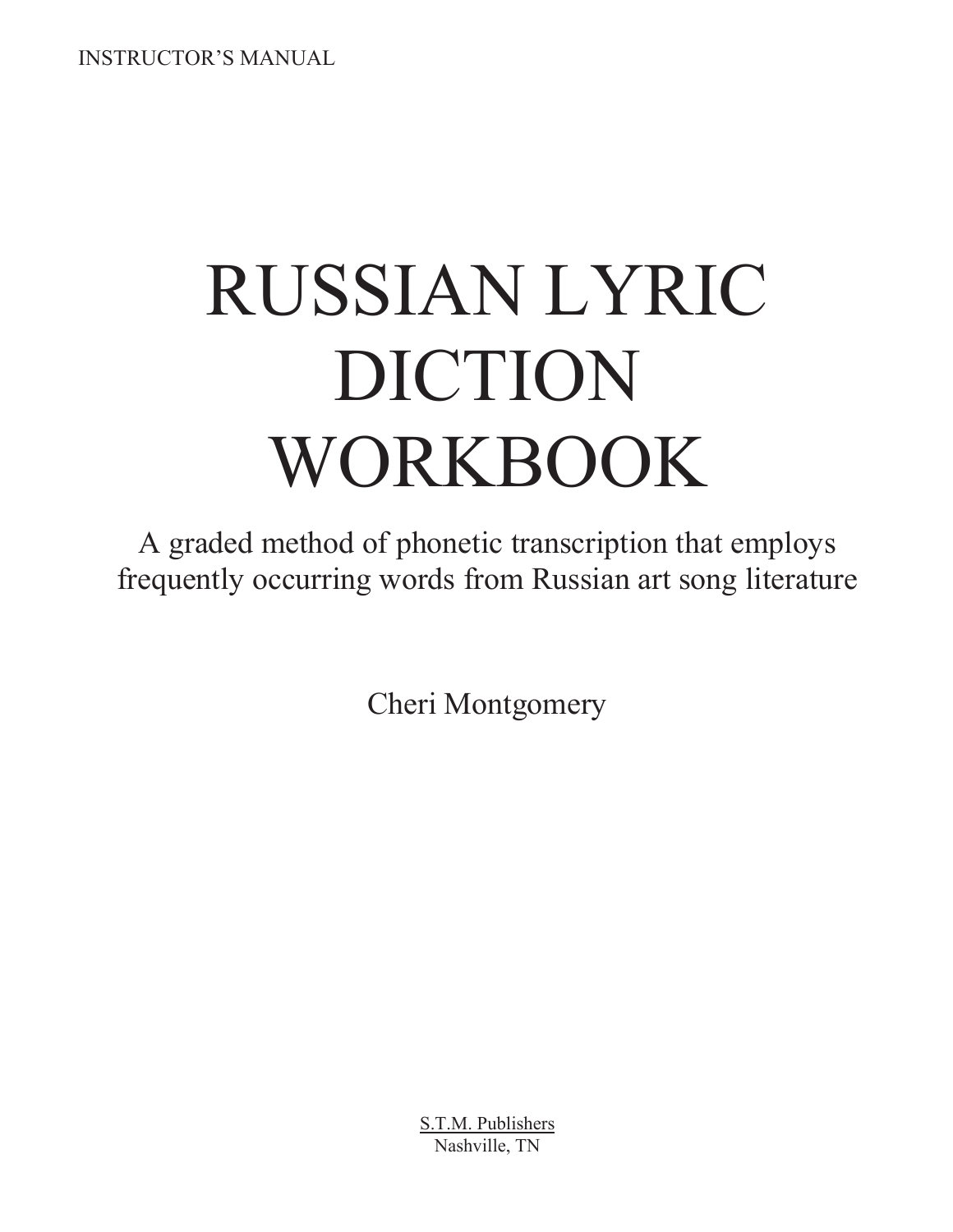INSTRUCTOR'S MANUAL

# RUSSIAN LYRIC DICTION WORKBOOK

A graded method of phonetic transcription that employs frequently occurring words from Russian art song literature

Cheri Montgomery

S.T.M. Publishers
Nashville, TN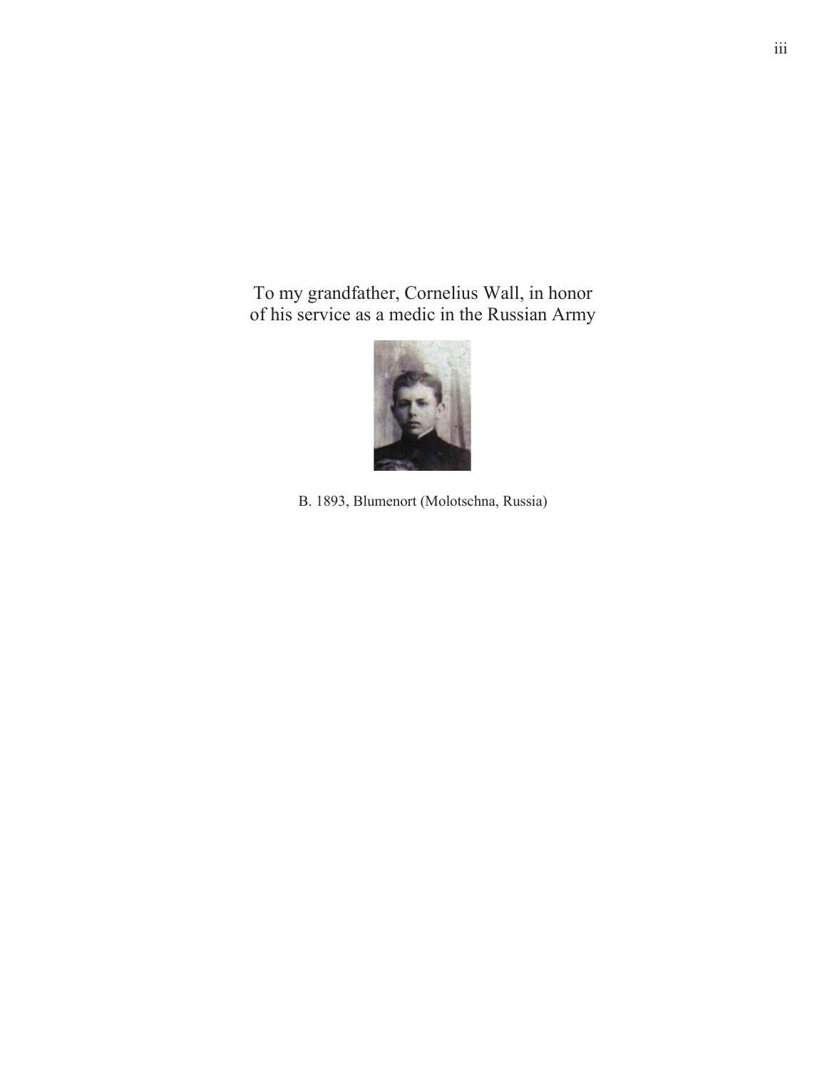To my grandfather, Cornelius Wall, in honor
of his service as a medic in the Russian Army

B. 1893, Blumenort (Molotschna, Russia)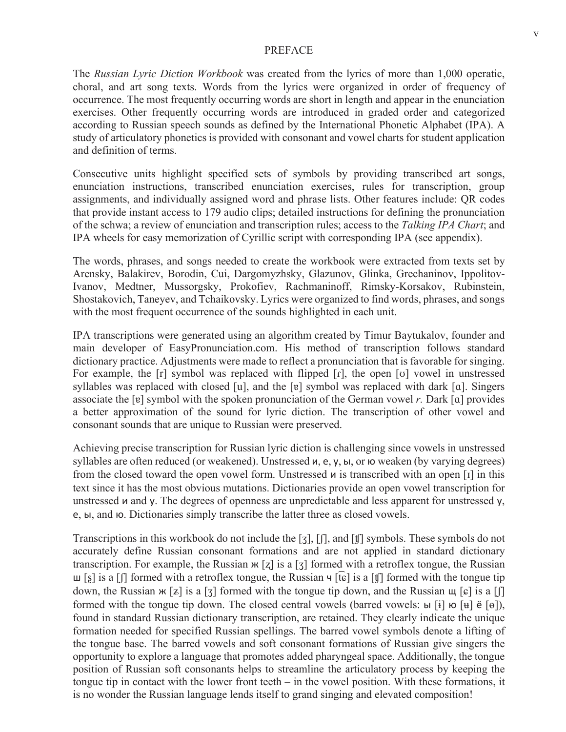# PREFACE

The *Russian Lyric Diction Workbook* was created from the lyrics of more than 1,000 operatic, choral, and art song texts. Words from the lyrics were organized in order of frequency of occurrence. The most frequently occurring words are short in length and appear in the enunciation exercises. Other frequently occurring words are introduced in graded order and categorized according to Russian speech sounds as defined by the International Phonetic Alphabet (IPA). A study of articulatory phonetics is provided with consonant and vowel charts for student application and definition of terms.

Consecutive units highlight specified sets of symbols by providing transcribed art songs, enunciation instructions, transcribed enunciation exercises, rules for transcription, group assignments, and individually assigned word and phrase lists. Other features include: QR codes that provide instant access to 179 audio clips; detailed instructions for defining the pronunciation of the schwa; a review of enunciation and transcription rules; access to the *Talking IPA Chart*; and IPA wheels for easy memorization of Cyrillic script with corresponding IPA (see appendix).

The words, phrases, and songs needed to create the workbook were extracted from texts set by Arensky, Balakirev, Borodin, Cui, Dargomyzhsky, Glazunov, Glinka, Grechaninov, Ippolitov-Ivanov, Medtner, Mussorgsky, Prokofiev, Rachmaninoff, Rimsky-Korsakov, Rubinstein, Shostakovich, Taneyev, and Tchaikovsky. Lyrics were organized to find words, phrases, and songs with the most frequent occurrence of the sounds highlighted in each unit.

IPA transcriptions were generated using an algorithm created by Timur Baytukalov, founder and main developer of EasyPronunciation.com. His method of transcription follows standard dictionary practice. Adjustments were made to reflect a pronunciation that is favorable for singing. For example, the [r] symbol was replaced with flipped [ɾ], the open [ʊ] vowel in unstressed syllables was replaced with closed [u], and the [ɐ] symbol was replaced with dark [ɑ]. Singers associate the [ɐ] symbol with the spoken pronunciation of the German vowel *r.* Dark [ɑ] provides a better approximation of the sound for lyric diction. The transcription of other vowel and consonant sounds that are unique to Russian were preserved.

Achieving precise transcription for Russian lyric diction is challenging since vowels in unstressed syllables are often reduced (or weakened). Unstressed и, е, у, ы, or ю weaken (by varying degrees) from the closed toward the open vowel form. Unstressed и is transcribed with an open [ɪ] in this text since it has the most obvious mutations. Dictionaries provide an open vowel transcription for unstressed и and у. The degrees of openness are unpredictable and less apparent for unstressed у, е, ы, and ю. Dictionaries simply transcribe the latter three as closed vowels.

Transcriptions in this workbook do not include the [ʒ], [ʃ], and [ʧ] symbols. These symbols do not accurately define Russian consonant formations and are not applied in standard dictionary transcription. For example, the Russian ж [ʐ] is a [ʒ] formed with a retroflex tongue, the Russian ш [ʂ] is a [ʃ] formed with a retroflex tongue, the Russian ч [t͡ɕ] is a [ʧ] formed with the tongue tip down, the Russian ж [ʑ] is a [ʒ] formed with the tongue tip down, and the Russian щ [ɕ] is a [ʃ] formed with the tongue tip down. The closed central vowels (barred vowels: ы [ɨ] ю [ʉ] ё [ɵ]), found in standard Russian dictionary transcription, are retained. They clearly indicate the unique formation needed for specified Russian spellings. The barred vowel symbols denote a lifting of the tongue base. The barred vowels and soft consonant formations of Russian give singers the opportunity to explore a language that promotes added pharyngeal space. Additionally, the tongue position of Russian soft consonants helps to streamline the articulatory process by keeping the tongue tip in contact with the lower front teeth – in the vowel position. With these formations, it is no wonder the Russian language lends itself to grand singing and elevated composition!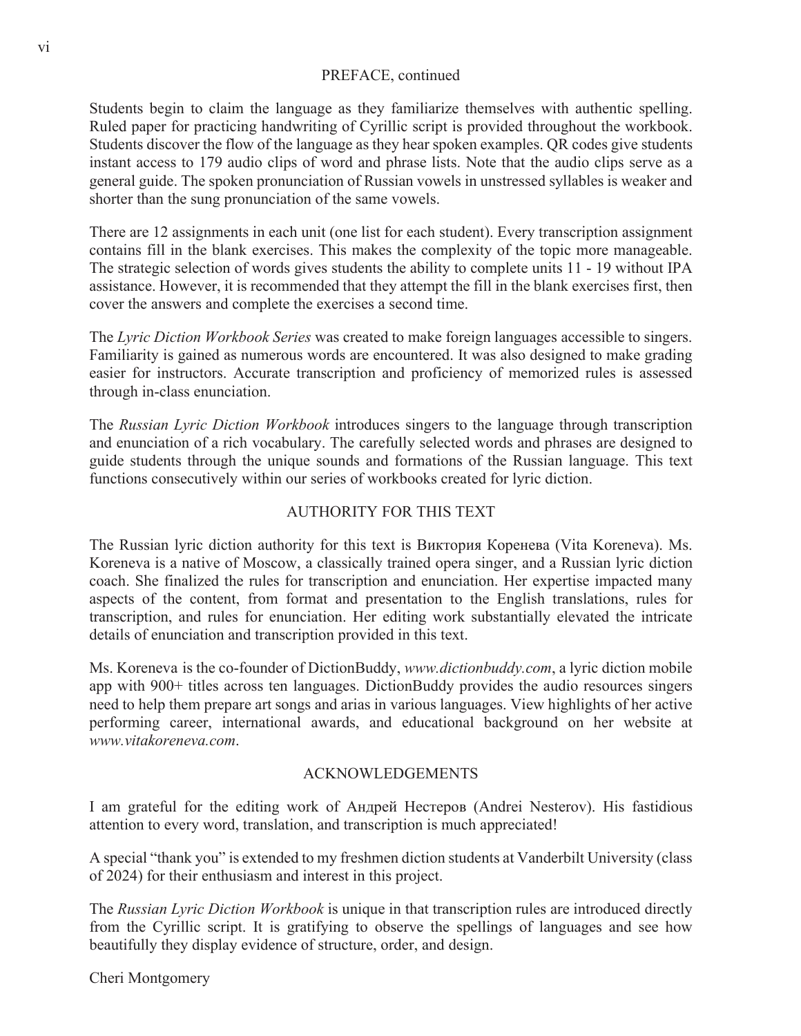## PREFACE, continued

Students begin to claim the language as they familiarize themselves with authentic spelling. Ruled paper for practicing handwriting of Cyrillic script is provided throughout the workbook. Students discover the flow of the language as they hear spoken examples. QR codes give students instant access to 179 audio clips of word and phrase lists. Note that the audio clips serve as a general guide. The spoken pronunciation of Russian vowels in unstressed syllables is weaker and shorter than the sung pronunciation of the same vowels.

There are 12 assignments in each unit (one list for each student). Every transcription assignment contains fill in the blank exercises. This makes the complexity of the topic more manageable. The strategic selection of words gives students the ability to complete units 11 - 19 without IPA assistance. However, it is recommended that they attempt the fill in the blank exercises first, then cover the answers and complete the exercises a second time.

The *Lyric Diction Workbook Series* was created to make foreign languages accessible to singers. Familiarity is gained as numerous words are encountered. It was also designed to make grading easier for instructors. Accurate transcription and proficiency of memorized rules is assessed through in-class enunciation.

The *Russian Lyric Diction Workbook* introduces singers to the language through transcription and enunciation of a rich vocabulary. The carefully selected words and phrases are designed to guide students through the unique sounds and formations of the Russian language. This text functions consecutively within our series of workbooks created for lyric diction.

## AUTHORITY FOR THIS TEXT

The Russian lyric diction authority for this text is Виктория Коренева (Vita Koreneva). Ms. Koreneva is a native of Moscow, a classically trained opera singer, and a Russian lyric diction coach. She finalized the rules for transcription and enunciation. Her expertise impacted many aspects of the content, from format and presentation to the English translations, rules for transcription, and rules for enunciation. Her editing work substantially elevated the intricate details of enunciation and transcription provided in this text.

Ms. Koreneva is the co-founder of DictionBuddy, *www.dictionbuddy.com*, a lyric diction mobile app with 900+ titles across ten languages. DictionBuddy provides the audio resources singers need to help them prepare art songs and arias in various languages. View highlights of her active performing career, international awards, and educational background on her website at *www.vitakoreneva.com*.

## ACKNOWLEDGEMENTS

I am grateful for the editing work of Андрей Нестеров (Andrei Nesterov). His fastidious attention to every word, translation, and transcription is much appreciated!

A special "thank you" is extended to my freshmen diction students at Vanderbilt University (class of 2024) for their enthusiasm and interest in this project.

The *Russian Lyric Diction Workbook* is unique in that transcription rules are introduced directly from the Cyrillic script. It is gratifying to observe the spellings of languages and see how beautifully they display evidence of structure, order, and design.

Cheri Montgomery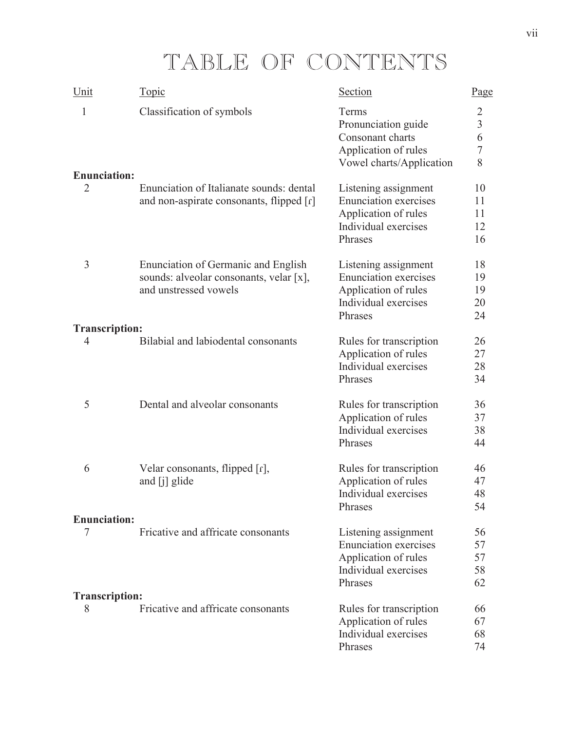# TABLE OF CONTENTS

| Unit | Topic | Section | Page |
|---|---|---|---|
| 1 | Classification of symbols | Terms | 2 |
| | | Pronunciation guide | 3 |
| | | Consonant charts | 6 |
| | | Application of rules | 7 |
| | | Vowel charts/Application | 8 |
| **Enunciation:** | | | |
| 2 | Enunciation of Italianate sounds: dental and non-aspirate consonants, flipped [ɾ] | Listening assignment | 10 |
| | | Enunciation exercises | 11 |
| | | Application of rules | 11 |
| | | Individual exercises | 12 |
| | | Phrases | 16 |
| 3 | Enunciation of Germanic and English sounds: alveolar consonants, velar [x], and unstressed vowels | Listening assignment | 18 |
| | | Enunciation exercises | 19 |
| | | Application of rules | 19 |
| | | Individual exercises | 20 |
| | | Phrases | 24 |
| **Transcription:** | | | |
| 4 | Bilabial and labiodental consonants | Rules for transcription | 26 |
| | | Application of rules | 27 |
| | | Individual exercises | 28 |
| | | Phrases | 34 |
| 5 | Dental and alveolar consonants | Rules for transcription | 36 |
| | | Application of rules | 37 |
| | | Individual exercises | 38 |
| | | Phrases | 44 |
| 6 | Velar consonants, flipped [ɾ], and [j] glide | Rules for transcription | 46 |
| | | Application of rules | 47 |
| | | Individual exercises | 48 |
| | | Phrases | 54 |
| **Enunciation:** | | | |
| 7 | Fricative and affricate consonants | Listening assignment | 56 |
| | | Enunciation exercises | 57 |
| | | Application of rules | 57 |
| | | Individual exercises | 58 |
| | | Phrases | 62 |
| **Transcription:** | | | |
| 8 | Fricative and affricate consonants | Rules for transcription | 66 |
| | | Application of rules | 67 |
| | | Individual exercises | 68 |
| | | Phrases | 74 |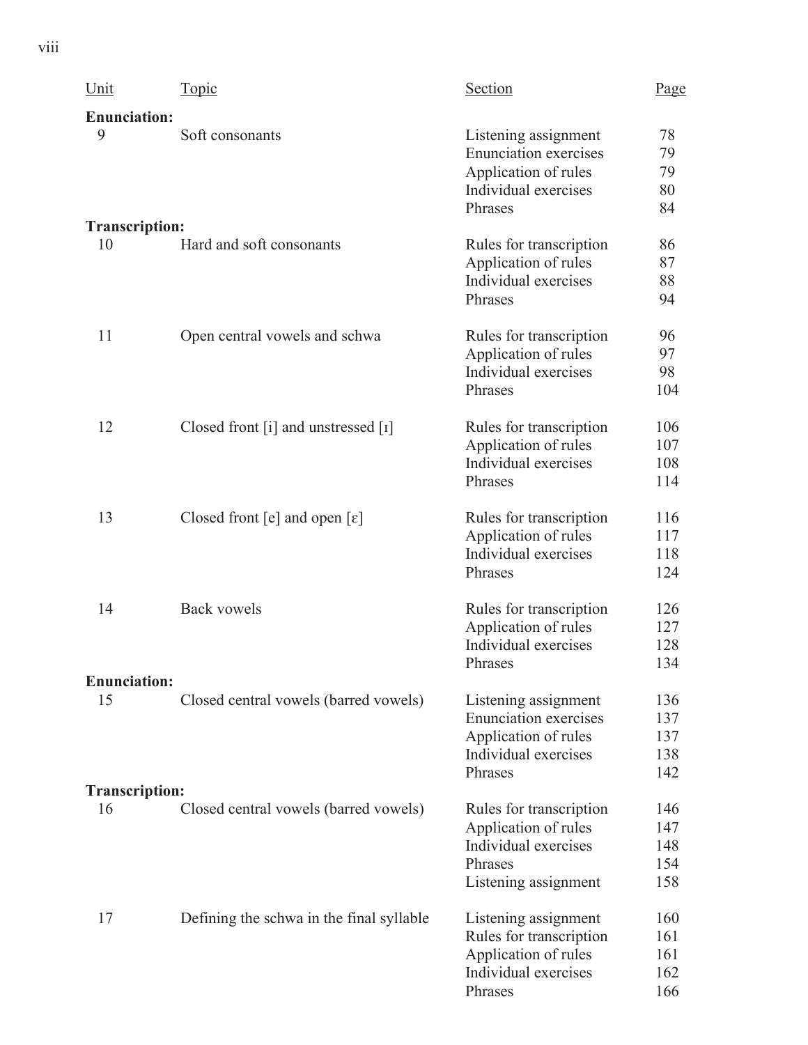| Unit | Topic | Section | Page |
|---|---|---|---|
| **Enunciation:** | | | |
| 9 | Soft consonants | Listening assignment | 78 |
| | | Enunciation exercises | 79 |
| | | Application of rules | 79 |
| | | Individual exercises | 80 |
| | | Phrases | 84 |
| **Transcription:** | | | |
| 10 | Hard and soft consonants | Rules for transcription | 86 |
| | | Application of rules | 87 |
| | | Individual exercises | 88 |
| | | Phrases | 94 |
| 11 | Open central vowels and schwa | Rules for transcription | 96 |
| | | Application of rules | 97 |
| | | Individual exercises | 98 |
| | | Phrases | 104 |
| 12 | Closed front [i] and unstressed [ɪ] | Rules for transcription | 106 |
| | | Application of rules | 107 |
| | | Individual exercises | 108 |
| | | Phrases | 114 |
| 13 | Closed front [e] and open [ɛ] | Rules for transcription | 116 |
| | | Application of rules | 117 |
| | | Individual exercises | 118 |
| | | Phrases | 124 |
| 14 | Back vowels | Rules for transcription | 126 |
| | | Application of rules | 127 |
| | | Individual exercises | 128 |
| | | Phrases | 134 |
| **Enunciation:** | | | |
| 15 | Closed central vowels (barred vowels) | Listening assignment | 136 |
| | | Enunciation exercises | 137 |
| | | Application of rules | 137 |
| | | Individual exercises | 138 |
| | | Phrases | 142 |
| **Transcription:** | | | |
| 16 | Closed central vowels (barred vowels) | Rules for transcription | 146 |
| | | Application of rules | 147 |
| | | Individual exercises | 148 |
| | | Phrases | 154 |
| | | Listening assignment | 158 |
| 17 | Defining the schwa in the final syllable | Listening assignment | 160 |
| | | Rules for transcription | 161 |
| | | Application of rules | 161 |
| | | Individual exercises | 162 |
| | | Phrases | 166 |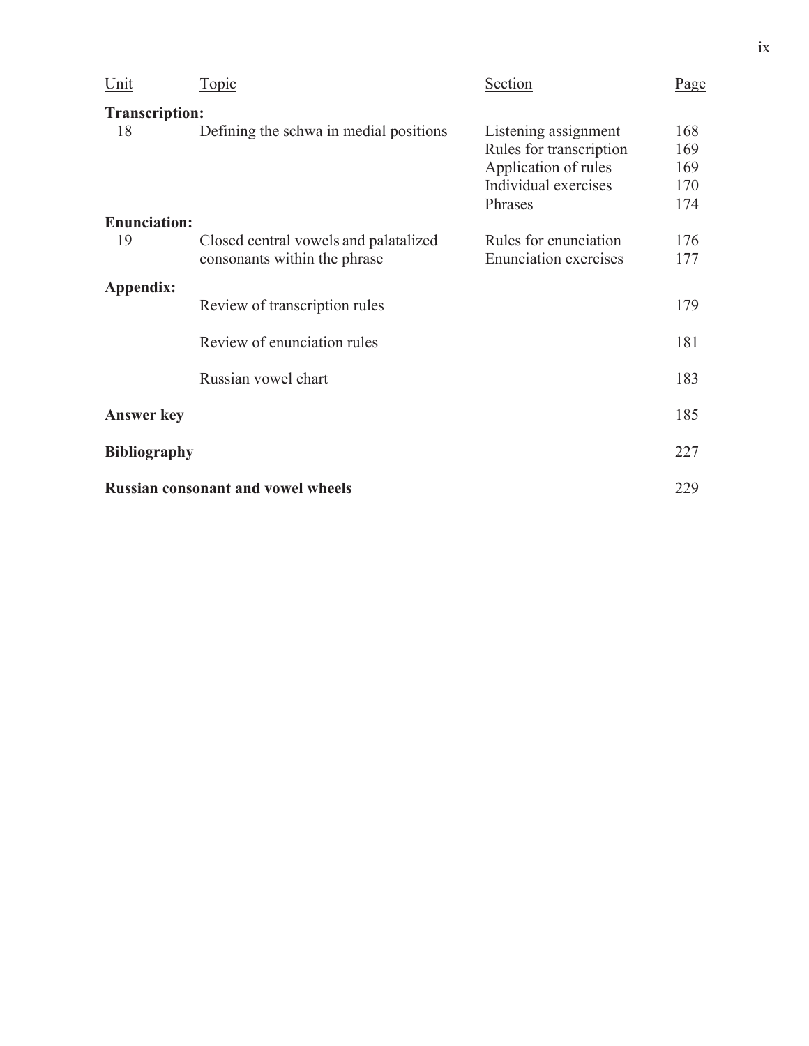| Unit | Topic | Section | Page |
|---|---|---|---|
| **Transcription:** | | | |
| 18 | Defining the schwa in medial positions | Listening assignment | 168 |
| | | Rules for transcription | 169 |
| | | Application of rules | 169 |
| | | Individual exercises | 170 |
| | | Phrases | 174 |
| **Enunciation:** | | | |
| 19 | Closed central vowels and palatalized consonants within the phrase | Rules for enunciation | 176 |
| | | Enunciation exercises | 177 |
| **Appendix:** | | | |
| | Review of transcription rules | | 179 |
| | Review of enunciation rules | | 181 |
| | Russian vowel chart | | 183 |
| **Answer key** | | | 185 |
| **Bibliography** | | | 227 |
| **Russian consonant and vowel wheels** | | | 229 |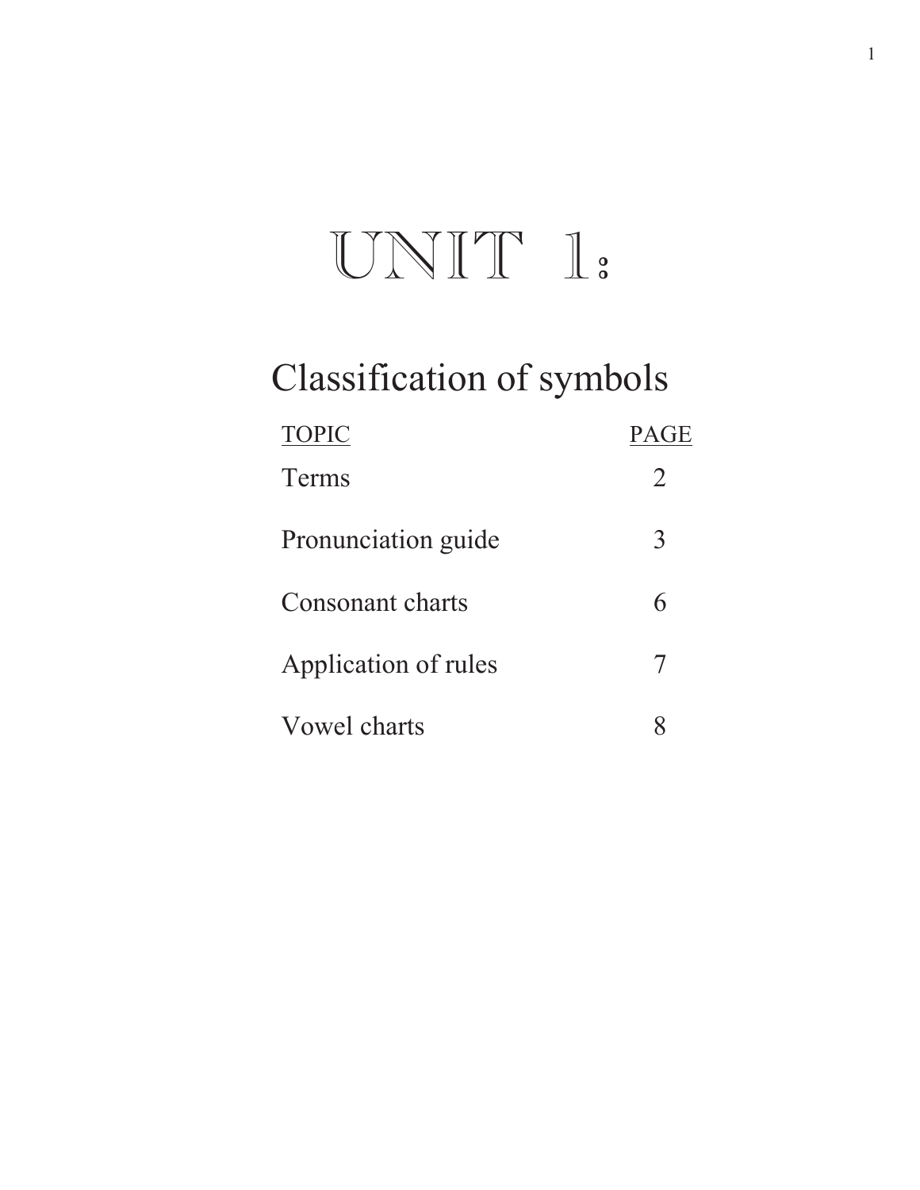# UNIT 1:

## Classification of symbols

| TOPIC | PAGE |
| --- | --- |
| Terms | 2 |
| Pronunciation guide | 3 |
| Consonant charts | 6 |
| Application of rules | 7 |
| Vowel charts | 8 |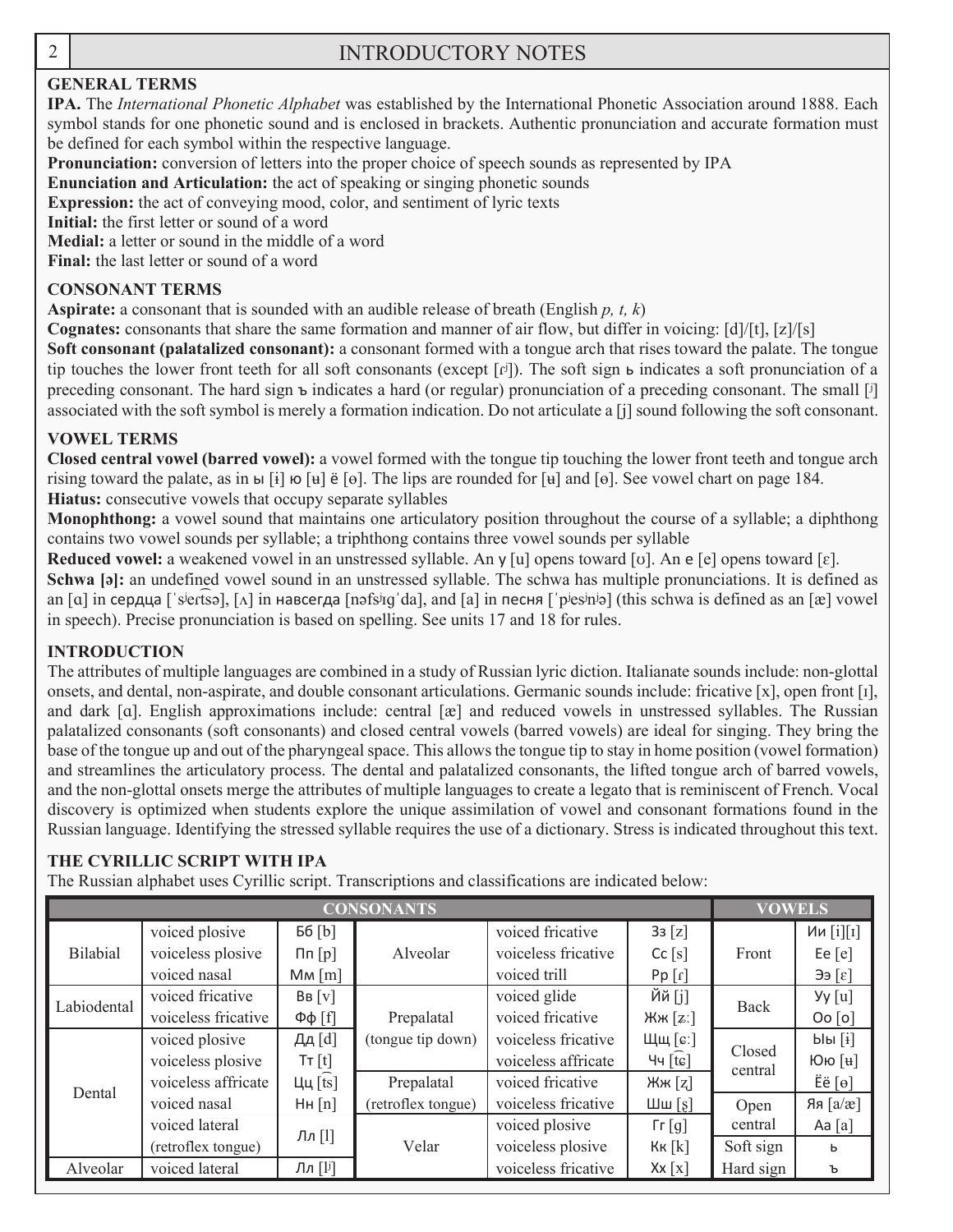## INTRODUCTORY NOTES

### GENERAL TERMS

**IPA.** The *International Phonetic Alphabet* was established by the International Phonetic Association around 1888. Each symbol stands for one phonetic sound and is enclosed in brackets. Authentic pronunciation and accurate formation must be defined for each symbol within the respective language.

**Pronunciation:** conversion of letters into the proper choice of speech sounds as represented by IPA

**Enunciation and Articulation:** the act of speaking or singing phonetic sounds

**Expression:** the act of conveying mood, color, and sentiment of lyric texts

**Initial:** the first letter or sound of a word

**Medial:** a letter or sound in the middle of a word

**Final:** the last letter or sound of a word

### CONSONANT TERMS

**Aspirate:** a consonant that is sounded with an audible release of breath (English *p, t, k*)

**Cognates:** consonants that share the same formation and manner of air flow, but differ in voicing: [d]/[t], [z]/[s]

**Soft consonant (palatalized consonant):** a consonant formed with a tongue arch that rises toward the palate. The tongue tip touches the lower front teeth for all soft consonants (except [ɾʲ]). The soft sign ь indicates a soft pronunciation of a preceding consonant. The hard sign ъ indicates a hard (or regular) pronunciation of a preceding consonant. The small [ʲ] associated with the soft symbol is merely a formation indication. Do not articulate a [j] sound following the soft consonant.

### VOWEL TERMS

**Closed central vowel (barred vowel):** a vowel formed with the tongue tip touching the lower front teeth and tongue arch rising toward the palate, as in ы [ɨ] ю [ʉ] ё [ɵ]. The lips are rounded for [ʉ] and [ɵ]. See vowel chart on page 184.

**Hiatus:** consecutive vowels that occupy separate syllables

**Monophthong:** a vowel sound that maintains one articulatory position throughout the course of a syllable; a diphthong contains two vowel sounds per syllable; a triphthong contains three vowel sounds per syllable

**Reduced vowel:** a weakened vowel in an unstressed syllable. An у [u] opens toward [ʊ]. An е [e] opens toward [ɛ].

**Schwa [ə]:** an undefined vowel sound in an unstressed syllable. The schwa has multiple pronunciations. It is defined as an [ɑ] in сердца [ˈsʲert͡sə], [ʌ] in навсегда [nəfsʲɪɡˈda], and [a] in песня [ˈpʲesʲnʲə] (this schwa is defined as an [æ] vowel in speech). Precise pronunciation is based on spelling. See units 17 and 18 for rules.

### INTRODUCTION

The attributes of multiple languages are combined in a study of Russian lyric diction. Italianate sounds include: non-glottal onsets, and dental, non-aspirate, and double consonant articulations. Germanic sounds include: fricative [x], open front [ɪ], and dark [ɑ]. English approximations include: central [æ] and reduced vowels in unstressed syllables. The Russian palatalized consonants (soft consonants) and closed central vowels (barred vowels) are ideal for singing. They bring the base of the tongue up and out of the pharyngeal space. This allows the tongue tip to stay in home position (vowel formation) and streamlines the articulatory process. The dental and palatalized consonants, the lifted tongue arch of barred vowels, and the non-glottal onsets merge the attributes of multiple languages to create a legato that is reminiscent of French. Vocal discovery is optimized when students explore the unique assimilation of vowel and consonant formations found in the Russian language. Identifying the stressed syllable requires the use of a dictionary. Stress is indicated throughout this text.

### THE CYRILLIC SCRIPT WITH IPA

The Russian alphabet uses Cyrillic script. Transcriptions and classifications are indicated below:

| CONSONANTS | | | | | | VOWELS | |
|---|---|---|---|---|---|---|---|
| Bilabial | voiced plosive | Бб [b] | Alveolar | voiced fricative | Зз [z] | Front | Ии [i][ɪ] |
| | voiceless plosive | Пп [p] | | voiceless fricative | Сс [s] | | Ее [e] |
| | voiced nasal | Мм [m] | | voiced trill | Рр [ɾ] | | Ээ [ɛ] |
| Labiodental | voiced fricative | Вв [v] | Prepalatal (tongue tip down) | voiced glide | Йй [j] | Back | Уу [u] |
| | voiceless fricative | Фф [f] | | voiced fricative | Жж [ʑː] | | Оо [o] |
| Dental | voiced plosive | Дд [d] | | voiceless fricative | Щщ [ɕː] | Closed central | Ыы [ɨ] |
| | voiceless plosive | Тт [t] | | voiceless affricate | Чч [t͡ɕ] | | Юю [ʉ] |
| | voiceless affricate | Цц [t͡s] | Prepalatal (retroflex tongue) | voiced fricative | Жж [ʐ] | | Ёё [ɵ] |
| | voiced nasal | Нн [n] | | voiceless fricative | Шш [ʂ] | Open central | Яя [a/æ] |
| | voiced lateral (retroflex tongue) | Лл [l] | Velar | voiced plosive | Гг [g] | | Аа [a] |
| | | | | voiceless plosive | Кк [k] | Soft sign | ь |
| Alveolar | voiced lateral | Лл [lʲ] | | voiceless fricative | Хх [x] | Hard sign | ъ |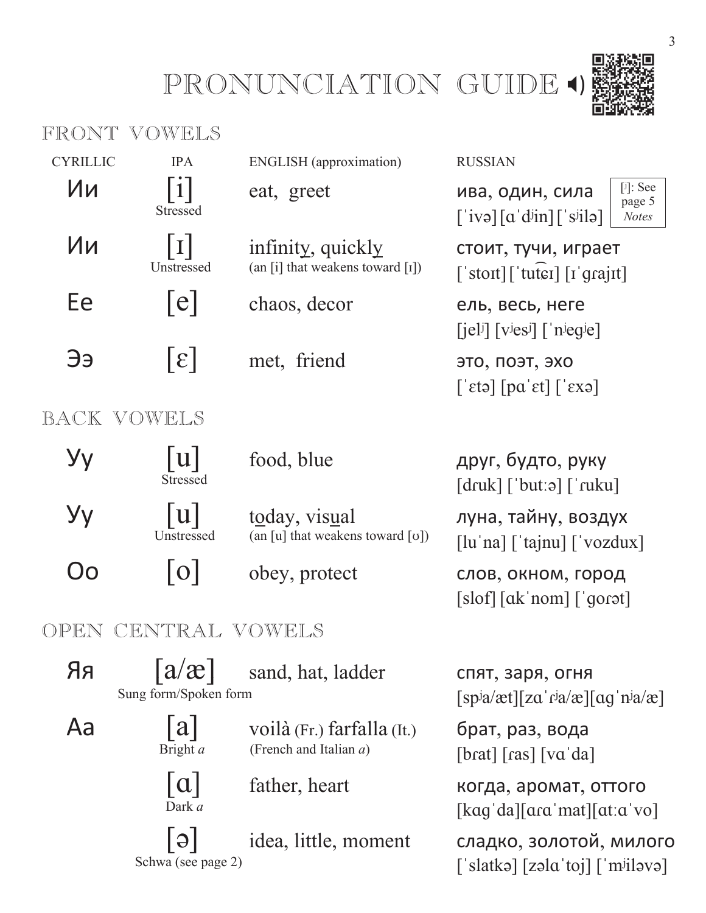# PRONUNCIATION GUIDE

## FRONT VOWELS

| CYRILLIC | IPA | ENGLISH (approximation) | RUSSIAN |
|---|---|---|---|
| Ии | [i] Stressed | eat, greet | ива, один, сила [ˈivə] [ɑˈdʲin] [ˈsʲilə] ([ʲ]: See page 5 *Notes*) |
| Ии | [ɪ] Unstressed | infinit<u>y</u>, quickl<u>y</u> (an [i] that weakens toward [ɪ]) | стоит, тучи, играет [ˈstoɪt] [ˈtut͡ɕɪ] [ɪˈɡrajɪt] |
| Ее | [e] | chaos, decor | ель, весь, неге [jelʲ] [vʲesʲ] [ˈnʲeɡʲe] |
| Ээ | [ɛ] | met, friend | это, поэт, эхо [ˈɛtə] [pɑˈɛt] [ˈɛxə] |

## BACK VOWELS

| CYRILLIC | IPA | ENGLISH (approximation) | RUSSIAN |
|---|---|---|---|
| Уу | [u] Stressed | food, blue | друг, будто, руку [dɾuk] [ˈbutːə] [ˈɾuku] |
| Уу | [u] Unstressed | t<u>o</u>day, vis<u>u</u>al (an [u] that weakens toward [ʊ]) | луна, тайну, воздух [luˈna] [ˈtajnu] [ˈvozdux] |
| Оо | [o] | obey, protect | слов, окном, город [slof] [ɑkˈnom] [ˈɡoɾət] |

## OPEN CENTRAL VOWELS

| CYRILLIC | IPA | ENGLISH (approximation) | RUSSIAN |
|---|---|---|---|
| Яя | [a/æ] Sung form/Spoken form | sand, hat, ladder | спят, заря, огня [spʲa/æt][zɑˈɾʲa/æ][ɑɡˈnʲa/æ] |
| Аа | [a] Bright *a* | voilà (Fr.) farfalla (It.) (French and Italian *a*) | брат, раз, вода [bɾat] [ɾas] [vɑˈda] |
| | [ɑ] Dark *a* | father, heart | когда, аромат, оттого [kɑɡˈda][ɑɾɑˈmat][ɑtːɑˈvo] |
| | [ə] Schwa (see page 2) | idea, little, moment | сладко, золотой, милого [ˈslatkə] [zəlɑˈtoj] [ˈmʲiləvə] |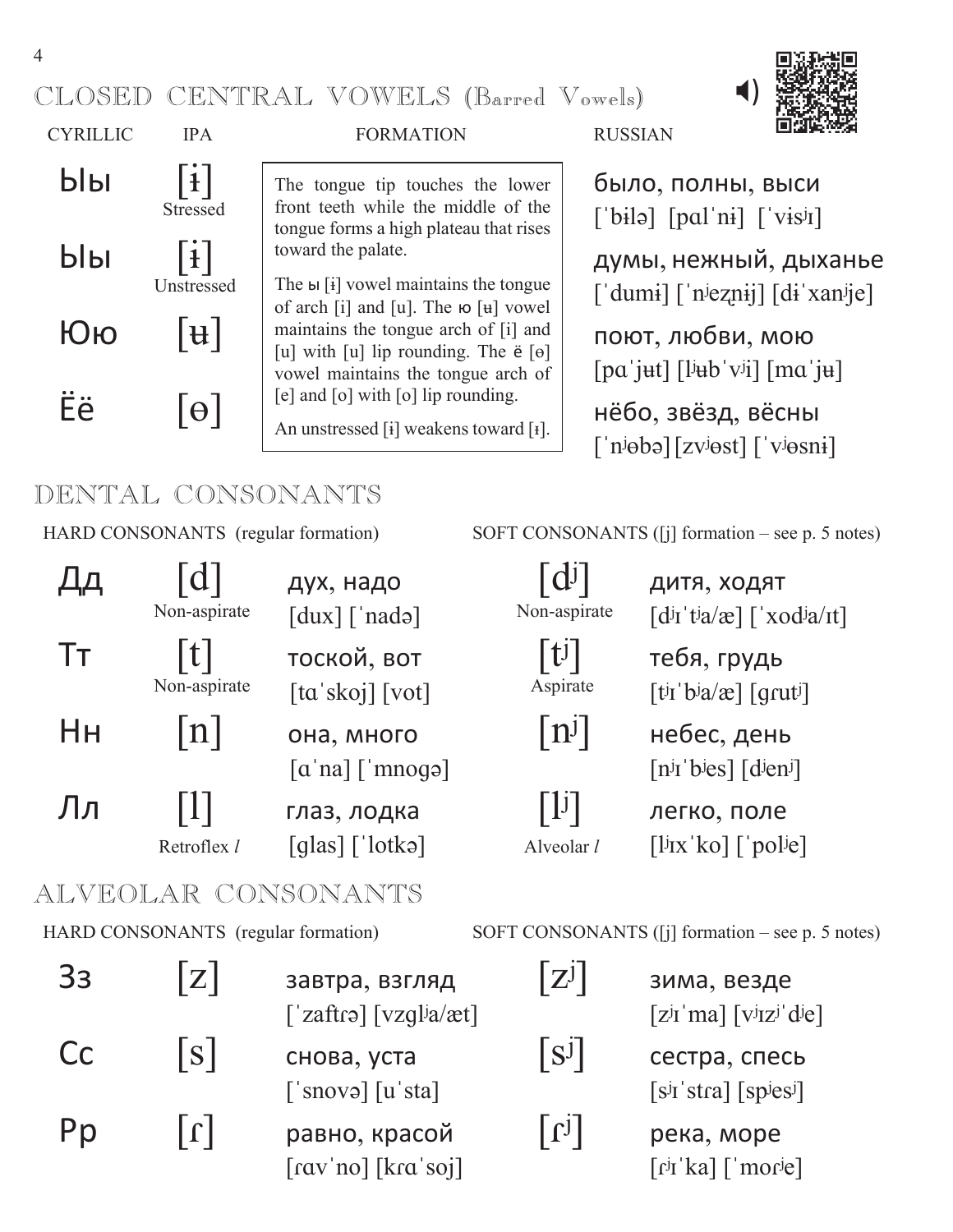## CLOSED CENTRAL VOWELS (Barred Vowels)

| CYRILLIC | IPA | FORMATION | RUSSIAN |
|---|---|---|---|
| Ыы | [ɨ] Stressed | The tongue tip touches the lower front teeth while the middle of the tongue forms a high plateau that rises toward the palate. | было, полны, выси [ˈbɨlə] [pɑlˈnɨ] [ˈvɨsʲɪ] |
| Ыы | [ɨ] Unstressed | The ы [ɨ] vowel maintains the tongue of arch [i] and [u]. The ю [ʉ] vowel maintains the tongue arch of [i] and [u] with [u] lip rounding. The ё [ɵ] vowel maintains the tongue arch of [e] and [o] with [o] lip rounding. | думы, нежный, дыханье [ˈdumɨ] [ˈnʲeʐnɨj] [dɨˈxanʲje] |
| Юю | [ʉ] | | поют, любви, мою [pɑˈjʉt] [lʲʉbˈvʲi] [mɑˈjʉ] |
| Ёё | [ɵ] | An unstressed [ɨ] weakens toward [ɪ]. | нёбо, звёзд, вёсны [ˈnʲɵbə] [zvʲɵst] [ˈvʲɵsnɨ] |

## DENTAL CONSONANTS

| | HARD CONSONANTS (regular formation) | | SOFT CONSONANTS ([j] formation – see p. 5 notes) | |
|---|---|---|---|---|
| Дд | [d] Non-aspirate | дух, надо [dux] [ˈnadə] | [dʲ] Non-aspirate | дитя, ходят [dʲɪˈtʲa/æ] [ˈxodʲa/ɪt] |
| Тт | [t] Non-aspirate | тоской, вот [tɑˈskoj] [vot] | [tʲ] Aspirate | тебя, грудь [tʲɪˈbʲa/æ] [gɾutʲ] |
| Нн | [n] | она, много [ɑˈna] [ˈmnogə] | [nʲ] | небес, день [nʲɪˈbʲes] [dʲenʲ] |
| Лл | [l] Retroflex *l* | глаз, лодка [glas] [ˈlotkə] | [lʲ] Alveolar *l* | легко, поле [lʲɪxˈko] [ˈpolʲe] |

## ALVEOLAR CONSONANTS

| | HARD CONSONANTS (regular formation) | | SOFT CONSONANTS ([j] formation – see p. 5 notes) | |
|---|---|---|---|---|
| Зз | [z] | завтра, взгляд [ˈzaftɾə] [vzglʲa/æt] | [zʲ] | зима, везде [zʲɪˈma] [vʲɪzʲˈdʲe] |
| Сс | [s] | снова, уста [ˈsnovə] [uˈsta] | [sʲ] | сестра, спесь [sʲɪˈstɾa] [spʲesʲ] |
| Рр | [ɾ] | равно, красой [ɾɑvˈno] [kɾɑˈsoj] | [ɾʲ] | река, море [ɾʲɪˈka] [ˈmoɾʲe] |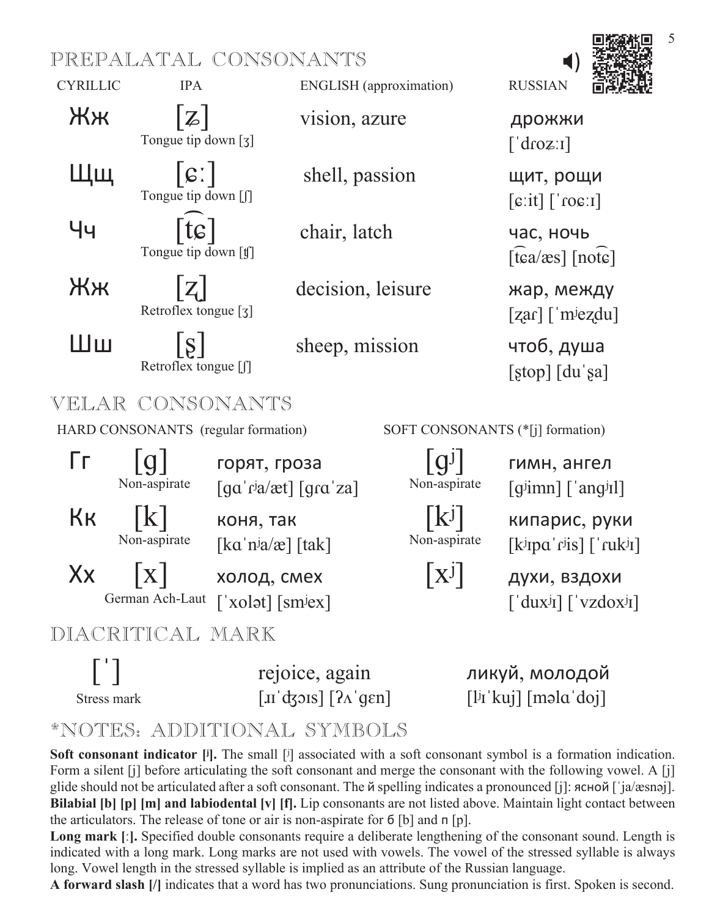## PREPALATAL CONSONANTS

| CYRILLIC | IPA | ENGLISH (approximation) | RUSSIAN |
|---|---|---|---|
| Жж | [ʑ] Tongue tip down [ʒ] | vision, azure | дрожжи [ˈdɾoʑːɪ] |
| Щщ | [ɕː] Tongue tip down [ʃ] | shell, passion | щит, рощи [ɕːit] [ˈɾoɕːɪ] |
| Чч | [t͡ɕ] Tongue tip down [ʧ] | chair, latch | час, ночь [t͡ɕa/æs] [not͡ɕ] |
| Жж | [ʐ] Retroflex tongue [ʒ] | decision, leisure | жар, между [ʐaɾ] [ˈmʲeʐdu] |
| Шш | [ʂ] Retroflex tongue [ʃ] | sheep, mission | чтоб, душа [ʂtop] [duˈʂa] |

## VELAR CONSONANTS

| | HARD CONSONANTS (regular formation) | | SOFT CONSONANTS (*[j] formation) | |
|---|---|---|---|---|
| Гг | [g] Non-aspirate | горят, гроза [gɑˈɾʲa/æt] [gɾɑˈza] | [gʲ] Non-aspirate | гимн, ангел [gʲimn] [ˈangʲɪl] |
| Кк | [k] Non-aspirate | коня, так [kɑˈnʲa/æ] [tak] | [kʲ] Non-aspirate | кипарис, руки [kʲɪpɑˈɾʲis] [ˈɾukʲɪ] |
| Хх | [x] German Ach-Laut | холод, смех [ˈxolət] [smʲex] | [xʲ] | духи, вздохи [ˈduxʲɪ] [ˈvzdoxʲɪ] |

## DIACRITICAL MARK

| | | |
|---|---|---|
| [ˈ] Stress mark | rejoice, again [ɹɪˈʤɔɪs] [ʔʌˈgɛn] | ликуй, молодой [lʲɪˈkuj] [məlɑˈdoj] |

## *NOTES: ADDITIONAL SYMBOLS

**Soft consonant indicator [ʲ].** The small [ʲ] associated with a soft consonant symbol is a formation indication. Form a silent [j] before articulating the soft consonant and merge the consonant with the following vowel. A [j] glide should not be articulated after a soft consonant. The й spelling indicates a pronounced [j]: ясной [ˈja/æsnəj].

**Bilabial [b] [p] [m] and labiodental [v] [f].** Lip consonants are not listed above. Maintain light contact between the articulators. The release of tone or air is non-aspirate for б [b] and п [p].

**Long mark [ː].** Specified double consonants require a deliberate lengthening of the consonant sound. Length is indicated with a long mark. Long marks are not used with vowels. The vowel of the stressed syllable is always long. Vowel length in the stressed syllable is implied as an attribute of the Russian language.

**A forward slash [/]** indicates that a word has two pronunciations. Sung pronunciation is first. Spoken is second.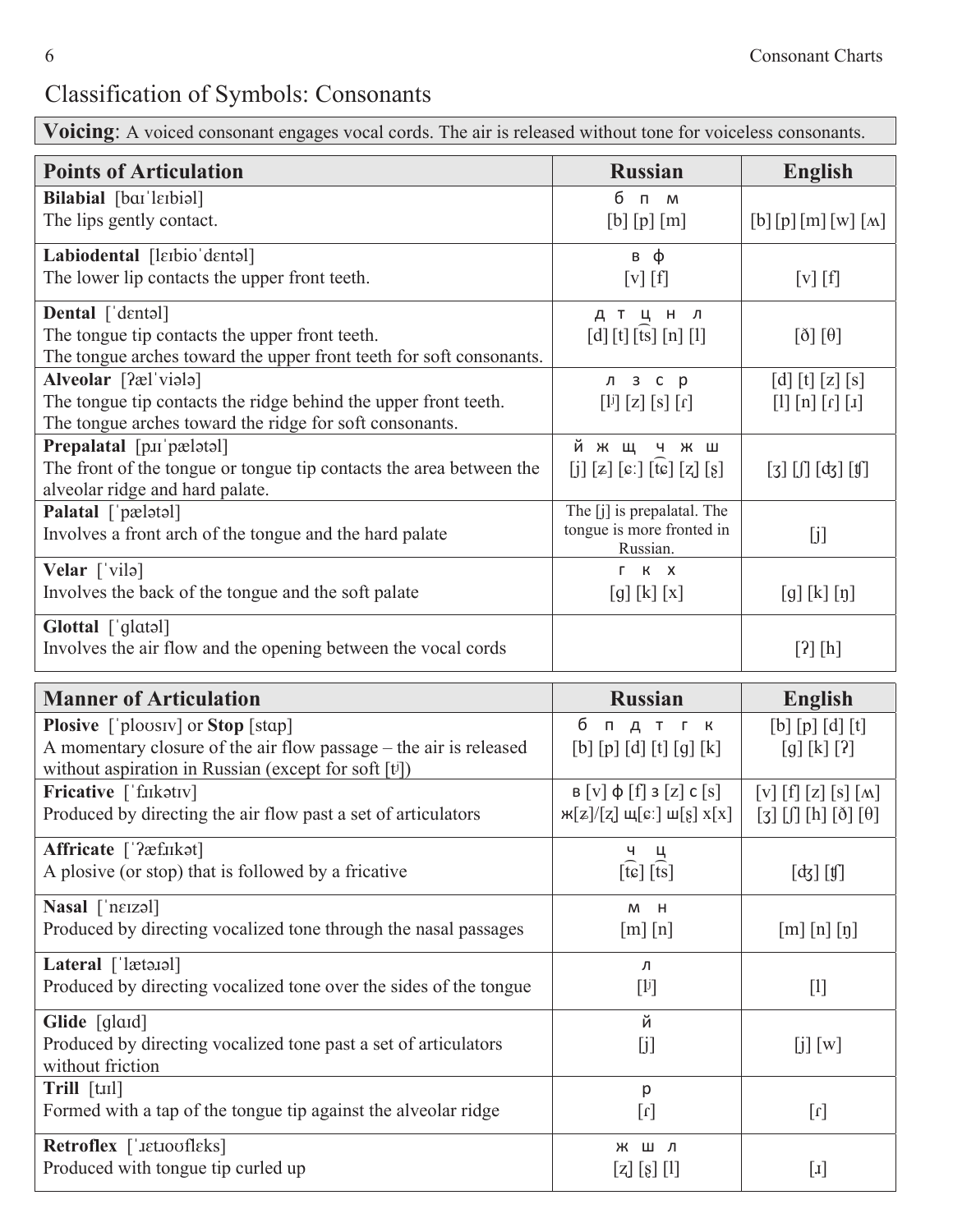# Classification of Symbols: Consonants

| **Voicing**: A voiced consonant engages vocal cords. The air is released without tone for voiceless consonants. |
|---|

| Points of Articulation | Russian | English |
|---|---|---|
| **Bilabial** [bɑɪˈlɛɪbiəl]<br>The lips gently contact. | б п м<br>[b] [p] [m] | [b] [p] [m] [w] [ʍ] |
| **Labiodental** [lɛɪbioˈdɛntəl]<br>The lower lip contacts the upper front teeth. | в ф<br>[v] [f] | [v] [f] |
| **Dental** [ˈdɛntəl]<br>The tongue tip contacts the upper front teeth.<br>The tongue arches toward the upper front teeth for soft consonants. | д т ц н л<br>[d] [t] [t͡s] [n] [l] | [ð] [θ] |
| **Alveolar** [ʔælˈviələ]<br>The tongue tip contacts the ridge behind the upper front teeth.<br>The tongue arches toward the ridge for soft consonants. | л з с р<br>[lʲ] [z] [s] [ɾ] | [d] [t] [z] [s]<br>[l] [n] [ɾ] [ɹ] |
| **Prepalatal** [pɹɪˈpælətəl]<br>The front of the tongue or tongue tip contacts the area between the alveolar ridge and hard palate. | й ж щ ч ж ш<br>[j] [ʑ] [ɕː] [t͡ɕ] [ʐ] [ʂ] | [ʒ] [ʃ] [ʤ] [ʧ] |
| **Palatal** [ˈpælətəl]<br>Involves a front arch of the tongue and the hard palate | The [j] is prepalatal. The tongue is more fronted in Russian. | [j] |
| **Velar** [ˈvilə]<br>Involves the back of the tongue and the soft palate | г к х<br>[g] [k] [x] | [g] [k] [ŋ] |
| **Glottal** [ˈglɑtəl]<br>Involves the air flow and the opening between the vocal cords | | [ʔ] [h] |

| Manner of Articulation | Russian | English |
|---|---|---|
| **Plosive** [ˈploʊsɪv] or **Stop** [stɑp]<br>A momentary closure of the air flow passage – the air is released without aspiration in Russian (except for soft [tʲ]) | б п д т г к<br>[b] [p] [d] [t] [g] [k] | [b] [p] [d] [t]<br>[g] [k] [ʔ] |
| **Fricative** [ˈfɹɪkətɪv]<br>Produced by directing the air flow past a set of articulators | в [v] ф [f] з [z] с [s]<br>ж[ʑ]/[ʐ] щ[ɕː] ш[ʂ] х[x] | [v] [f] [z] [s] [ʍ]<br>[ʒ] [ʃ] [h] [ð] [θ] |
| **Affricate** [ˈʔæfɹɪkət]<br>A plosive (or stop) that is followed by a fricative | ч ц<br>[t͡ɕ] [t͡s] | [ʤ] [ʧ] |
| **Nasal** [ˈnɛɪzəl]<br>Produced by directing vocalized tone through the nasal passages | м н<br>[m] [n] | [m] [n] [ŋ] |
| **Lateral** [ˈlætəɹəl]<br>Produced by directing vocalized tone over the sides of the tongue | л<br>[lʲ] | [l] |
| **Glide** [glɑɪd]<br>Produced by directing vocalized tone past a set of articulators without friction | й<br>[j] | [j] [w] |
| **Trill** [tɹɪl]<br>Formed with a tap of the tongue tip against the alveolar ridge | р<br>[ɾ] | [ɾ] |
| **Retroflex** [ˈɹɛtɹoʊflɛks]<br>Produced with tongue tip curled up | ж ш л<br>[ʐ] [ʂ] [l] | [ɹ] |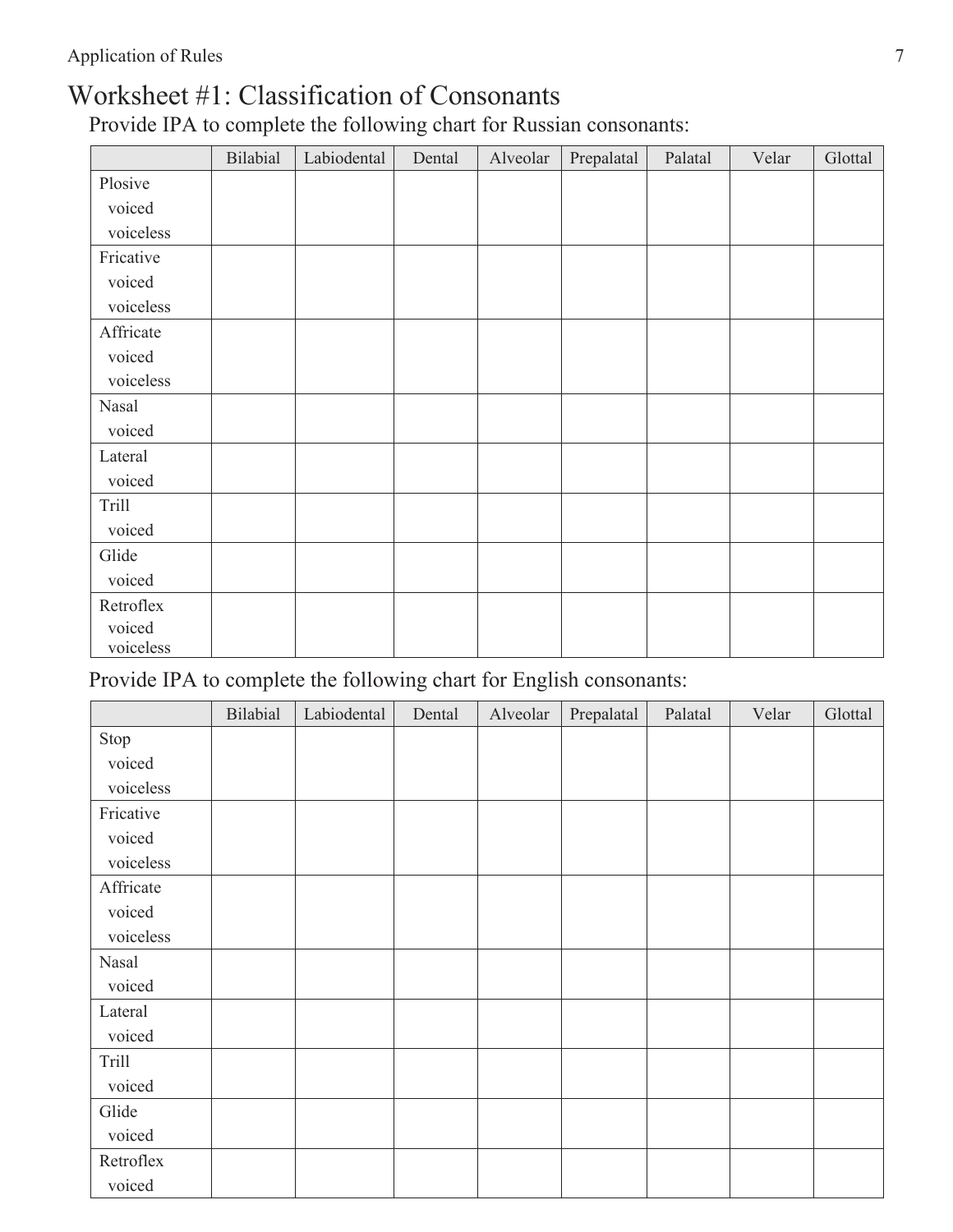# Worksheet #1: Classification of Consonants

Provide IPA to complete the following chart for Russian consonants:

| | Bilabial | Labiodental | Dental | Alveolar | Prepalatal | Palatal | Velar | Glottal |
|---|---|---|---|---|---|---|---|---|
| Plosive<br>voiced<br>voiceless | | | | | | | | |
| Fricative<br>voiced<br>voiceless | | | | | | | | |
| Affricate<br>voiced<br>voiceless | | | | | | | | |
| Nasal<br>voiced | | | | | | | | |
| Lateral<br>voiced | | | | | | | | |
| Trill<br>voiced | | | | | | | | |
| Glide<br>voiced | | | | | | | | |
| Retroflex<br>voiced<br>voiceless | | | | | | | | |

Provide IPA to complete the following chart for English consonants:

| | Bilabial | Labiodental | Dental | Alveolar | Prepalatal | Palatal | Velar | Glottal |
|---|---|---|---|---|---|---|---|---|
| Stop<br>voiced<br>voiceless | | | | | | | | |
| Fricative<br>voiced<br>voiceless | | | | | | | | |
| Affricate<br>voiced<br>voiceless | | | | | | | | |
| Nasal<br>voiced | | | | | | | | |
| Lateral<br>voiced | | | | | | | | |
| Trill<br>voiced | | | | | | | | |
| Glide<br>voiced | | | | | | | | |
| Retroflex<br>voiced | | | | | | | | |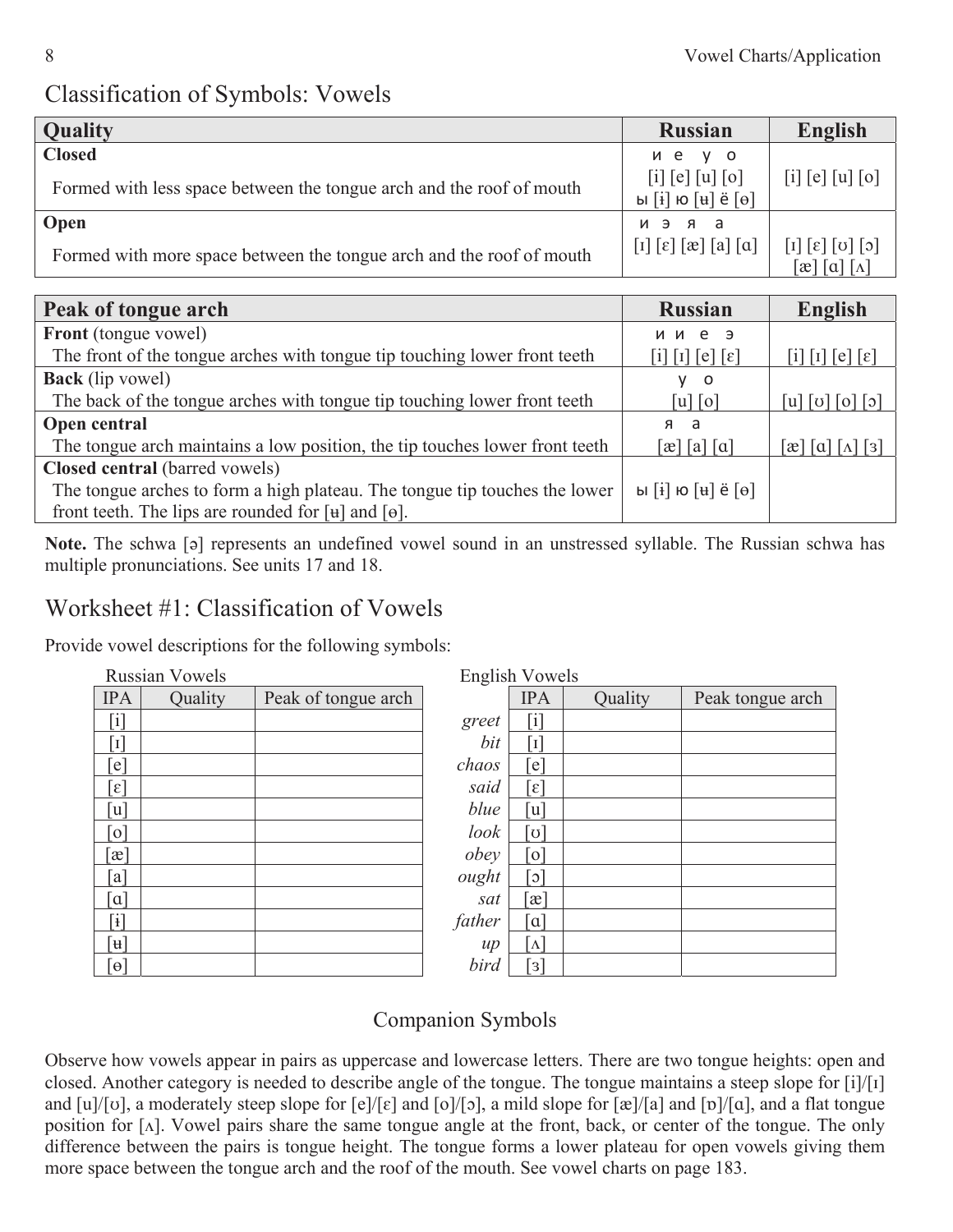## Classification of Symbols: Vowels

| Quality | Russian | English |
|---|---|---|
| **Closed**<br>Formed with less space between the tongue arch and the roof of mouth | и е у о<br>[i] [e] [u] [o]<br>ы [ɨ] ю [ʉ] ё [ɵ] | [i] [e] [u] [o] |
| **Open**<br>Formed with more space between the tongue arch and the roof of mouth | и э я а<br>[ɪ] [ɛ] [æ] [a] [ɑ] | [ɪ] [ɛ] [ʊ] [ɔ]<br>[æ] [ɑ] [ʌ] |

| Peak of tongue arch | Russian | English |
|---|---|---|
| **Front** (tongue vowel)<br>The front of the tongue arches with tongue tip touching lower front teeth | и и е э<br>[i] [ɪ] [e] [ɛ] | [i] [ɪ] [e] [ɛ] |
| **Back** (lip vowel)<br>The back of the tongue arches with tongue tip touching lower front teeth | у о<br>[u] [o] | [u] [ʊ] [o] [ɔ] |
| **Open central**<br>The tongue arch maintains a low position, the tip touches lower front teeth | я а<br>[æ] [a] [ɑ] | [æ] [ɑ] [ʌ] [ɜ] |
| **Closed central** (barred vowels)<br>The tongue arches to form a high plateau. The tongue tip touches the lower front teeth. The lips are rounded for [ʉ] and [ɵ]. | ы [ɨ] ю [ʉ] ё [ɵ] | |

**Note.** The schwa [ə] represents an undefined vowel sound in an unstressed syllable. The Russian schwa has multiple pronunciations. See units 17 and 18.

## Worksheet #1: Classification of Vowels

Provide vowel descriptions for the following symbols:

Russian Vowels

| IPA | Quality | Peak of tongue arch |
|---|---|---|
| [i] | | |
| [ɪ] | | |
| [e] | | |
| [ɛ] | | |
| [u] | | |
| [o] | | |
| [æ] | | |
| [a] | | |
| [ɑ] | | |
| [ɨ] | | |
| [ʉ] | | |
| [ɵ] | | |

English Vowels

| | IPA | Quality | Peak tongue arch |
|---|---|---|---|
| *greet* | [i] | | |
| *bit* | [ɪ] | | |
| *chaos* | [e] | | |
| *said* | [ɛ] | | |
| *blue* | [u] | | |
| *look* | [ʊ] | | |
| *obey* | [o] | | |
| *ought* | [ɔ] | | |
| *sat* | [æ] | | |
| *father* | [ɑ] | | |
| *up* | [ʌ] | | |
| *bird* | [ɜ] | | |

### Companion Symbols

Observe how vowels appear in pairs as uppercase and lowercase letters. There are two tongue heights: open and closed. Another category is needed to describe angle of the tongue. The tongue maintains a steep slope for [i]/[ɪ] and [u]/[ʊ], a moderately steep slope for [e]/[ɛ] and [o]/[ɔ], a mild slope for [æ]/[a] and [ɒ]/[ɑ], and a flat tongue position for [ʌ]. Vowel pairs share the same tongue angle at the front, back, or center of the tongue. The only difference between the pairs is tongue height. The tongue forms a lower plateau for open vowels giving them more space between the tongue arch and the roof of the mouth. See vowel charts on page 183.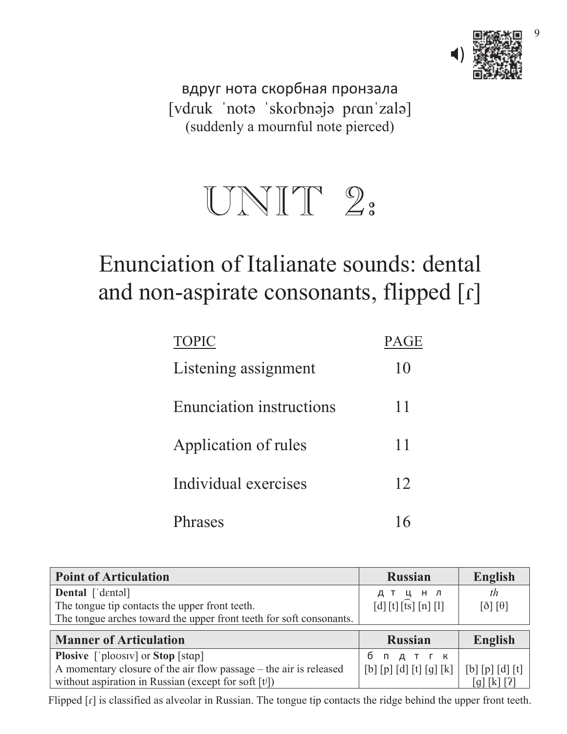вдруг нота скорбная пронзала

[vdɾuk ˈnotə ˈskoɾbnəjə pɾɑnˈzalə]

(suddenly a mournful note pierced)

# UNIT 2:

## Enunciation of Italianate sounds: dental and non-aspirate consonants, flipped [ɾ]

| TOPIC | PAGE |
| --- | --- |
| Listening assignment | 10 |
| Enunciation instructions | 11 |
| Application of rules | 11 |
| Individual exercises | 12 |
| Phrases | 16 |

| Point of Articulation | Russian | English |
| --- | --- | --- |
| **Dental** [ˈdɛntəl] The tongue tip contacts the upper front teeth. The tongue arches toward the upper front teeth for soft consonants. | д т ц н л [d] [t] [t͡s] [n] [l] | *th* [ð] [θ] |

| Manner of Articulation | Russian | English |
| --- | --- | --- |
| **Plosive** [ˈploʊsɪv] or **Stop** [stɑp] A momentary closure of the air flow passage – the air is released without aspiration in Russian (except for soft [tʲ]) | б п д т г к [b] [p] [d] [t] [g] [k] | [b] [p] [d] [t] [g] [k] [ʔ] |

Flipped [ɾ] is classified as alveolar in Russian. The tongue tip contacts the ridge behind the upper front teeth.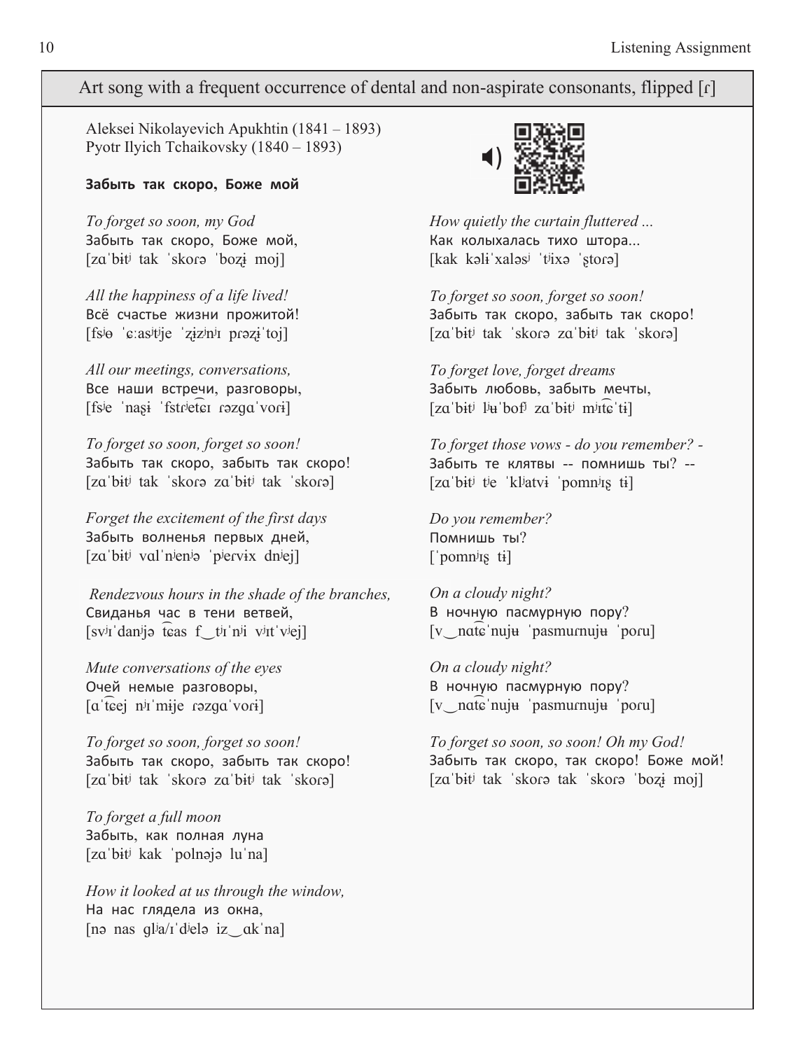## Art song with a frequent occurrence of dental and non-aspirate consonants, flipped [ɾ]

Aleksei Nikolayevich Apukhtin (1841 – 1893)
Pyotr Ilyich Tchaikovsky (1840 – 1893)

**Забыть так скоро, Боже мой**

*To forget so soon, my God*
Забыть так скоро, Боже мой,
[zɑˈbɨtʲ tak ˈskoɾə ˈboʐɨ moj]

*All the happiness of a life lived!*
Всё счастье жизни прожитой!
[fsʲɵ ˈɕːasʲtʲje ˈʐɨzʲnʲɪ pɾəʐɨˈtoj]

*All our meetings, conversations,*
Все наши встречи, разговоры,
[fsʲe ˈnaʂɨ ˈfstɾʲet͡ɕɪ ɾəzgɑˈvoɾɨ]

*To forget so soon, forget so soon!*
Забыть так скоро, забыть так скоро!
[zɑˈbɨtʲ tak ˈskoɾə zɑˈbɨtʲ tak ˈskoɾə]

*Forget the excitement of the first days*
Забыть волненья первых дней,
[zɑˈbɨtʲ vɑlˈnʲenʲə ˈpʲeɾvɨx dnʲej]

*Rendezvous hours in the shade of the branches,*
Свиданья час в тени ветвей,
[svʲɪˈdanʲjə t͡ɕas f‿tʲɪˈnʲi vʲɪtˈvʲej]

*Mute conversations of the eyes*
Очей немые разговоры,
[ɑˈt͡ɕej nʲɪˈmije ɾəzgɑˈvoɾɨ]

*To forget so soon, forget so soon!*
Забыть так скоро, забыть так скоро!
[zɑˈbɨtʲ tak ˈskoɾə zɑˈbɨtʲ tak ˈskoɾə]

*To forget a full moon*
Забыть, как полная луна
[zɑˈbɨtʲ kak ˈpolnəjə luˈna]

*How it looked at us through the window,*
На нас глядела из окна,
[nə nas glʲa/ɪˈdʲelə iz‿ɑkˈna]

*How quietly the curtain fluttered ...*
Как колыхалась тихо штора...
[kak kəlɨˈxaləsʲ ˈtʲixə ˈʂtoɾə]

*To forget so soon, forget so soon!*
Забыть так скоро, забыть так скоро!
[zɑˈbɨtʲ tak ˈskoɾə zɑˈbɨtʲ tak ˈskoɾə]

*To forget love, forget dreams*
Забыть любовь, забыть мечты,
[zɑˈbɨtʲ lʲʉˈbofʲ zɑˈbɨtʲ mʲɪt͡ɕˈtɨ]

*To forget those vows - do you remember? -*
Забыть те клятвы -- помнишь ты? --
[zɑˈbɨtʲ tʲe ˈklʲatvɨ ˈpomnʲɪʂ tɨ]

*Do you remember?*
Помнишь ты?
[ˈpomnʲɪʂ tɨ]

*On a cloudy night?*
В ночную пасмурную пору?
[v‿nɑt͡ɕˈnujʉ ˈpasmuɾnujʉ ˈpoɾu]

*On a cloudy night?*
В ночную пасмурную пору?
[v‿nɑt͡ɕˈnujʉ ˈpasmuɾnujʉ ˈpoɾu]

*To forget so soon, so soon! Oh my God!*
Забыть так скоро, так скоро! Боже мой!
[zɑˈbɨtʲ tak ˈskoɾə tak ˈskoɾə ˈboʐɨ moj]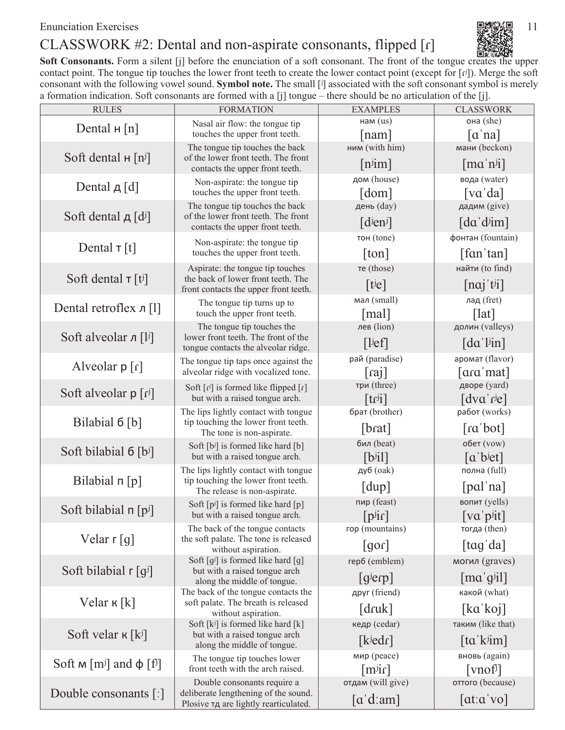# CLASSWORK #2: Dental and non-aspirate consonants, flipped [ɾ]

**Soft Consonants.** Form a silent [j] before the enunciation of a soft consonant. The front of the tongue creates the upper contact point. The tongue tip touches the lower front teeth to create the lower contact point (except for [ɾʲ]). Merge the soft consonant with the following vowel sound. **Symbol note.** The small [ʲ] associated with the soft consonant symbol is merely a formation indication. Soft consonants are formed with a [j] tongue – there should be no articulation of the [j].

| RULES | FORMATION | EXAMPLES | CLASSWORK |
|---|---|---|---|
| Dental н [n] | Nasal air flow: the tongue tip touches the upper front teeth. | нам (us) [nam] | она (she) [ɑˈna] |
| Soft dental н [nʲ] | The tongue tip touches the back of the lower front teeth. The front contacts the upper front teeth. | ним (with him) [nʲim] | мани (beckon) [mɑˈnʲi] |
| Dental д [d] | Non-aspirate: the tongue tip touches the upper front teeth. | дом (house) [dom] | вода (water) [vɑˈda] |
| Soft dental д [dʲ] | The tongue tip touches the back of the lower front teeth. The front contacts the upper front teeth. | день (day) [dʲenʲ] | дадим (give) [dɑˈdʲim] |
| Dental т [t] | Non-aspirate: the tongue tip touches the upper front teeth. | тон (tone) [ton] | фонтан (fountain) [fɑnˈtan] |
| Soft dental т [tʲ] | Aspirate: the tongue tip touches the back of lower front teeth. The front contacts the upper front teeth. | те (those) [tʲe] | найти (to find) [nɑjˈtʲi] |
| Dental retroflex л [l] | The tongue tip turns up to touch the upper front teeth. | мал (small) [mal] | лад (fret) [lat] |
| Soft alveolar л [lʲ] | The tongue tip touches the lower front teeth. The front of the tongue contacts the alveolar ridge. | лев (lion) [lʲef] | долин (valleys) [dɑˈlʲin] |
| Alveolar р [ɾ] | The tongue tip taps once against the alveolar ridge with vocalized tone. | рай (paradise) [ɾaj] | аромат (flavor) [ɑɾɑˈmat] |
| Soft alveolar р [ɾʲ] | Soft [ɾʲ] is formed like flipped [ɾ] but with a raised tongue arch. | три (three) [tɾʲi] | дворе (yard) [dvɑˈɾʲe] |
| Bilabial б [b] | The lips lightly contact with tongue tip touching the lower front teeth. The tone is non-aspirate. | брат (brother) [bɾat] | работ (works) [ɾɑˈbot] |
| Soft bilabial б [bʲ] | Soft [bʲ] is formed like hard [b] but with a raised tongue arch. | бил (beat) [bʲil] | обет (vow) [ɑˈbʲet] |
| Bilabial п [p] | The lips lightly contact with tongue tip touching the lower front teeth. The release is non-aspirate. | дуб (oak) [dup] | полна (full) [pɑlˈna] |
| Soft bilabial п [pʲ] | Soft [pʲ] is formed like hard [p] but with a raised tongue arch. | пир (feast) [pʲiɾ] | вопит (yells) [vɑˈpʲit] |
| Velar г [g] | The back of the tongue contacts the soft palate. The tone is released without aspiration. | гор (mountains) [goɾ] | тогда (then) [tɑgˈda] |
| Soft bilabial г [gʲ] | Soft [gʲ] is formed like hard [g] but with a raised tongue arch along the middle of tongue. | герб (emblem) [gʲeɾp] | могил (graves) [mɑˈgʲil] |
| Velar к [k] | The back of the tongue contacts the soft palate. The breath is released without aspiration. | друг (friend) [dɾuk] | какой (what) [kɑˈkoj] |
| Soft velar к [kʲ] | Soft [kʲ] is formed like hard [k] but with a raised tongue arch along the middle of tongue. | кедр (cedar) [kʲedɾ] | таким (like that) [tɑˈkʲim] |
| Soft м [mʲ] and ф [fʲ] | The tongue tip touches lower front teeth with the arch raised. | мир (peace) [mʲiɾ] | вновь (again) [vnofʲ] |
| Double consonants [ː] | Double consonants require a deliberate lengthening of the sound. Plosive тд are lightly rearticulated. | отдам (will give) [ɑˈdːam] | оттого (because) [ɑtːɑˈvo] |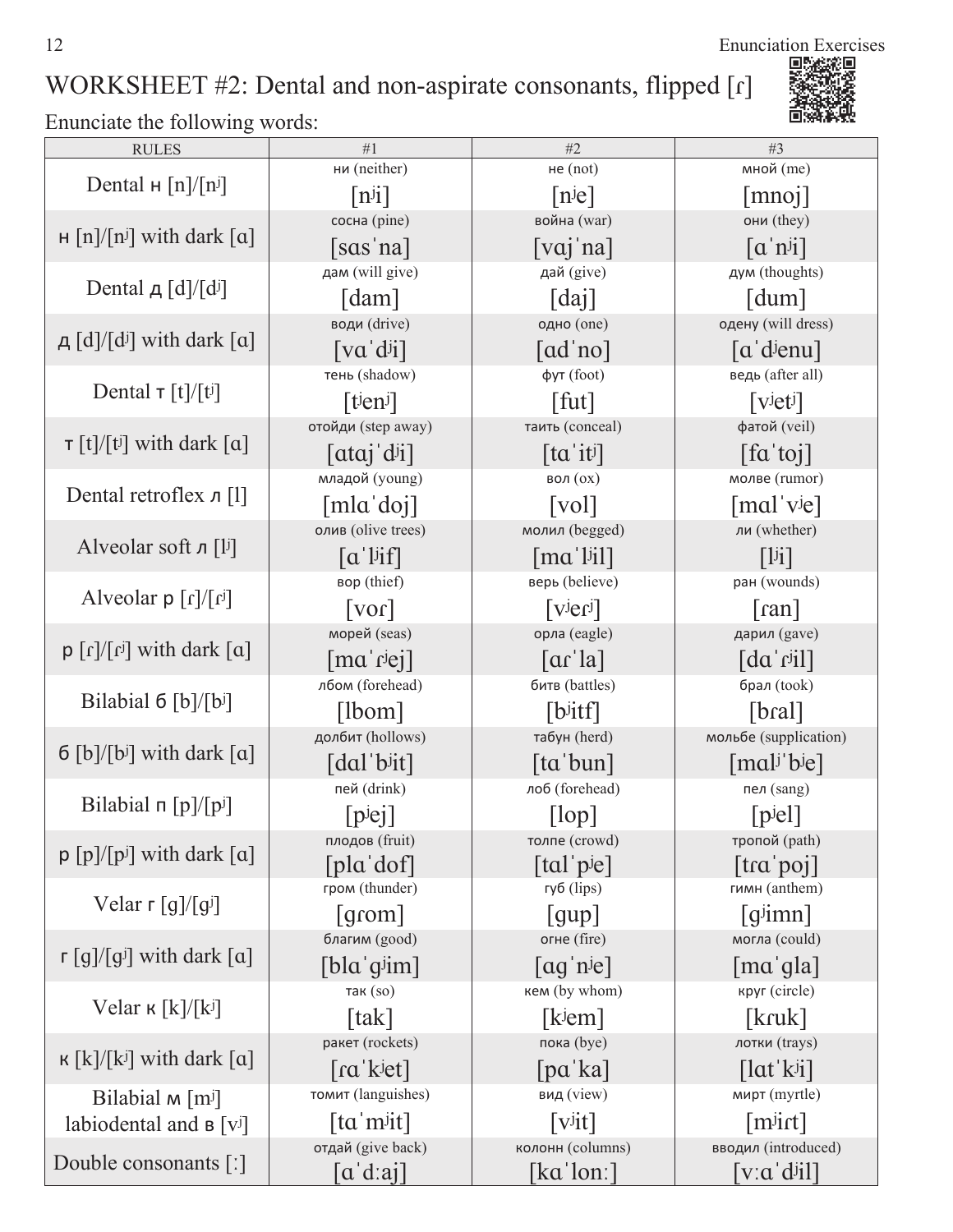# WORKSHEET #2: Dental and non-aspirate consonants, flipped [ɾ]

Enunciate the following words:

| RULES | #1 | #2 | #3 |
|---|---|---|---|
| Dental н [n]/[nʲ] | ни (neither) [nʲi] | не (not) [nʲe] | мной (me) [mnoj] |
| н [n]/[nʲ] with dark [ɑ] | сосна (pine) [sɑsˈna] | война (war) [vɑjˈna] | они (they) [ɑˈnʲi] |
| Dental д [d]/[dʲ] | дам (will give) [dam] | дай (give) [daj] | дум (thoughts) [dum] |
| д [d]/[dʲ] with dark [ɑ] | води (drive) [vɑˈdʲi] | одно (one) [ɑdˈno] | одену (will dress) [ɑˈdʲenu] |
| Dental т [t]/[tʲ] | тень (shadow) [tʲenʲ] | фут (foot) [fut] | ведь (after all) [vʲetʲ] |
| т [t]/[tʲ] with dark [ɑ] | отойди (step away) [ɑtɑjˈdʲi] | таить (conceal) [tɑˈitʲ] | фатой (veil) [fɑˈtoj] |
| Dental retroflex л [l] | младой (young) [mlɑˈdoj] | вол (ox) [vol] | молве (rumor) [mɑlˈvʲe] |
| Alveolar soft л [lʲ] | олив (olive trees) [ɑˈlʲif] | молил (begged) [mɑˈlʲil] | ли (whether) [lʲi] |
| Alveolar р [ɾ]/[ɾʲ] | вор (thief) [voɾ] | верь (believe) [vʲeɾʲ] | ран (wounds) [ɾan] |
| р [ɾ]/[ɾʲ] with dark [ɑ] | морей (seas) [mɑˈɾʲej] | орла (eagle) [ɑɾˈla] | дарил (gave) [dɑˈɾʲil] |
| Bilabial б [b]/[bʲ] | лбом (forehead) [lbom] | битв (battles) [bʲitf] | брал (took) [bɾal] |
| б [b]/[bʲ] with dark [ɑ] | долбит (hollows) [dɑlˈbʲit] | табун (herd) [tɑˈbun] | мольбе (supplication) [mɑlʲˈbʲe] |
| Bilabial п [p]/[pʲ] | пей (drink) [pʲej] | лоб (forehead) [lop] | пел (sang) [pʲel] |
| р [p]/[pʲ] with dark [ɑ] | плодов (fruit) [plɑˈdof] | толпе (crowd) [tɑlˈpʲe] | тропой (path) [tɾɑˈpoj] |
| Velar г [g]/[gʲ] | гром (thunder) [gɾom] | губ (lips) [gup] | гимн (anthem) [gʲimn] |
| г [g]/[gʲ] with dark [ɑ] | благим (good) [blɑˈgʲim] | огне (fire) [ɑgˈnʲe] | могла (could) [mɑˈgla] |
| Velar к [k]/[kʲ] | так (so) [tak] | кем (by whom) [kʲem] | круг (circle) [kɾuk] |
| к [k]/[kʲ] with dark [ɑ] | ракет (rockets) [ɾɑˈkʲet] | пока (bye) [pɑˈka] | лотки (trays) [lɑtˈkʲi] |
| Bilabial м [mʲ] labiodental and в [vʲ] | томит (languishes) [tɑˈmʲit] | вид (view) [vʲit] | мирт (myrtle) [mʲiɾt] |
| Double consonants [ː] | отдай (give back) [ɑˈdːaj] | колонн (columns) [kɑˈlonː] | вводил (introduced) [vːɑˈdʲil] |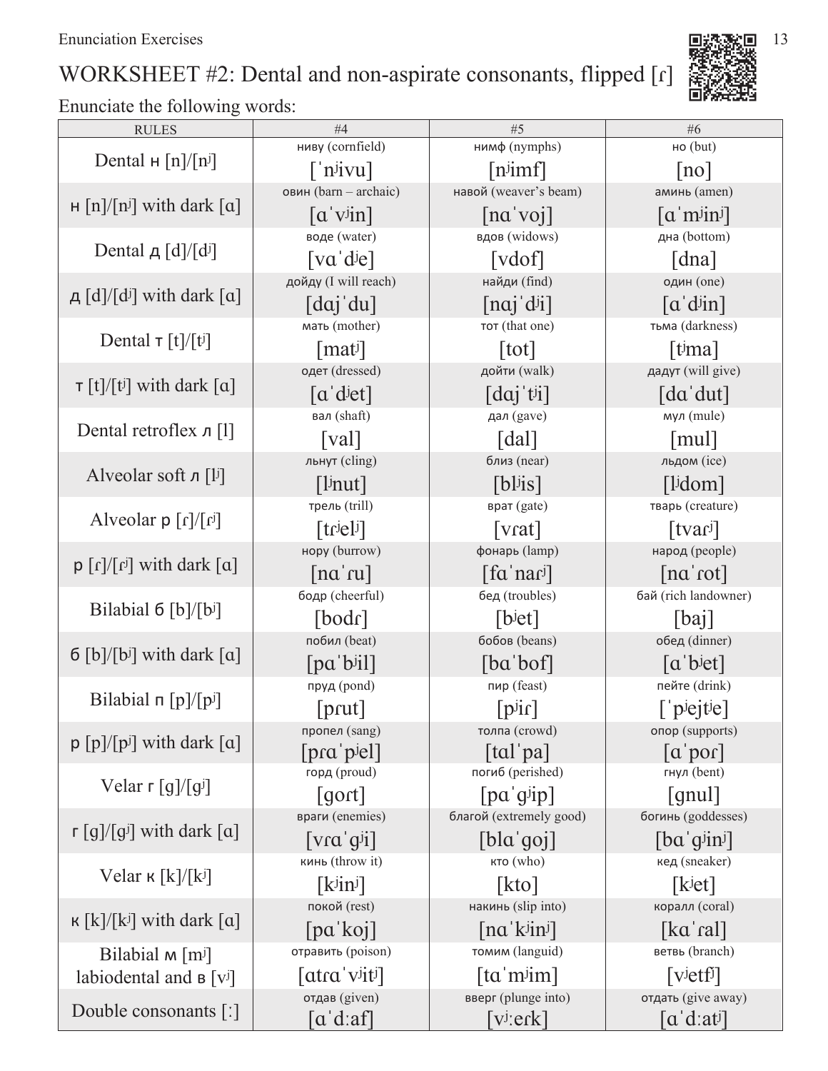## WORKSHEET #2: Dental and non-aspirate consonants, flipped [ɾ]

Enunciate the following words:

| RULES | #4 | #5 | #6 |
|---|---|---|---|
| Dental н [n]/[nʲ] | ниву (cornfield) [ˈnʲivu] | нимф (nymphs) [nʲimf] | но (but) [no] |
| н [n]/[nʲ] with dark [ɑ] | овин (barn – archaic) [ɑˈvʲin] | навой (weaver's beam) [nɑˈvoj] | аминь (amen) [ɑˈmʲinʲ] |
| Dental д [d]/[dʲ] | воде (water) [vɑˈdʲe] | вдов (widows) [vdof] | дна (bottom) [dna] |
| д [d]/[dʲ] with dark [ɑ] | дойду (I will reach) [dɑjˈdu] | найди (find) [nɑjˈdʲi] | один (one) [ɑˈdʲin] |
| Dental т [t]/[tʲ] | мать (mother) [matʲ] | тот (that one) [tot] | тьма (darkness) [tʲma] |
| т [t]/[tʲ] with dark [ɑ] | одет (dressed) [ɑˈdʲet] | дойти (walk) [dɑjˈtʲi] | дадут (will give) [dɑˈdut] |
| Dental retroflex л [l] | вал (shaft) [val] | дал (gave) [dal] | мул (mule) [mul] |
| Alveolar soft л [lʲ] | льнут (cling) [lʲnut] | близ (near) [blʲis] | льдом (ice) [lʲdom] |
| Alveolar р [ɾ]/[ɾʲ] | трель (trill) [tɾʲelʲ] | врат (gate) [vɾat] | тварь (creature) [tvaɾʲ] |
| р [ɾ]/[ɾʲ] with dark [ɑ] | нору (burrow) [nɑˈɾu] | фонарь (lamp) [fɑˈnaɾʲ] | народ (people) [nɑˈɾot] |
| Bilabial б [b]/[bʲ] | бодр (cheerful) [bodɾ] | бед (troubles) [bʲet] | бай (rich landowner) [baj] |
| б [b]/[bʲ] with dark [ɑ] | побил (beat) [pɑˈbʲil] | бобов (beans) [bɑˈbof] | обед (dinner) [ɑˈbʲet] |
| Bilabial п [p]/[pʲ] | пруд (pond) [pɾut] | пир (feast) [pʲiɾ] | пейте (drink) [ˈpʲejtʲe] |
| p [p]/[pʲ] with dark [ɑ] | пропел (sang) [pɾɑˈpʲel] | толпа (crowd) [tɑlˈpa] | опор (supports) [ɑˈpoɾ] |
| Velar г [g]/[gʲ] | горд (proud) [goɾt] | погиб (perished) [pɑˈgʲip] | гнул (bent) [gnul] |
| г [g]/[gʲ] with dark [ɑ] | враги (enemies) [vɾɑˈgʲi] | благой (extremely good) [blɑˈgoj] | богинь (goddesses) [bɑˈgʲinʲ] |
| Velar к [k]/[kʲ] | кинь (throw it) [kʲinʲ] | кто (who) [kto] | кед (sneaker) [kʲet] |
| к [k]/[kʲ] with dark [ɑ] | покой (rest) [pɑˈkoj] | накинь (slip into) [nɑˈkʲinʲ] | коралл (coral) [kɑˈɾal] |
| Bilabial м [mʲ] labiodental and в [vʲ] | отравить (poison) [ɑtɾɑˈvʲitʲ] | томим (languid) [tɑˈmʲim] | ветвь (branch) [vʲetfʲ] |
| Double consonants [ː] | отдав (given) [ɑˈdːaf] | вверг (plunge into) [vʲːeɾk] | отдать (give away) [ɑˈdːatʲ] |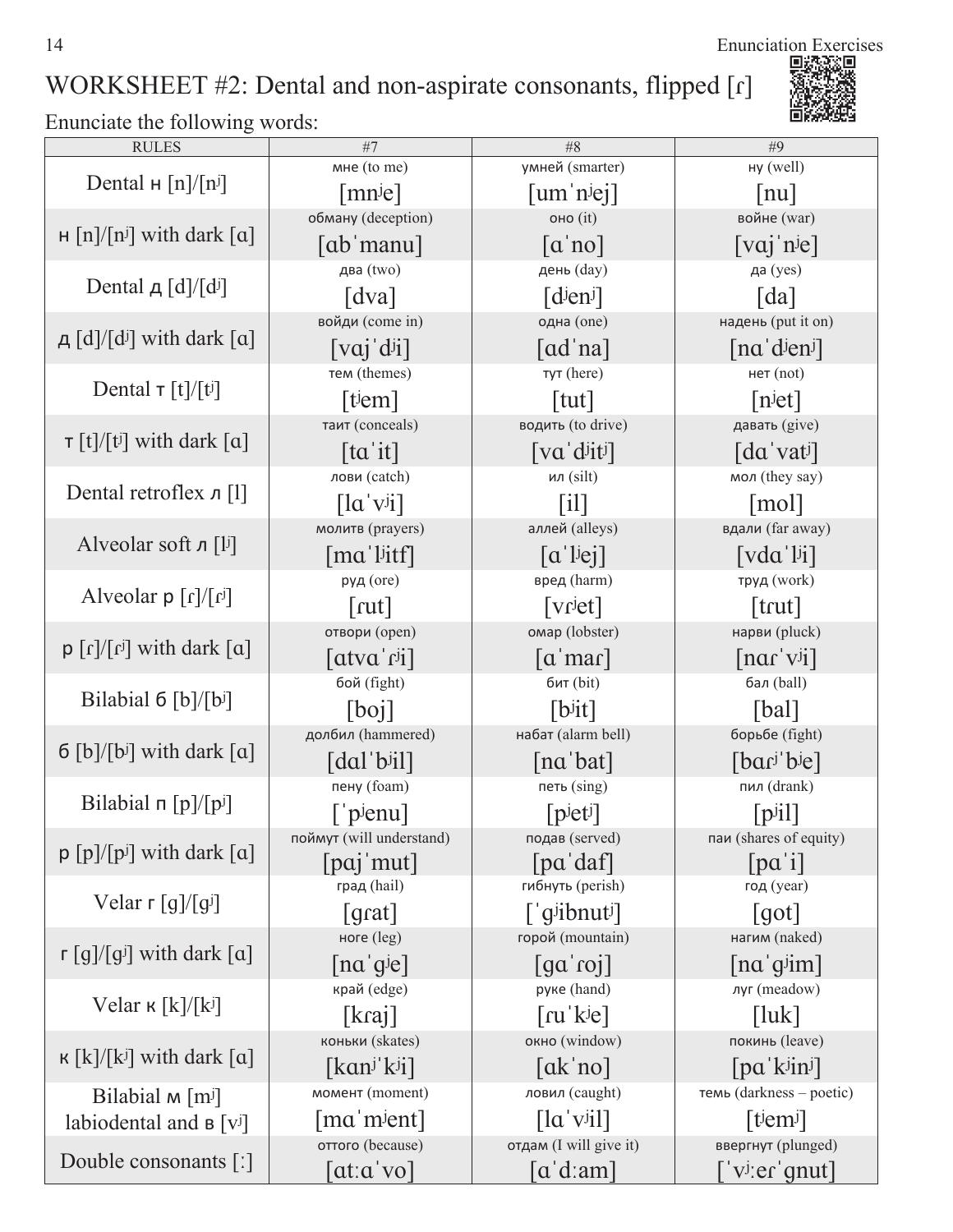# WORKSHEET #2: Dental and non-aspirate consonants, flipped [ɾ]

Enunciate the following words:

| RULES | #7 | #8 | #9 |
|---|---|---|---|
| Dental н [n]/[nʲ] | мне (to me) [mnʲe] | умней (smarter) [umˈnʲej] | ну (well) [nu] |
| н [n]/[nʲ] with dark [ɑ] | обману (deception) [ɑbˈmanu] | оно (it) [ɑˈno] | войне (war) [vɑjˈnʲe] |
| Dental д [d]/[dʲ] | два (two) [dva] | день (day) [dʲenʲ] | да (yes) [da] |
| д [d]/[dʲ] with dark [ɑ] | войди (come in) [vɑjˈdʲi] | одна (one) [ɑdˈna] | надень (put it on) [nɑˈdʲenʲ] |
| Dental т [t]/[tʲ] | тем (themes) [tʲem] | тут (here) [tut] | нет (not) [nʲet] |
| т [t]/[tʲ] with dark [ɑ] | таит (conceals) [tɑˈit] | водить (to drive) [vɑˈdʲitʲ] | давать (give) [dɑˈvatʲ] |
| Dental retroflex л [l] | лови (catch) [lɑˈvʲi] | ил (silt) [il] | мол (they say) [mol] |
| Alveolar soft л [lʲ] | молитв (prayers) [mɑˈlʲitf] | аллей (alleys) [ɑˈlʲej] | вдали (far away) [vdɑˈlʲi] |
| Alveolar р [ɾ]/[ɾʲ] | руд (ore) [ɾut] | вред (harm) [vɾʲet] | труд (work) [tɾut] |
| р [ɾ]/[ɾʲ] with dark [ɑ] | отвори (open) [ɑtvɑˈɾʲi] | омар (lobster) [ɑˈmaɾ] | нарви (pluck) [nɑɾˈvʲi] |
| Bilabial б [b]/[bʲ] | бой (fight) [boj] | бит (bit) [bʲit] | бал (ball) [bal] |
| б [b]/[bʲ] with dark [ɑ] | долбил (hammered) [dɑlˈbʲil] | набат (alarm bell) [nɑˈbat] | борьбе (fight) [bɑɾʲˈbʲe] |
| Bilabial п [p]/[pʲ] | пену (foam) [ˈpʲenu] | петь (sing) [pʲetʲ] | пил (drank) [pʲil] |
| р [p]/[pʲ] with dark [ɑ] | поймут (will understand) [pɑjˈmut] | подав (served) [pɑˈdaf] | паи (shares of equity) [pɑˈi] |
| Velar г [g]/[gʲ] | град (hail) [gɾat] | гибнуть (perish) [ˈgʲibnutʲ] | год (year) [got] |
| г [g]/[gʲ] with dark [ɑ] | ноге (leg) [nɑˈgʲe] | горой (mountain) [gɑˈɾoj] | нагим (naked) [nɑˈgʲim] |
| Velar к [k]/[kʲ] | край (edge) [kɾaj] | руке (hand) [ɾuˈkʲe] | луг (meadow) [luk] |
| к [k]/[kʲ] with dark [ɑ] | коньки (skates) [kɑnʲˈkʲi] | окно (window) [ɑkˈno] | покинь (leave) [pɑˈkʲinʲ] |
| Bilabial м [mʲ] labiodental and в [vʲ] | момент (moment) [mɑˈmʲent] | ловил (caught) [lɑˈvʲil] | темь (darkness – poetic) [tʲemʲ] |
| Double consonants [ː] | оттого (because) [ɑtːɑˈvo] | отдам (I will give it) [ɑˈdːam] | ввергнут (plunged) [ˈvʲːeɾˈgnut] |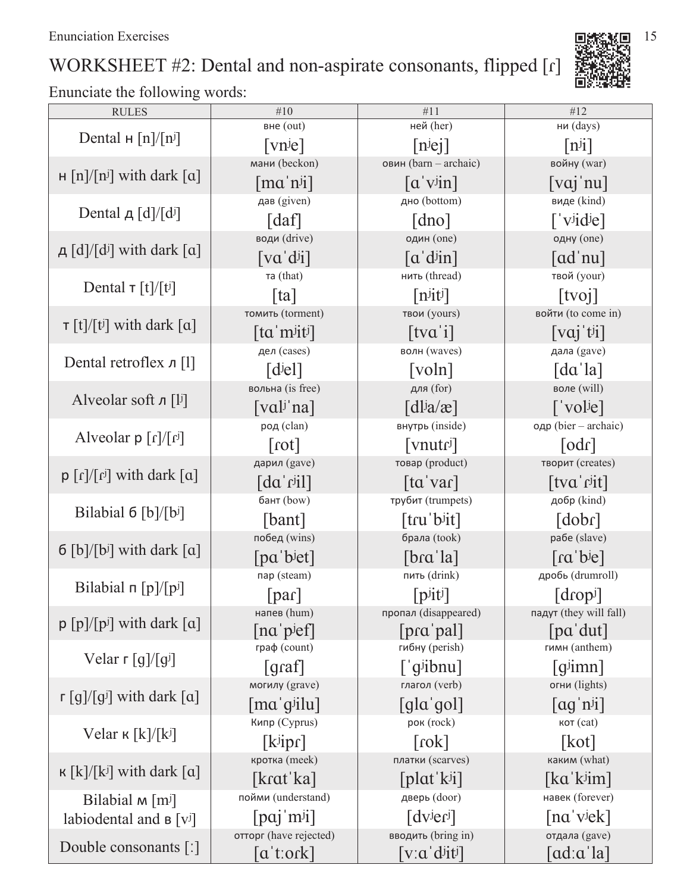# WORKSHEET #2: Dental and non-aspirate consonants, flipped [ɾ]

Enunciate the following words:

| RULES | #10 | #11 | #12 |
|---|---|---|---|
| Dental н [n]/[nʲ] | вне (out) [vnʲe] | ней (her) [nʲej] | ни (days) [nʲi] |
| н [n]/[nʲ] with dark [ɑ] | мани (beckon) [mɑˈnʲi] | овин (barn – archaic) [ɑˈvʲin] | войну (war) [vɑjˈnu] |
| Dental д [d]/[dʲ] | дав (given) [daf] | дно (bottom) [dno] | виде (kind) [ˈvʲidʲe] |
| д [d]/[dʲ] with dark [ɑ] | води (drive) [vɑˈdʲi] | один (one) [ɑˈdʲin] | одну (one) [ɑdˈnu] |
| Dental т [t]/[tʲ] | та (that) [ta] | нить (thread) [nʲitʲ] | твой (your) [tvoj] |
| т [t]/[tʲ] with dark [ɑ] | томить (torment) [tɑˈmʲitʲ] | твои (yours) [tvɑˈi] | войти (to come in) [vɑjˈtʲi] |
| Dental retroflex л [l] | дел (cases) [dʲel] | волн (waves) [voln] | дала (gave) [dɑˈla] |
| Alveolar soft л [lʲ] | вольна (is free) [vɑlʲˈna] | для (for) [dlʲa/æ] | воле (will) [ˈvolʲe] |
| Alveolar р [ɾ]/[ɾʲ] | род (clan) [ɾot] | внутрь (inside) [vnutɾʲ] | одр (bier – archaic) [odɾ] |
| р [ɾ]/[ɾʲ] with dark [ɑ] | дарил (gave) [dɑˈɾʲil] | товар (product) [tɑˈvaɾ] | творит (creates) [tvɑˈɾʲit] |
| Bilabial б [b]/[bʲ] | бант (bow) [bant] | трубит (trumpets) [tɾuˈbʲit] | добр (kind) [dobɾ] |
| б [b]/[bʲ] with dark [ɑ] | побед (wins) [pɑˈbʲet] | брала (took) [bɾɑˈla] | рабе (slave) [ɾɑˈbʲe] |
| Bilabial п [p]/[pʲ] | пар (steam) [paɾ] | пить (drink) [pʲitʲ] | дробь (drumroll) [dɾopʲ] |
| p [p]/[pʲ] with dark [ɑ] | напев (hum) [nɑˈpʲef] | пропал (disappeared) [pɾɑˈpal] | падут (they will fall) [pɑˈdut] |
| Velar г [g]/[gʲ] | граф (count) [gɾaf] | гибну (perish) [ˈgʲibnu] | гимн (anthem) [gʲimn] |
| г [g]/[gʲ] with dark [ɑ] | могилу (grave) [mɑˈgʲilu] | глагол (verb) [glɑˈgol] | огни (lights) [ɑgˈnʲi] |
| Velar к [k]/[kʲ] | Кипр (Cyprus) [kʲipɾ] | рок (rock) [ɾok] | кот (cat) [kot] |
| к [k]/[kʲ] with dark [ɑ] | кротка (meek) [kɾɑtˈka] | платки (scarves) [plɑtˈkʲi] | каким (what) [kɑˈkʲim] |
| Bilabial м [mʲ] labiodental and в [vʲ] | пойми (understand) [pɑjˈmʲi] | дверь (door) [dvʲeɾʲ] | навек (forever) [nɑˈvʲek] |
| Double consonants [ː] | отторг (have rejected) [ɑˈtːoɾk] | вводить (bring in) [vːɑˈdʲitʲ] | отдала (gave) [ɑdːɑˈla] |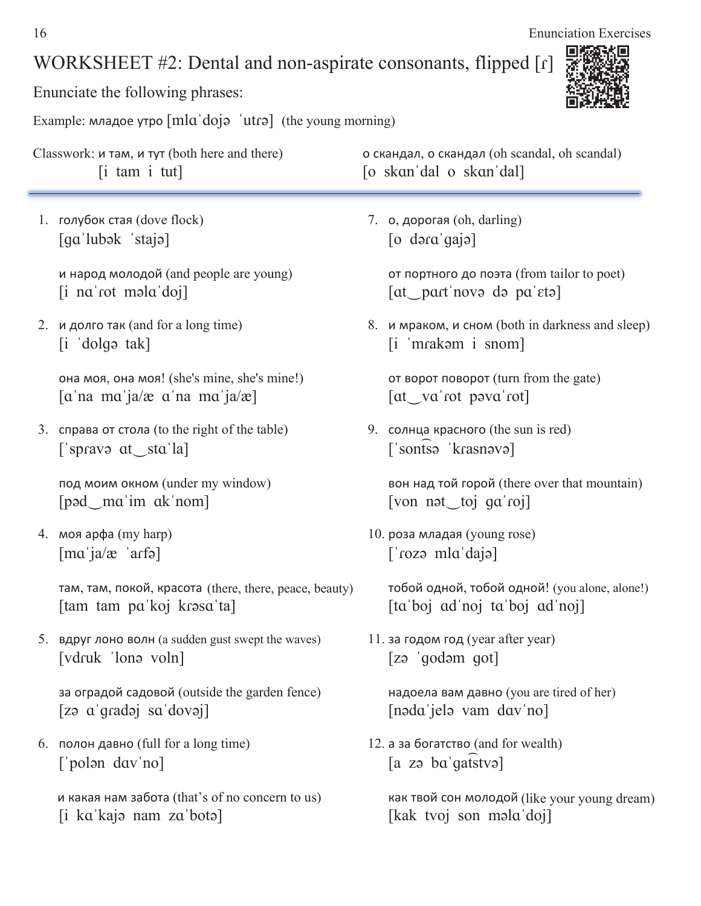# WORKSHEET #2: Dental and non-aspirate consonants, flipped [ɾ]

Enunciate the following phrases:

Example: младое утро [mlɑˈdojə ˈutɾə] (the young morning)

Classwork: и там, и тут (both here and there)
[i tam i tut]

о скандал, о скандал (oh scandal, oh scandal)
[o skɑnˈdal o skɑnˈdal]

---

1. голубок стая (dove flock)
   [gɑˈlubək ˈstajə]

   и народ молодой (and people are young)
   [i nɑˈɾot mәlɑˈdoj]

2. и долго так (and for a long time)
   [i ˈdolgə tak]

   она моя, она моя! (she's mine, she's mine!)
   [ɑˈna mɑˈja/æ ɑˈna mɑˈja/æ]

3. справа от стола (to the right of the table)
   [ˈspɾavə ɑt‿stɑˈla]

   под моим окном (under my window)
   [pəd‿mɑˈim ɑkˈnom]

4. моя арфа (my harp)
   [mɑˈja/æ ˈaɾfə]

   там, там, покой, красота (there, there, peace, beauty)
   [tam tam pɑˈkoj kɾəsɑˈta]

5. вдруг лоно волн (a sudden gust swept the waves)
   [vdɾuk ˈlonə voln]

   за оградой садовой (outside the garden fence)
   [zə ɑˈgɾadəj sɑˈdovəj]

6. полон давно (full for a long time)
   [ˈpolən dɑvˈno]

   и какая нам забота (that's of no concern to us)
   [i kɑˈkajə nam zɑˈbotə]

7. о, дорогая (oh, darling)
   [o dəɾɑˈgajə]

   от портного до поэта (from tailor to poet)
   [ɑt‿pɑɾtˈnovə də pɑˈɛtə]

8. и мраком, и сном (both in darkness and sleep)
   [i ˈmɾakəm i snom]

   от ворот поворот (turn from the gate)
   [ɑt‿vɑˈɾot pəvɑˈɾot]

9. солнца красного (the sun is red)
   [ˈsont͡sə ˈkɾasnəvə]

   вон над той горой (there over that mountain)
   [von nət‿toj gɑˈɾoj]

10. роза младая (young rose)
    [ˈɾozə mlɑˈdajə]

    тобой одной, тобой одной! (you alone, alone!)
    [tɑˈboj ɑdˈnoj tɑˈboj ɑdˈnoj]

11. за годом год (year after year)
    [zə ˈgodəm got]

    надоела вам давно (you are tired of her)
    [nədɑˈjelə vam dɑvˈno]

12. а за богатство (and for wealth)
    [a zə bɑˈgat͡stvə]

    как твой сон молодой (like your young dream)
    [kak tvoj son mәlɑˈdoj]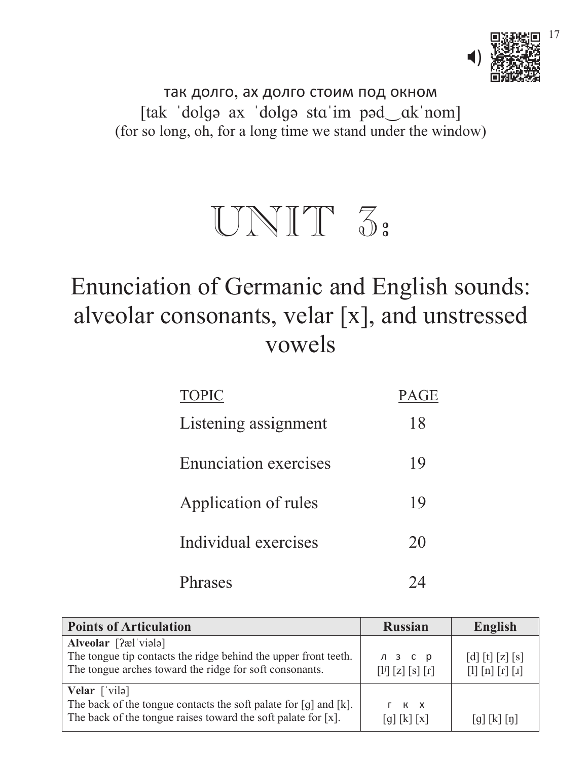так долго, ах долго стоим под окном
[tak ˈdolgə ax ˈdolgə stɑˈim pəd‿ɑkˈnom]
(for so long, oh, for a long time we stand under the window)

# UNIT 3:

## Enunciation of Germanic and English sounds: alveolar consonants, velar [x], and unstressed vowels

| TOPIC | PAGE |
|---|---|
| Listening assignment | 18 |
| Enunciation exercises | 19 |
| Application of rules | 19 |
| Individual exercises | 20 |
| Phrases | 24 |

| Points of Articulation | Russian | English |
|---|---|---|
| **Alveolar** [ʔælˈviələ]<br>The tongue tip contacts the ridge behind the upper front teeth.<br>The tongue arches toward the ridge for soft consonants. | л з с р<br>[lʲ] [z] [s] [ɾ] | [d] [t] [z] [s]<br>[l] [n] [ɾ] [ɹ] |
| **Velar** [ˈvilə]<br>The back of the tongue contacts the soft palate for [ɡ] and [k].<br>The back of the tongue raises toward the soft palate for [x]. | г к х<br>[ɡ] [k] [x] | [ɡ] [k] [ŋ] |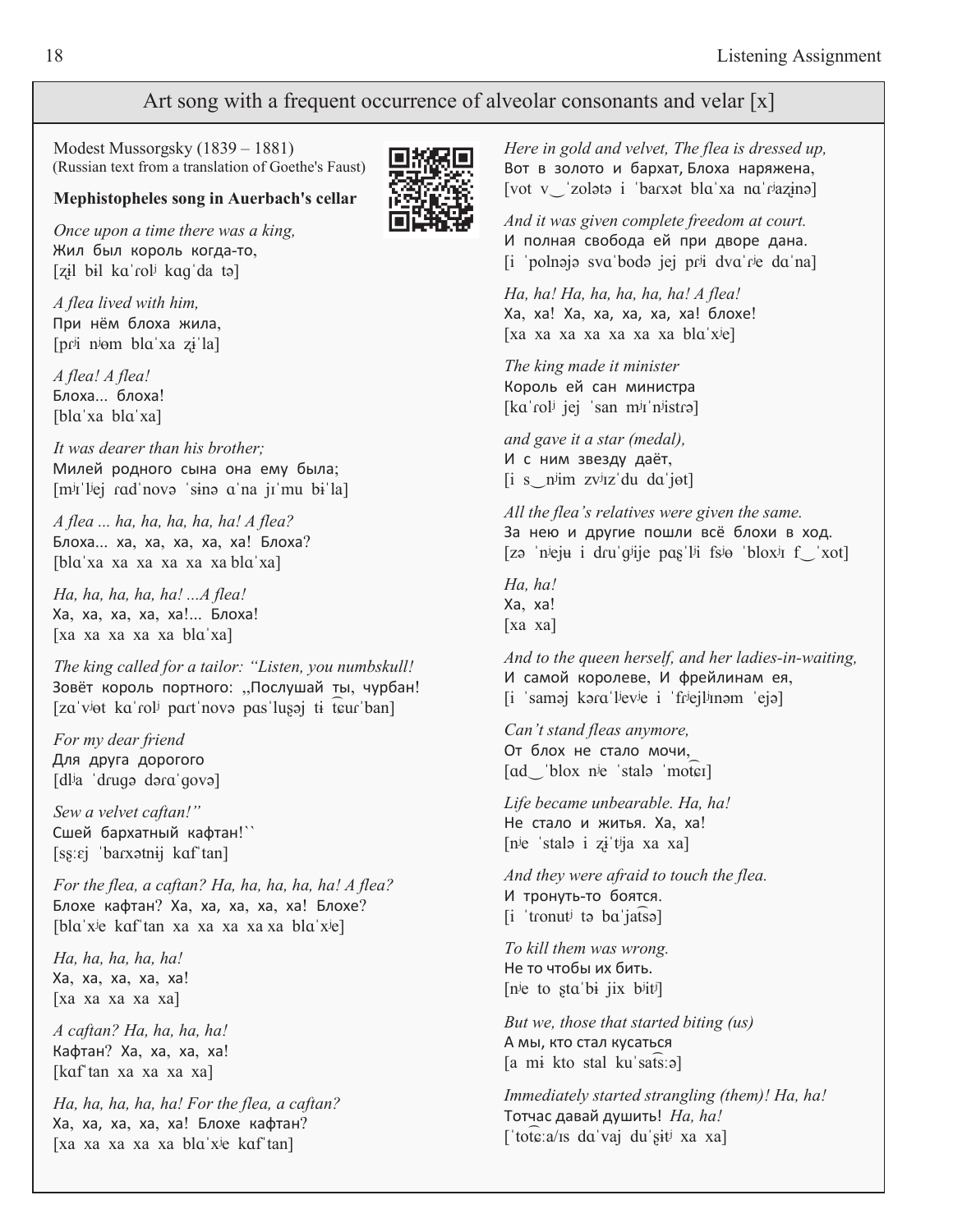## Art song with a frequent occurrence of alveolar consonants and velar [x]

Modest Mussorgsky (1839 – 1881)
(Russian text from a translation of Goethe's Faust)

**Mephistopheles song in Auerbach's cellar**

*Once upon a time there was a king,*
Жил был король когда-то,
[zɨl bɨl kɑˈrolʲ kɑɡˈda tə]

*A flea lived with him,*
При нём блоха жила,
[pɾʲi nʲom blɑˈxa zɨˈla]

*A flea! A flea!*
Блоха... блоха!
[blɑˈxa blɑˈxa]

*It was dearer than his brother;*
Милей родного сына она ему была;
[mʲɪˈlʲej ɾadˈnovə ˈsɨnə ɑˈna jɪˈmu bɨˈla]

*A flea ... ha, ha, ha, ha, ha! A flea?*
Блоха... ха, ха, ха, ха, ха! Блоха?
[blɑˈxa xa xa xa xa xa blɑˈxa]

*Ha, ha, ha, ha, ha! ...A flea!*
Ха, ха, ха, ха, ха!... Блоха!
[xa xa xa xa xa blɑˈxa]

*The king called for a tailor: "Listen, you numbskull!*
Зовёт король портного: „Послушай ты, чурбан!
[zɑˈvʲot kɑˈrolʲ pɑrtˈnovə pɑsˈluʂaj tɨ t͡ɕuɾˈban]

*For my dear friend*
Для друга дорогого
[dlʲa ˈdɾuɡə dəɾɑˈɡovə]

*Sew a velvet caftan!"*
Сшей бархатный кафтан!``
[sʂːɛj ˈbarxətnɨj kɑfˈtan]

*For the flea, a caftan? Ha, ha, ha, ha, ha! A flea?*
Блохе кафтан? Ха, ха, ха, ха, ха! Блохе?
[blɑˈxʲe kɑfˈtan xa xa xa xa xa blɑˈxʲe]

*Ha, ha, ha, ha, ha!*
Ха, ха, ха, ха, ха!
[xa xa xa xa xa]

*A caftan? Ha, ha, ha, ha!*
Кафтан? Ха, ха, ха, ха!
[kɑfˈtan xa xa xa xa]

*Ha, ha, ha, ha, ha! For the flea, a caftan?*
Ха, ха, ха, ха, ха! Блохе кафтан?
[xa xa xa xa xa blɑˈxʲe kɑfˈtan]

*Here in gold and velvet, The flea is dressed up,*
Вот в золото и бархат, Блоха наряжена,
[vot v‿ˈzolətə i ˈbarxət blɑˈxa nɑˈɾʲazɨnə]

*And it was given complete freedom at court.*
И полная свобода ей при дворе дана.
[i ˈpolnəjə svɑˈbodə jej pɾʲi dvɑˈɾʲe dɑˈna]

*Ha, ha! Ha, ha, ha, ha, ha! A flea!*
Ха, ха! Ха, ха, ха, ха, ха! блохе!
[xa xa xa xa xa xa xa blɑˈxʲe]

*The king made it minister*
Король ей сан министра
[kɑˈrolʲ jej ˈsan mʲɪˈnʲistɾə]

*and gave it a star (medal),*
И с ним звезду даёт,
[i s‿nʲim zvʲɪzˈdu dɑˈjot]

*All the flea's relatives were given the same.*
За нею и другие пошли всё блохи в ход.
[zə ˈnʲeju i dɾuˈɡʲije pɑʂˈlʲi fsʲo ˈbloxʲɪ f‿ˈxot]

*Ha, ha!*
Ха, ха!
[xa xa]

*And to the queen herself, and her ladies-in-waiting,*
И самой королеве, И фрейлинам ея,
[i ˈsaməj kəɾɑˈlʲevʲe i ˈfɾʲejlʲɪnəm ˈejə]

*Can't stand fleas anymore,*
От блох не стало мочи,
[ɑd‿ˈblox nʲe ˈstalə ˈmot͡ɕɪ]

*Life became unbearable. Ha, ha!*
Не стало и житья. Ха, ха!
[nʲe ˈstalə i zɨˈtʲja xa xa]

*And they were afraid to touch the flea.*
И тронуть-то боятся.
[i ˈtronutʲ tə bɑˈjat͡sə]

*To kill them was wrong.*
Не то чтобы их бить.
[nʲe to ʂtɑˈbɨ jix bʲitʲ]

*But we, those that started biting (us)*
А мы, кто стал кусаться
[a mɨ kto stal kuˈsat͡sːə]

*Immediately started strangling (them)! Ha, ha!*
Тотчас давай душить! *Ha, ha!*
[ˈtot͡ɕːa/ɪs dɑˈvaj duˈʂitʲ xa xa]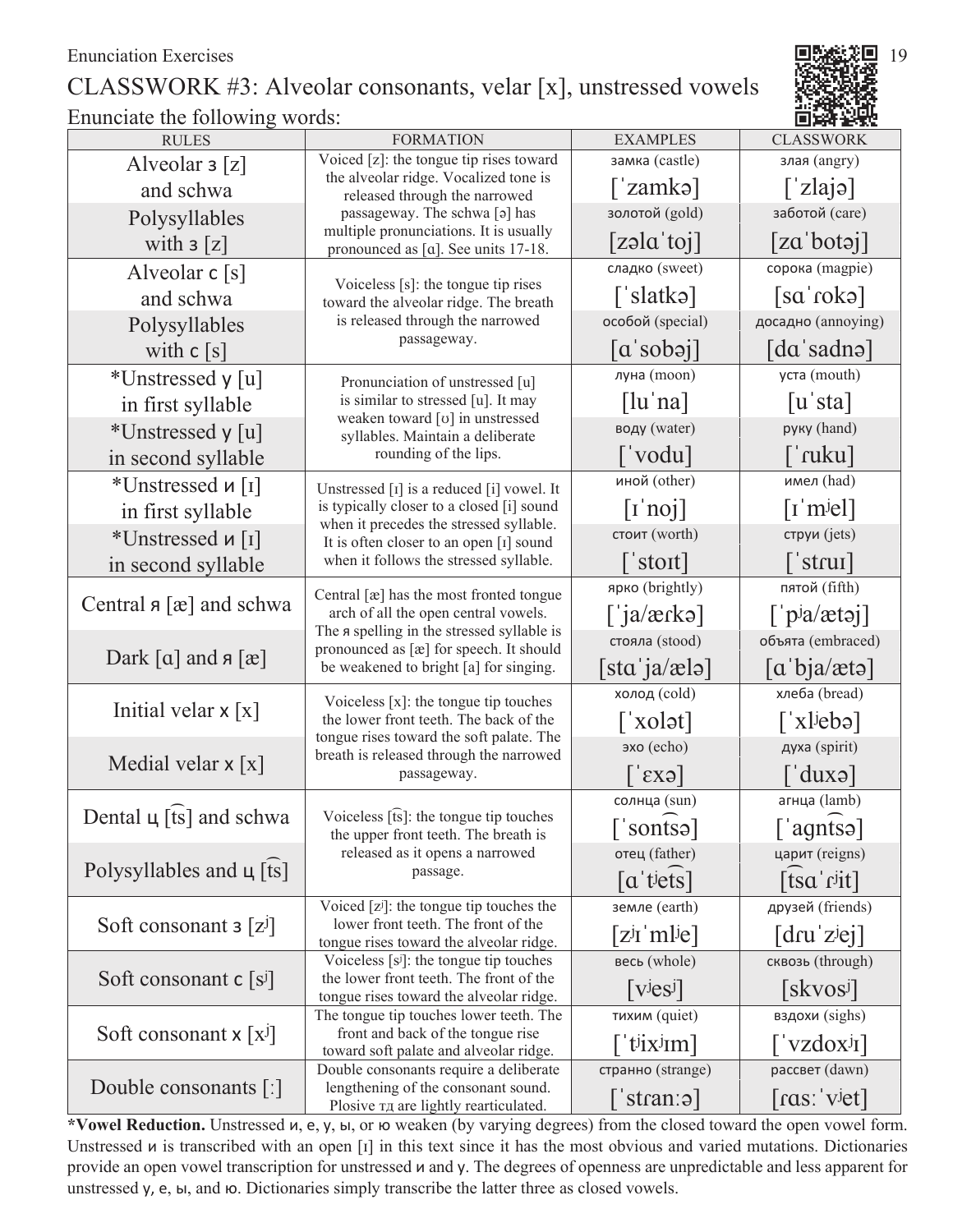Enunciation Exercises

# CLASSWORK #3: Alveolar consonants, velar [x], unstressed vowels

Enunciate the following words:

| RULES | FORMATION | EXAMPLES | CLASSWORK |
|---|---|---|---|
| Alveolar з [z] and schwa | Voiced [z]: the tongue tip rises toward the alveolar ridge. Vocalized tone is released through the narrowed passageway. The schwa [ə] has multiple pronunciations. It is usually pronounced as [ɑ]. See units 17-18. | замка (castle) [ˈzamkə] | злая (angry) [ˈzlajə] |
| Polysyllables with з [z] | | золотой (gold) [zəlɑˈtoj] | заботой (care) [zɑˈbotəj] |
| Alveolar с [s] and schwa | Voiceless [s]: the tongue tip rises toward the alveolar ridge. The breath is released through the narrowed passageway. | сладко (sweet) [ˈslatkə] | сорока (magpie) [sɑˈɾokə] |
| Polysyllables with с [s] | | особой (special) [ɑˈsobəj] | досадно (annoying) [dɑˈsadnə] |
| *Unstressed у [u] in first syllable | Pronunciation of unstressed [u] is similar to stressed [u]. It may weaken toward [ʊ] in unstressed syllables. Maintain a deliberate rounding of the lips. | луна (moon) [luˈna] | уста (mouth) [uˈsta] |
| *Unstressed у [u] in second syllable | | воду (water) [ˈvodu] | руку (hand) [ˈɾuku] |
| *Unstressed и [ɪ] in first syllable | Unstressed [ɪ] is a reduced [i] vowel. It is typically closer to a closed [i] sound when it precedes the stressed syllable. It is often closer to an open [ɪ] sound when it follows the stressed syllable. | иной (other) [ɪˈnoj] | имел (had) [ɪˈmʲel] |
| *Unstressed и [ɪ] in second syllable | | стоит (worth) [ˈstoɪt] | струи (jets) [ˈstɾuɪ] |
| Central я [æ] and schwa | Central [æ] has the most fronted tongue arch of all the open central vowels. The я spelling in the stressed syllable is pronounced as [æ] for speech. It should be weakened to bright [a] for singing. | ярко (brightly) [ˈja/æɾkə] | пятой (fifth) [ˈpʲa/ætəj] |
| Dark [ɑ] and я [æ] | | стояла (stood) [stɑˈja/ælə] | объята (embraced) [ɑˈbja/ætə] |
| Initial velar х [x] | Voiceless [x]: the tongue tip touches the lower front teeth. The back of the tongue rises toward the soft palate. The breath is released through the narrowed passageway. | холод (cold) [ˈxolət] | хлеба (bread) [ˈxlʲebə] |
| Medial velar х [x] | | эхо (echo) [ˈɛxə] | духа (spirit) [ˈduxə] |
| Dental ц [t͡s] and schwa | Voiceless [t͡s]: the tongue tip touches the upper front teeth. The breath is released as it opens a narrowed passage. | солнца (sun) [ˈsont͡sə] | агнца (lamb) [ˈagnt͡sə] |
| Polysyllables and ц [t͡s] | | отец (father) [ɑˈtʲet͡s] | царит (reigns) [t͡sɑˈɾʲit] |
| Soft consonant з [zʲ] | Voiced [zʲ]: the tongue tip touches the lower front teeth. The front of the tongue rises toward the alveolar ridge. | земле (earth) [zʲɪˈmlʲe] | друзей (friends) [dɾuˈzʲej] |
| Soft consonant с [sʲ] | Voiceless [sʲ]: the tongue tip touches the lower front teeth. The front of the tongue rises toward the alveolar ridge. | весь (whole) [vʲesʲ] | сквозь (through) [skvosʲ] |
| Soft consonant х [xʲ] | The tongue tip touches lower teeth. The front and back of the tongue rise toward soft palate and alveolar ridge. | тихим (quiet) [ˈtʲixʲɪm] | вздохи (sighs) [ˈvzdoxʲɪ] |
| Double consonants [ː] | Double consonants require a deliberate lengthening of the consonant sound. Plosive тд are lightly rearticulated. | странно (strange) [ˈstɾanːə] | рассвет (dawn) [ɾɑsːˈvʲet] |

**\*Vowel Reduction.** Unstressed и, е, у, ы, or ю weaken (by varying degrees) from the closed toward the open vowel form. Unstressed и is transcribed with an open [ɪ] in this text since it has the most obvious and varied mutations. Dictionaries provide an open vowel transcription for unstressed и and у. The degrees of openness are unpredictable and less apparent for unstressed у, е, ы, and ю. Dictionaries simply transcribe the latter three as closed vowels.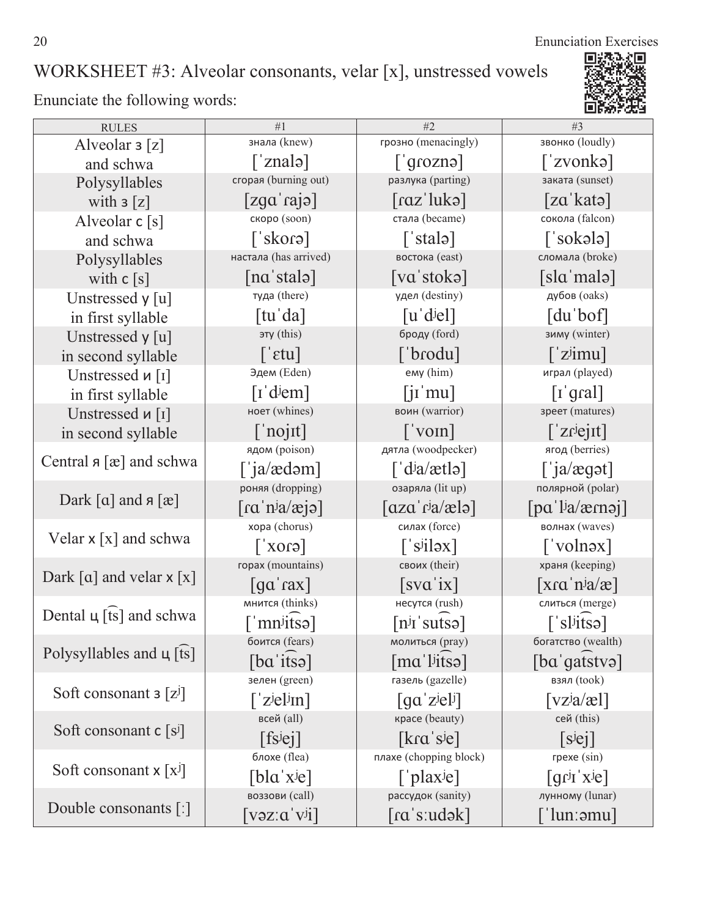# WORKSHEET #3: Alveolar consonants, velar [x], unstressed vowels

Enunciate the following words:

| RULES | #1 | #2 | #3 |
|---|---|---|---|
| Alveolar з [z] and schwa | знала (knew) [ˈznalə] | грозно (menacingly) [ˈɡroznə] | звонко (loudly) [ˈzvonkə] |
| Polysyllables with з [z] | сгорая (burning out) [zɡɑˈɾajə] | разлука (parting) [ɾɑzˈlukə] | заката (sunset) [zɑˈkatə] |
| Alveolar с [s] and schwa | скоро (soon) [ˈskoɾə] | стала (became) [ˈstalə] | сокола (falcon) [ˈsokələ] |
| Polysyllables with с [s] | настала (has arrived) [nɑˈstalə] | востока (east) [vɑˈstokə] | сломала (broke) [slɑˈmalə] |
| Unstressed у [u] in first syllable | туда (there) [tuˈda] | удел (destiny) [uˈdʲel] | дубов (oaks) [duˈbof] |
| Unstressed у [u] in second syllable | эту (this) [ˈɛtu] | броду (ford) [ˈbɾodu] | зиму (winter) [ˈzʲimu] |
| Unstressed и [ɪ] in first syllable | Эдем (Eden) [ɪˈdʲem] | ему (him) [jɪˈmu] | играл (played) [ɪˈɡɾal] |
| Unstressed и [ɪ] in second syllable | ноет (whines) [ˈnojɪt] | воин (warrior) [ˈvoɪn] | зреет (matures) [ˈzɾʲejɪt] |
| Central я [æ] and schwa | ядом (poison) [ˈja/ædəm] | дятла (woodpecker) [ˈdʲa/ætlə] | ягод (berries) [ˈja/æɡət] |
| Dark [ɑ] and я [æ] | роняя (dropping) [ɾɑˈnʲa/æjə] | озаряла (lit up) [ɑzɑˈɾʲa/ælə] | полярной (polar) [pɑˈlʲa/æɾnəj] |
| Velar х [x] and schwa | хора (chorus) [ˈxoɾə] | силах (force) [ˈsʲiləx] | волнах (waves) [ˈvolnəx] |
| Dark [ɑ] and velar х [x] | горах (mountains) [ɡɑˈɾax] | своих (their) [svɑˈix] | храня (keeping) [xɾɑˈnʲa/æ] |
| Dental ц [t͡s] and schwa | мнится (thinks) [ˈmnʲit͡sə] | несутся (rush) [nʲɪˈsut͡sə] | слиться (merge) [ˈslʲit͡sə] |
| Polysyllables and ц [t͡s] | боится (fears) [bɑˈit͡sə] | молиться (pray) [mɑˈlʲit͡sə] | богатство (wealth) [bɑˈɡat͡stvə] |
| Soft consonant з [zʲ] | зелен (green) [ˈzʲelʲɪn] | газель (gazelle) [ɡɑˈzʲelʲ] | взял (took) [vzʲa/æl] |
| Soft consonant с [sʲ] | всей (all) [fsʲej] | красе (beauty) [kɾɑˈsʲe] | сей (this) [sʲej] |
| Soft consonant х [xʲ] | блохе (flea) [blɑˈxʲe] | плахе (chopping block) [ˈplaxʲe] | грехе (sin) [ɡɾʲɪˈxʲe] |
| Double consonants [ː] | воззови (call) [vəzːɑˈvʲi] | рассудок (sanity) [ɾɑˈsːudək] | лунному (lunar) [ˈlunːəmu] |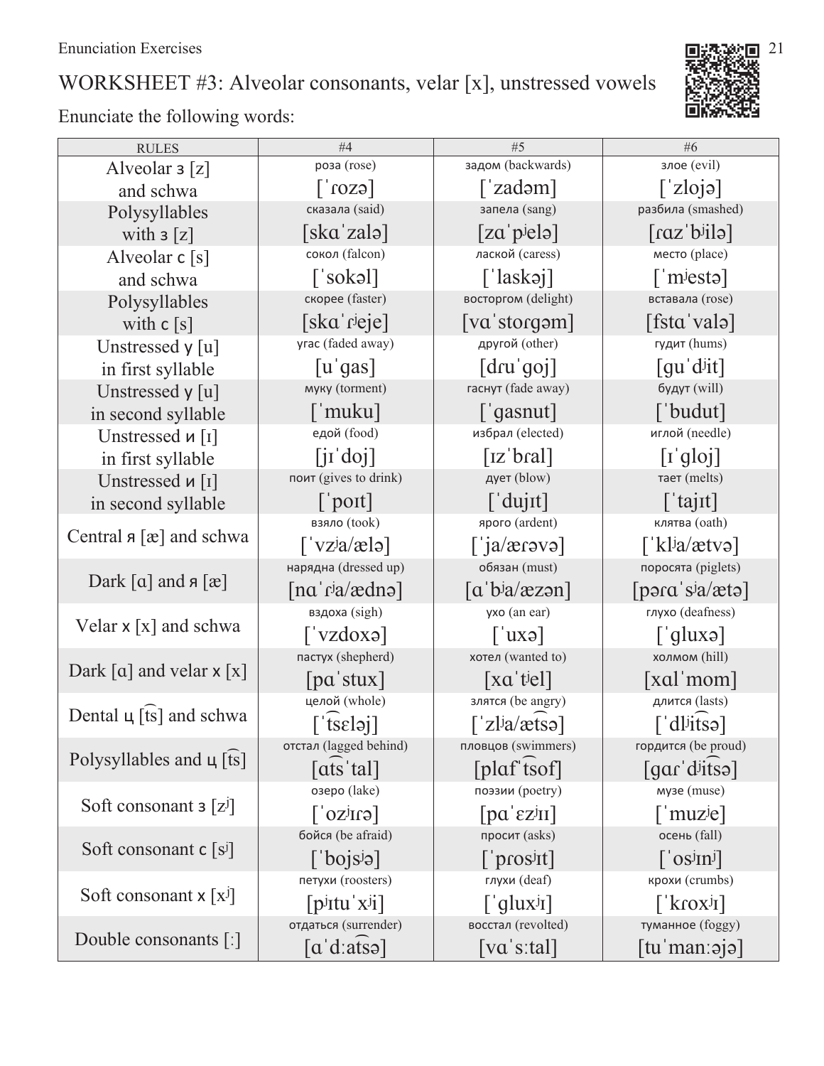# WORKSHEET #3: Alveolar consonants, velar [x], unstressed vowels

Enunciate the following words:

| RULES | #4 | #5 | #6 |
|---|---|---|---|
| Alveolar з [z] and schwa | роза (rose) [ˈɾozə] | задом (backwards) [ˈzadəm] | злое (evil) [ˈzlojə] |
| Polysyllables with з [z] | сказала (said) [skɑˈzalə] | запела (sang) [zɑˈpʲelə] | разбила (smashed) [ɾɑzˈbʲilə] |
| Alveolar с [s] and schwa | сокол (falcon) [ˈsokəl] | лаской (caress) [ˈlaskəj] | место (place) [ˈmʲestə] |
| Polysyllables with с [s] | скорее (faster) [skɑˈɾʲeje] | восторгом (delight) [vɑˈstoɾgəm] | вставала (rose) [fstɑˈvalə] |
| Unstressed у [u] in first syllable | угас (faded away) [uˈgas] | другой (other) [dɾuˈgoj] | гудит (hums) [guˈdʲit] |
| Unstressed у [u] in second syllable | муку (torment) [ˈmuku] | гаснут (fade away) [ˈgasnut] | будут (will) [ˈbudut] |
| Unstressed и [ɪ] in first syllable | едой (food) [jɪˈdoj] | избрал (elected) [ɪzˈbɾal] | иглой (needle) [ɪˈgloj] |
| Unstressed и [ɪ] in second syllable | поит (gives to drink) [ˈpoɪt] | дует (blow) [ˈdujɪt] | тает (melts) [ˈtajɪt] |
| Central я [æ] and schwa | взяло (took) [ˈvzʲa/ælə] | ярого (ardent) [ˈja/æɾəvə] | клятва (oath) [ˈklʲa/ætvə] |
| Dark [ɑ] and я [æ] | нарядна (dressed up) [nɑˈɾʲa/ædnə] | обязан (must) [ɑˈbʲa/æzən] | поросята (piglets) [pəɾɑˈsʲa/ætə] |
| Velar х [x] and schwa | вздоха (sigh) [ˈvzdoxə] | ухо (an ear) [ˈuxə] | глухо (deafness) [ˈgluxə] |
| Dark [ɑ] and velar х [x] | пастух (shepherd) [pɑˈstux] | хотел (wanted to) [xɑˈtʲel] | холмом (hill) [xɑlˈmom] |
| Dental ц [t͡s] and schwa | целой (whole) [ˈt͡sɛləj] | злятся (be angry) [ˈzlʲa/æt͡sə] | длится (lasts) [ˈdlʲit͡sə] |
| Polysyllables and ц [t͡s] | отстал (lagged behind) [ɑt͡sˈtal] | пловцов (swimmers) [plɑfˈt͡sof] | гордится (be proud) [gɑɾˈdʲit͡sə] |
| Soft consonant з [zʲ] | озеро (lake) [ˈozʲɪɾə] | поэзии (poetry) [pɑˈɛzʲɪɪ] | музе (muse) [ˈmuzʲe] |
| Soft consonant с [sʲ] | бойся (be afraid) [ˈbojsʲə] | просит (asks) [ˈpɾosʲɪt] | осень (fall) [ˈosʲɪnʲ] |
| Soft consonant х [xʲ] | петухи (roosters) [pʲɪtuˈxʲi] | глухи (deaf) [ˈgluxʲɪ] | крохи (crumbs) [ˈkɾoxʲɪ] |
| Double consonants [ː] | отдаться (surrender) [ɑˈdːat͡sə] | восстал (revolted) [vɑˈsːtal] | туманное (foggy) [tuˈmanːəjə] |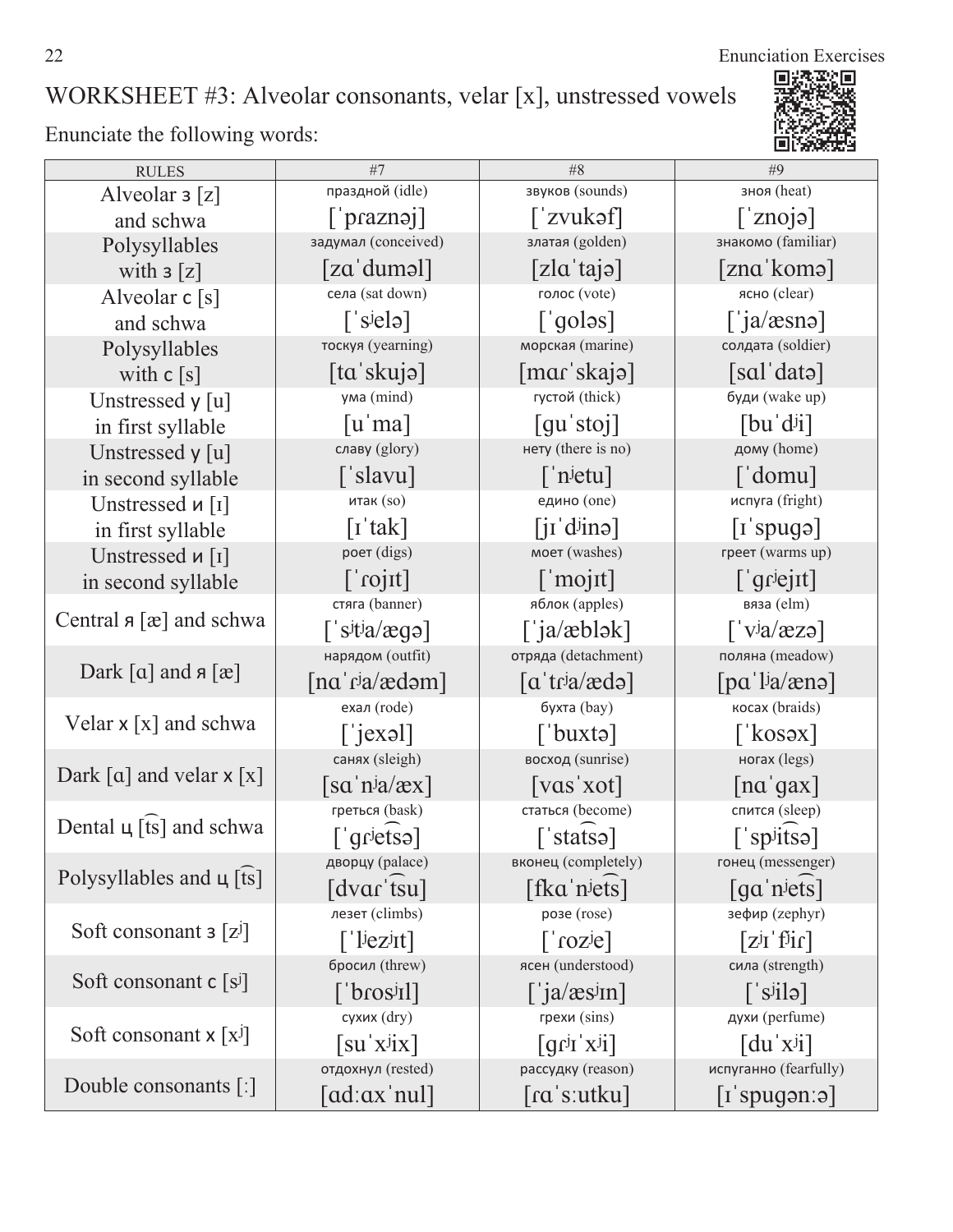## WORKSHEET #3: Alveolar consonants, velar [x], unstressed vowels

Enunciate the following words:

| RULES | #7 | #8 | #9 |
|---|---|---|---|
| Alveolar з [z] and schwa | праздной (idle) [ˈpɾaznəj] | звуков (sounds) [ˈzvukəf] | зноя (heat) [ˈznojə] |
| Polysyllables with з [z] | задумал (conceived) [zɑˈduməl] | златая (golden) [zlɑˈtajə] | знакомо (familiar) [znɑˈkomə] |
| Alveolar с [s] and schwa | села (sat down) [ˈsʲelə] | голос (vote) [ˈgoləs] | ясно (clear) [ˈja/æsnə] |
| Polysyllables with с [s] | тоскуя (yearning) [tɑˈskujə] | морская (marine) [mɑɾˈskajə] | солдата (soldier) [sɑlˈdatə] |
| Unstressed у [u] in first syllable | ума (mind) [uˈma] | густой (thick) [guˈstoj] | буди (wake up) [buˈdʲi] |
| Unstressed у [u] in second syllable | славу (glory) [ˈslavu] | нету (there is no) [ˈnʲetu] | дому (home) [ˈdomu] |
| Unstressed и [ɪ] in first syllable | итак (so) [ɪˈtak] | едино (one) [jɪˈdʲinə] | испуга (fright) [ɪˈspugə] |
| Unstressed и [ɪ] in second syllable | роет (digs) [ˈɾojɪt] | моет (washes) [ˈmojɪt] | греет (warms up) [ˈgɾʲejɪt] |
| Central я [æ] and schwa | стяга (banner) [ˈsʲtʲa/ægə] | яблок (apples) [ˈja/æblək] | вяза (elm) [ˈvʲa/æzə] |
| Dark [ɑ] and я [æ] | нарядом (outfit) [nɑˈɾʲa/ædəm] | отряда (detachment) [ɑˈtɾʲa/ædə] | поляна (meadow) [pɑˈlʲa/ænə] |
| Velar х [x] and schwa | ехал (rode) [ˈjexəl] | бухта (bay) [ˈbuxtə] | косах (braids) [ˈkosəx] |
| Dark [ɑ] and velar х [x] | санях (sleigh) [sɑˈnʲa/æx] | восход (sunrise) [vɑsˈxot] | ногах (legs) [nɑˈgax] |
| Dental ц [t͡s] and schwa | греться (bask) [ˈgɾʲet͡sə] | статься (become) [ˈstat͡sə] | спится (sleep) [ˈspʲit͡sə] |
| Polysyllables and ц [t͡s] | дворцу (palace) [dvɑɾˈt͡su] | вконец (completely) [fkɑˈnʲet͡s] | гонец (messenger) [gɑˈnʲet͡s] |
| Soft consonant з [zʲ] | лезет (climbs) [ˈlʲezʲɪt] | розе (rose) [ˈɾozʲe] | зефир (zephyr) [zʲɪˈfʲiɾ] |
| Soft consonant с [sʲ] | бросил (threw) [ˈbɾosʲɪl] | ясен (understood) [ˈja/æsʲɪn] | сила (strength) [ˈsʲilə] |
| Soft consonant х [xʲ] | сухих (dry) [suˈxʲix] | грехи (sins) [gɾʲɪˈxʲi] | духи (perfume) [duˈxʲi] |
| Double consonants [ː] | отдохнул (rested) [ɑdːɑxˈnul] | рассудку (reason) [ɾɑˈsːutku] | испуганно (fearfully) [ɪˈspugənːə] |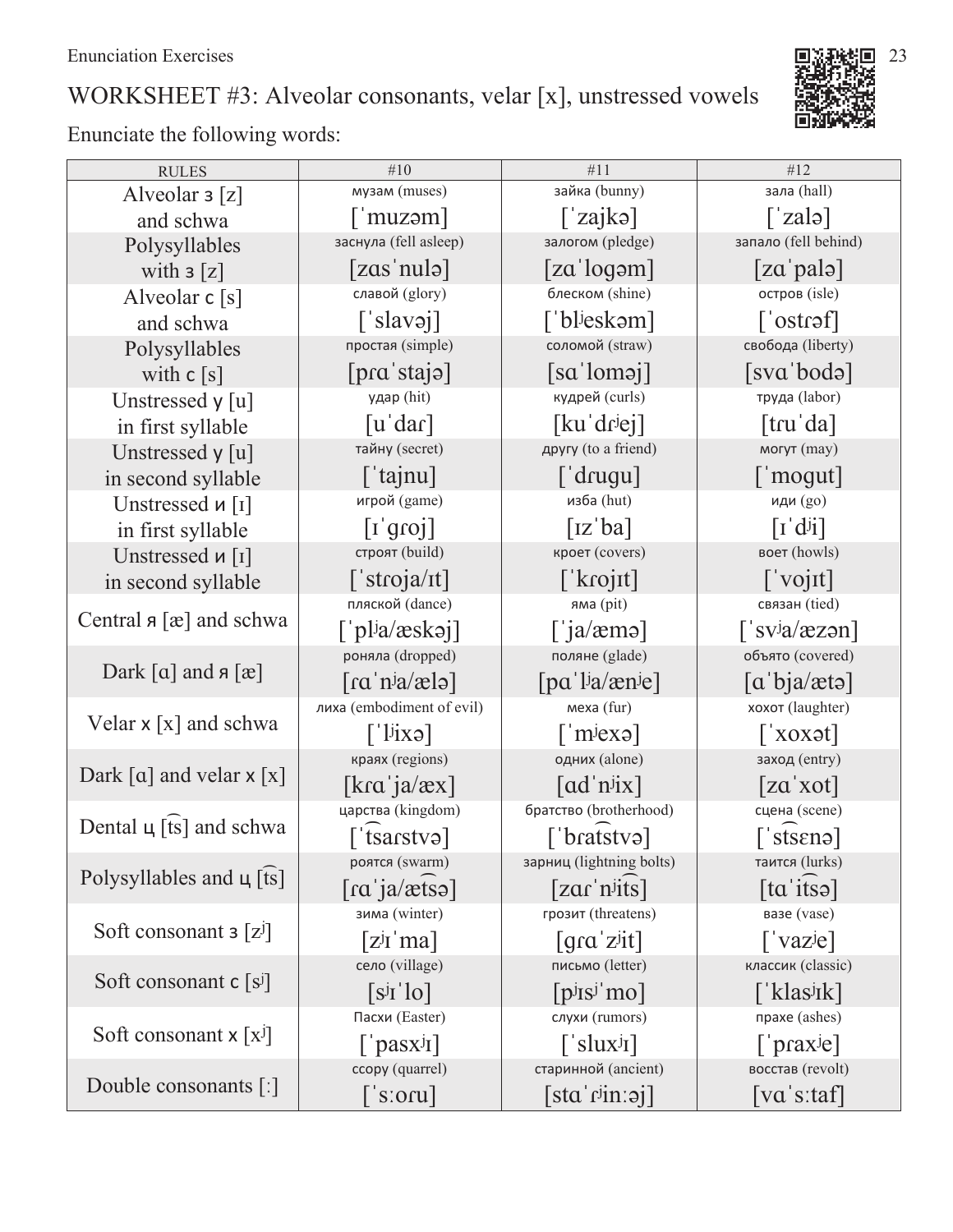# WORKSHEET #3: Alveolar consonants, velar [x], unstressed vowels

Enunciate the following words:

| RULES | #10 | #11 | #12 |
|---|---|---|---|
| Alveolar з [z] and schwa | музам (muses) [ˈmuzəm] | зайка (bunny) [ˈzajkə] | зала (hall) [ˈzalə] |
| Polysyllables with з [z] | заснула (fell asleep) [zɑsˈnulə] | залогом (pledge) [zɑˈlogəm] | запало (fell behind) [zɑˈpalə] |
| Alveolar с [s] and schwa | славой (glory) [ˈslavəj] | блеском (shine) [ˈblʲeskəm] | остров (isle) [ˈostɾəf] |
| Polysyllables with с [s] | простая (simple) [pɾɑˈstajə] | соломой (straw) [sɑˈloməj] | свобода (liberty) [svɑˈbodə] |
| Unstressed у [u] in first syllable | удар (hit) [uˈdaɾ] | кудрей (curls) [kuˈdɾʲej] | труда (labor) [tɾuˈda] |
| Unstressed у [u] in second syllable | тайну (secret) [ˈtajnu] | другу (to a friend) [ˈdɾugu] | могут (may) [ˈmogut] |
| Unstressed и [ɪ] in first syllable | игрой (game) [ɪˈgɾoj] | изба (hut) [ɪzˈba] | иди (go) [ɪˈdʲi] |
| Unstressed и [ɪ] in second syllable | строят (build) [ˈstɾoja/ɪt] | кроет (covers) [ˈkɾojɪt] | воет (howls) [ˈvojɪt] |
| Central я [æ] and schwa | пляской (dance) [ˈplʲa/æskəj] | яма (pit) [ˈja/æmə] | связан (tied) [ˈsvʲa/æzən] |
| Dark [ɑ] and я [æ] | роняла (dropped) [ɾɑˈnʲa/ælə] | поляне (glade) [pɑˈlʲa/ænʲe] | объято (covered) [ɑˈbja/ætə] |
| Velar х [x] and schwa | лиха (embodiment of evil) [ˈlʲixə] | меха (fur) [ˈmʲexə] | хохот (laughter) [ˈxoxət] |
| Dark [ɑ] and velar х [x] | краях (regions) [kɾɑˈja/æx] | одних (alone) [ɑdˈnʲix] | заход (entry) [zɑˈxot] |
| Dental ц [t͡s] and schwa | царства (kingdom) [ˈt͡saɾstvə] | братство (brotherhood) [ˈbɾat͡stvə] | сцена (scene) [ˈst͡sɛnə] |
| Polysyllables and ц [t͡s] | роятся (swarm) [ɾɑˈja/æt͡sə] | зарниц (lightning bolts) [zɑɾˈnʲit͡s] | таится (lurks) [tɑˈit͡sə] |
| Soft consonant з [zʲ] | зима (winter) [zʲɪˈma] | грозит (threatens) [gɾɑˈzʲit] | вазе (vase) [ˈvazʲe] |
| Soft consonant с [sʲ] | село (village) [sʲɪˈlo] | письмо (letter) [pʲɪsʲˈmo] | классик (classic) [ˈklasʲɪk] |
| Soft consonant х [xʲ] | Пасхи (Easter) [ˈpasxʲɪ] | слухи (rumors) [ˈsluxʲɪ] | прахе (ashes) [ˈpɾaxʲe] |
| Double consonants [ː] | ссору (quarrel) [ˈsːoɾu] | старинной (ancient) [stɑˈɾʲinːəj] | восстав (revolt) [vɑˈsːtaf] |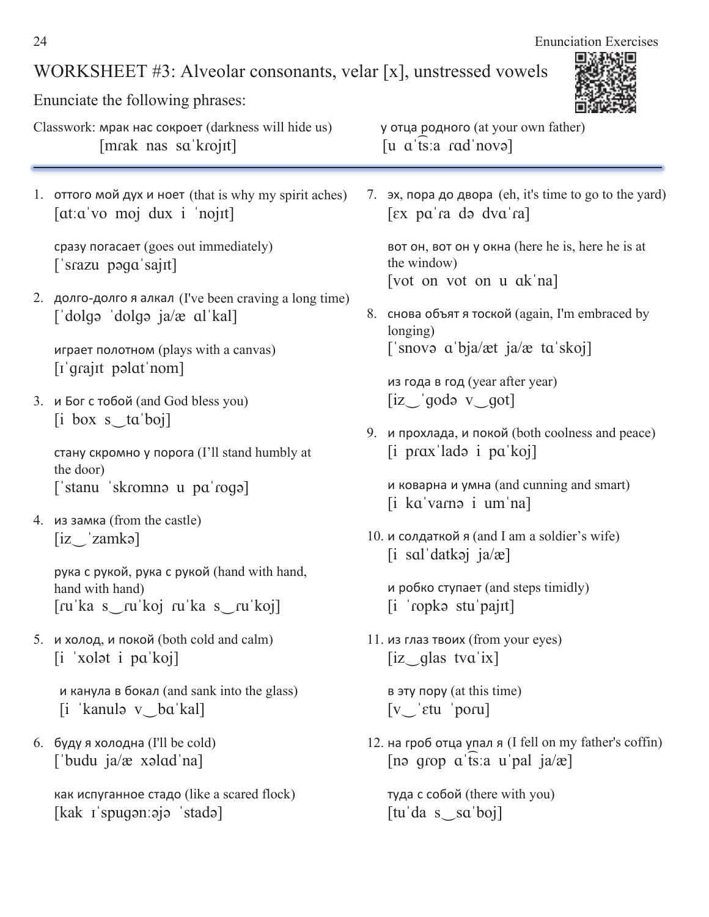# WORKSHEET #3: Alveolar consonants, velar [x], unstressed vowels

Enunciate the following phrases:

Classwork: мрак нас сокроет (darkness will hide us)
[mɾak nas sɑˈkɾojɪt]

у отца родного (at your own father)
[u ɑˈt͡sːa ɾɑdˈnovə]

---

1. оттого мой дух и ноет (that is why my spirit aches)
   [ɑtːɑˈvo moj dux i ˈnojɪt]

   сразу погасает (goes out immediately)
   [ˈsɾazu pəgɑˈsajɪt]

2. долго-долго я алкал (I've been craving a long time)
   [ˈdolgə ˈdolgə ja/æ ɑlˈkal]

   играет полотном (plays with a canvas)
   [ɪˈgɾajɪt pəlɑtˈnom]

3. и Бог с тобой (and God bless you)
   [i box s‿tɑˈboj]

   стану скромно у порога (I'll stand humbly at the door)
   [ˈstanu ˈskɾomnə u pɑˈɾogə]

4. из замка (from the castle)
   [iz‿ˈzamkə]

   рука с рукой, рука с рукой (hand with hand, hand with hand)
   [ɾuˈka s‿ɾuˈkoj ɾuˈka s‿ɾuˈkoj]

5. и холод, и покой (both cold and calm)
   [i ˈxolət i pɑˈkoj]

   и канула в бокал (and sank into the glass)
   [i ˈkanulə v‿bɑˈkal]

6. буду я холодна (I'll be cold)
   [ˈbudu ja/æ xəlɑdˈna]

   как испуганное стадо (like a scared flock)
   [kak ɪˈspugənːəjə ˈstadə]

7. эх, пора до двора (eh, it's time to go to the yard)
   [ɛx pɑˈɾa də dvɑˈɾa]

   вот он, вот он у окна (here he is, here he is at the window)
   [vot on vot on u ɑkˈna]

8. снова объят я тоской (again, I'm embraced by longing)
   [ˈsnovə ɑˈbja/æt ja/æ tɑˈskoj]

   из года в год (year after year)
   [iz‿ˈgodə v‿got]

9. и прохлада, и покой (both coolness and peace)
   [i pɾɑxˈladə i pɑˈkoj]

   и коварна и умна (and cunning and smart)
   [i kɑˈvaɾnə i umˈna]

10. и солдаткой я (and I am a soldier's wife)
    [i sɑlˈdatkəj ja/æ]

    и робко ступает (and steps timidly)
    [i ˈɾopkə stuˈpajɪt]

11. из глаз твоих (from your eyes)
    [iz‿glas tvɑˈix]

    в эту пору (at this time)
    [v‿ˈɛtu ˈpoɾu]

12. на гроб отца упал я (I fell on my father's coffin)
    [nə gɾop ɑˈt͡sːa uˈpal ja/æ]

    туда с собой (there with you)
    [tuˈda s‿sɑˈboj]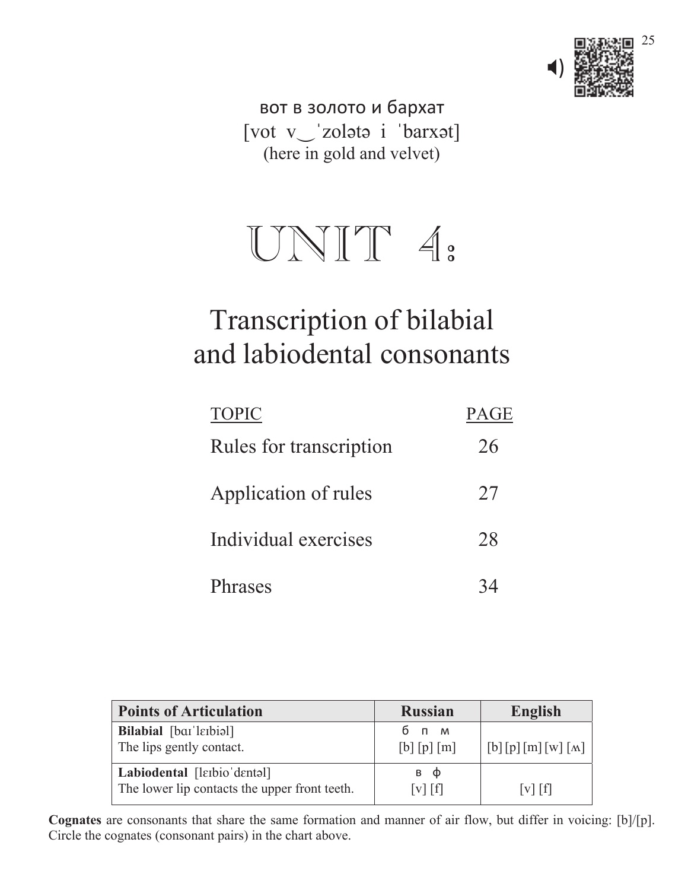вот в золото и бархат

[vot v‿ˈzolətə i ˈbarxət]

(here in gold and velvet)

# UNIT 4:

## Transcription of bilabial and labiodental consonants

| TOPIC | PAGE |
|---|---|
| Rules for transcription | 26 |
| Application of rules | 27 |
| Individual exercises | 28 |
| Phrases | 34 |

| Points of Articulation | Russian | English |
|---|---|---|
| **Bilabial** [baɪˈlɛɪbiəl]<br>The lips gently contact. | б п м<br>[b] [p] [m] | [b] [p] [m] [w] [ʍ] |
| **Labiodental** [lɛɪbioˈdɛntəl]<br>The lower lip contacts the upper front teeth. | в ф<br>[v] [f] | [v] [f] |

**Cognates** are consonants that share the same formation and manner of air flow, but differ in voicing: [b]/[p]. Circle the cognates (consonant pairs) in the chart above.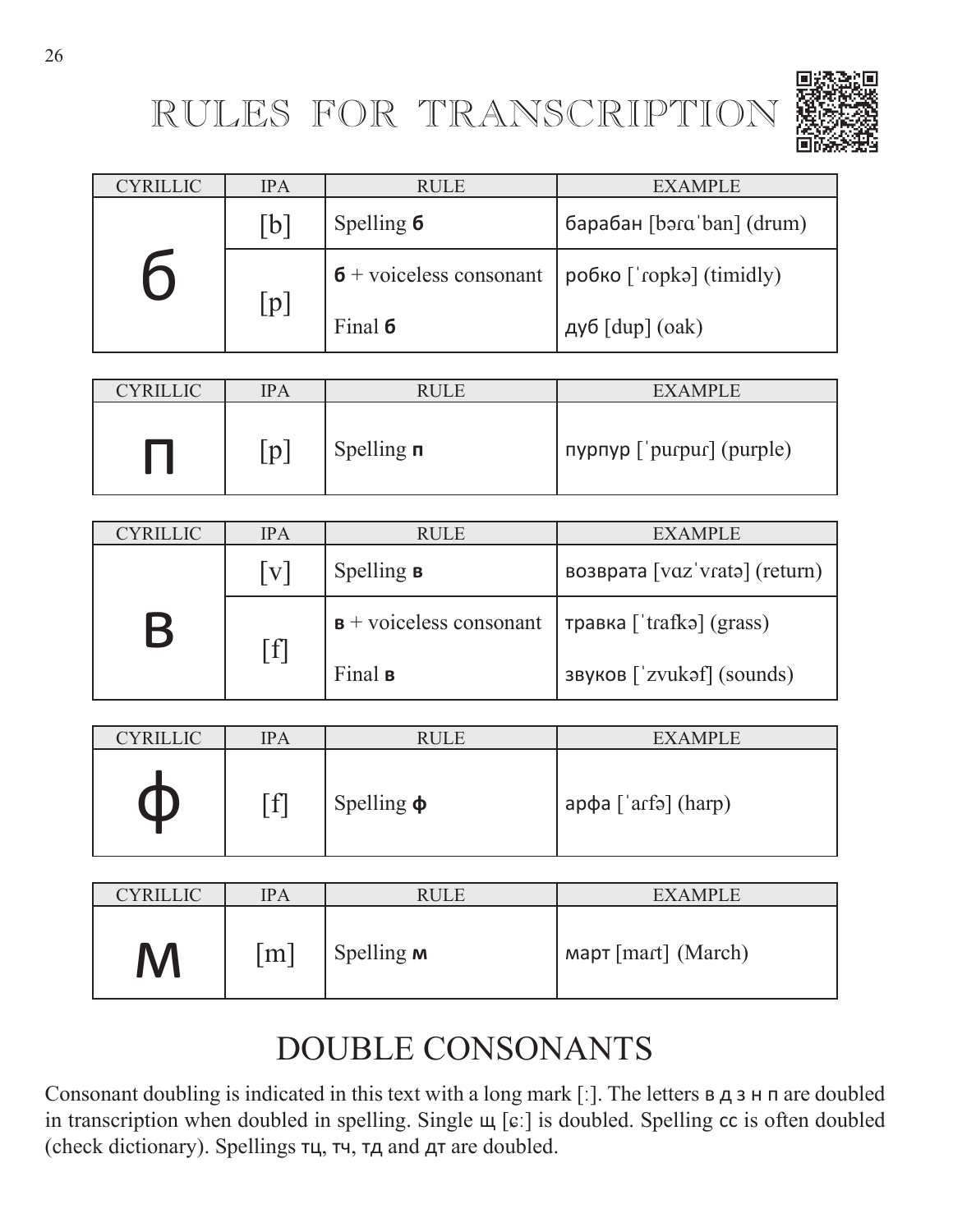# RULES FOR TRANSCRIPTION

| CYRILLIC | IPA | RULE | EXAMPLE |
|---|---|---|---|
| б | [b] | Spelling **б** | барабан [bəɾɑˈban] (drum) |
| | [p] | **б** + voiceless consonant | робко [ˈɾopkə] (timidly) |
| | | Final **б** | дуб [dup] (oak) |

| CYRILLIC | IPA | RULE | EXAMPLE |
|---|---|---|---|
| п | [p] | Spelling **п** | пурпур [ˈpuɾpuɾ] (purple) |

| CYRILLIC | IPA | RULE | EXAMPLE |
|---|---|---|---|
| в | [v] | Spelling **в** | возврата [vɑzˈvɾatə] (return) |
| | [f] | **в** + voiceless consonant | травка [ˈtɾafkə] (grass) |
| | | Final **в** | звуков [ˈzvukəf] (sounds) |

| CYRILLIC | IPA | RULE | EXAMPLE |
|---|---|---|---|
| ф | [f] | Spelling **ф** | арфа [ˈaɾfə] (harp) |

| CYRILLIC | IPA | RULE | EXAMPLE |
|---|---|---|---|
| м | [m] | Spelling **м** | март [maɾt] (March) |

## DOUBLE CONSONANTS

Consonant doubling is indicated in this text with a long mark [ː]. The letters в д з н п are doubled in transcription when doubled in spelling. Single щ [ɕː] is doubled. Spelling сс is often doubled (check dictionary). Spellings тц, тч, тд and дт are doubled.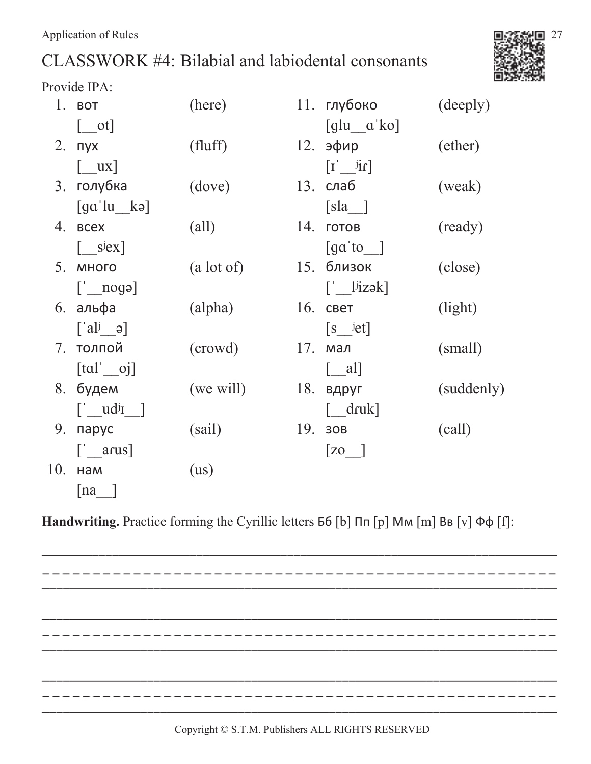# CLASSWORK #4: Bilabial and labiodental consonants

Provide IPA:

1. вот (here)
   [__ot]
2. пух (fluff)
   [__ux]
3. голубка (dove)
   [gɑˈlu__kə]
4. всех (all)
   [__sʲex]
5. много (a lot of)
   [ˈ__nogə]
6. альфа (alpha)
   [ˈalʲ__ə]
7. толпой (crowd)
   [tɑlˈ__oj]
8. будем (we will)
   [ˈ__udʲɪ__]
9. парус (sail)
   [ˈ__aɾus]
10. нам (us)
    [na__]
11. глубоко (deeply)
    [glu__ɑˈko]
12. эфир (ether)
    [ɪˈ__ʲiɾ]
13. слаб (weak)
    [sla__]
14. готов (ready)
    [gɑˈto__]
15. близок (close)
    [ˈ__lʲizək]
16. свет (light)
    [s__ʲet]
17. мал (small)
    [__al]
18. вдруг (suddenly)
    [__dɾuk]
19. зов (call)
    [zo__]

**Handwriting.** Practice forming the Cyrillic letters Бб [b] Пп [p] Мм [m] Вв [v] Фф [f]:

_______________________________________________________________

_______________________________________________________________

_______________________________________________________________

Copyright © S.T.M. Publishers ALL RIGHTS RESERVED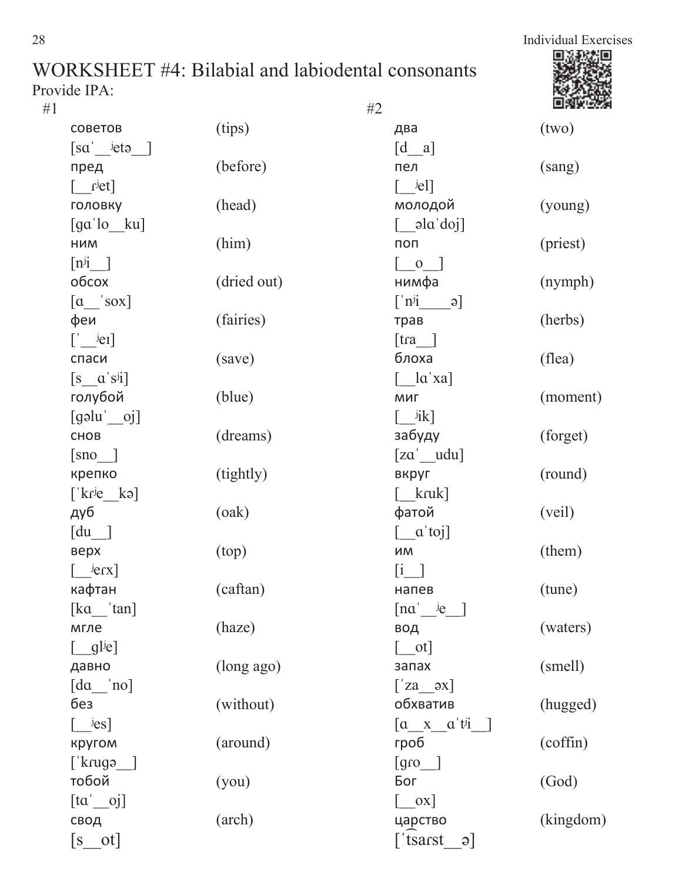# WORKSHEET #4: Bilabial and labiodental consonants

Provide IPA:

#1

| | |
|---|---|
| советов [sɑˈ__ʲetə__] | (tips) |
| пред [__ɾʲet] | (before) |
| головку [gɑˈlo__ku] | (head) |
| ним [nʲi__] | (him) |
| обсох [ɑ__ˈsox] | (dried out) |
| феи [ˈ__ʲeɪ] | (fairies) |
| спаси [s__ɑˈsʲi] | (save) |
| голубой [gəluˈ__oj] | (blue) |
| снов [sno__] | (dreams) |
| крепко [ˈkɾʲe__kə] | (tightly) |
| дуб [du__] | (oak) |
| верх [__ʲeɾx] | (top) |
| кафтан [kɑ__ˈtan] | (caftan) |
| мгле [__glʲe] | (haze) |
| давно [dɑ__ˈno] | (long ago) |
| без [__ʲes] | (without) |
| кругом [ˈkɾugə__] | (around) |
| тобой [tɑˈ__oj] | (you) |
| свод [s__ot] | (arch) |

#2

| | |
|---|---|
| два [d__a] | (two) |
| пел [__ʲel] | (sang) |
| молодой [__əlɑˈdoj] | (young) |
| поп [__o__] | (priest) |
| нимфа [ˈnʲi____ə] | (nymph) |
| трав [tɾa__] | (herbs) |
| блоха [__lɑˈxa] | (flea) |
| миг [__ʲik] | (moment) |
| забуду [zɑˈ__udu] | (forget) |
| вкруг [__kɾuk] | (round) |
| фатой [__ɑˈtoj] | (veil) |
| им [i__] | (them) |
| напев [nɑˈ__ʲe__] | (tune) |
| вод [__ot] | (waters) |
| запах [ˈza__əx] | (smell) |
| обхватив [ɑ__x__ɑˈtʲi__] | (hugged) |
| гроб [gɾo__] | (coffin) |
| Бог [__ox] | (God) |
| царство [ˈt͡saɾst__ə] | (kingdom) |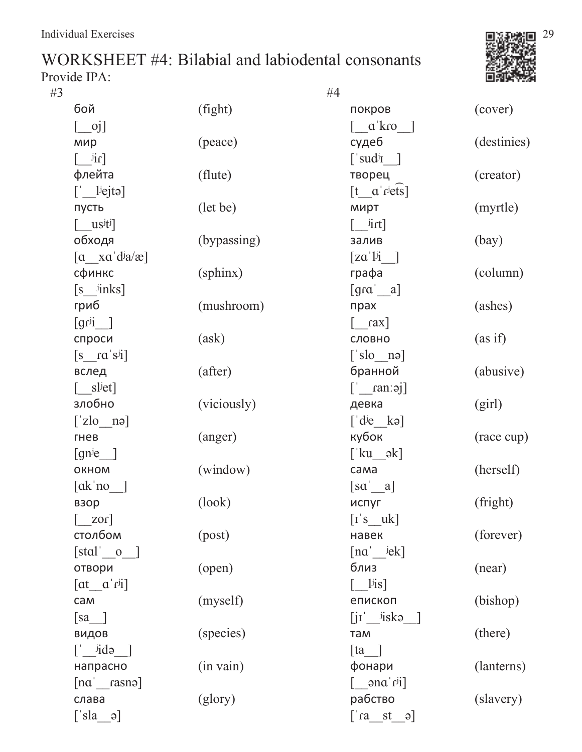# WORKSHEET #4: Bilabial and labiodental consonants

Provide IPA:

#3

бой (fight)
[__oj]

мир (peace)
[__ʲiɾ]

флейта (flute)
[ˈ__lʲejtə]

пусть (let be)
[__usʲtʲ]

обходя (bypassing)
[ɑ__xɑˈdʲa/æ]

сфинкс (sphinx)
[s__ʲinks]

гриб (mushroom)
[gɾʲi__]

спроси (ask)
[s__ɾɑˈsʲi]

вслед (after)
[__slʲet]

злобно (viciously)
[ˈzlo__nə]

гнев (anger)
[gnʲe__]

окном (window)
[ɑkˈno__]

взор (look)
[__zoɾ]

столбом (post)
[stɑlˈ__o__]

отвори (open)
[ɑt__ɑˈɾʲi]

сам (myself)
[sa__]

видов (species)
[ˈ__ʲidə__]

напрасно (in vain)
[nɑˈ__ɾasnə]

слава (glory)
[ˈsla__ə]

#4

покров (cover)
[__ɑˈkɾo__]

судеб (destinies)
[ˈsudʲɪ__]

творец (creator)
[t__ɑˈɾʲe͡ts]

мирт (myrtle)
[__ʲiɾt]

залив (bay)
[zɑˈlʲi__]

графа (column)
[gɾɑˈ__a]

прах (ashes)
[__ɾax]

словно (as if)
[ˈslo__nə]

бранной (abusive)
[ˈ__ɾanːəj]

девка (girl)
[ˈdʲe__kə]

кубок (race cup)
[ˈku__ək]

сама (herself)
[sɑˈ__a]

испуг (fright)
[ɪˈs__uk]

навек (forever)
[nɑˈ__ʲek]

близ (near)
[__lʲis]

епископ (bishop)
[jɪˈ__ʲiskə__]

там (there)
[ta__]

фонари (lanterns)
[__ənɑˈɾʲi]

рабство (slavery)
[ˈɾa__st__ə]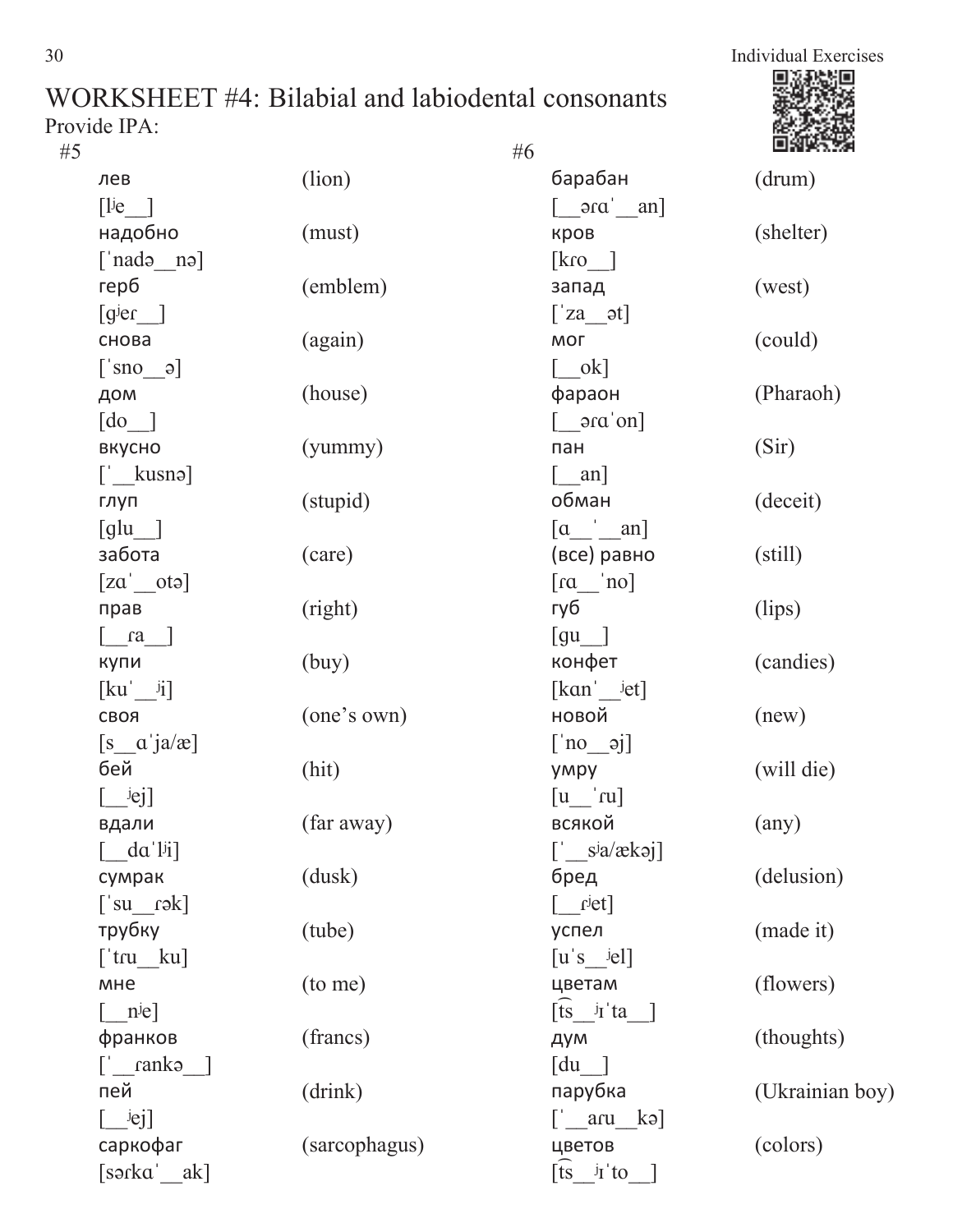# WORKSHEET #4: Bilabial and labiodental consonants

Provide IPA:

#5

лев (lion)
[lʲe__]

надобно (must)
[ˈnadə__nə]

герб (emblem)
[gʲeɾ__]

снова (again)
[ˈsno__ə]

дом (house)
[do__]

вкусно (yummy)
[ˈ__kusnə]

глуп (stupid)
[glu__]

забота (care)
[zɑˈ__otə]

прав (right)
[__ɾa__]

купи (buy)
[kuˈ__ʲi]

своя (one's own)
[s__ɑˈja/æ]

бей (hit)
[__ʲej]

вдали (far away)
[__dɑˈlʲi]

сумрак (dusk)
[ˈsu__ɾək]

трубку (tube)
[ˈtɾu__ku]

мне (to me)
[__nʲe]

франков (francs)
[ˈ__ɾankə__]

пей (drink)
[__ʲej]

саркофаг (sarcophagus)
[səɾkɑˈ__ak]

#6

барабан (drum)
[__əɾɑˈ__an]

кров (shelter)
[kɾo__]

запад (west)
[ˈza__ət]

мог (could)
[__ok]

фараон (Pharaoh)
[__əɾɑˈon]

пан (Sir)
[__an]

обман (deceit)
[ɑ__ˈ__an]

(все) равно (still)
[ɾɑ__ˈno]

губ (lips)
[gu__]

конфет (candies)
[kɑnˈ__ʲet]

новой (new)
[ˈno__əj]

умру (will die)
[u__ˈɾu]

всякой (any)
[ˈ__sʲa/ækəj]

бред (delusion)
[__ɾʲet]

успел (made it)
[uˈs__ʲel]

цветам (flowers)
[t͡s__ʲɪˈta__]

дум (thoughts)
[du__]

парубка (Ukrainian boy)
[ˈ__aɾu__kə]

цветов (colors)
[t͡s__ʲɪˈto__]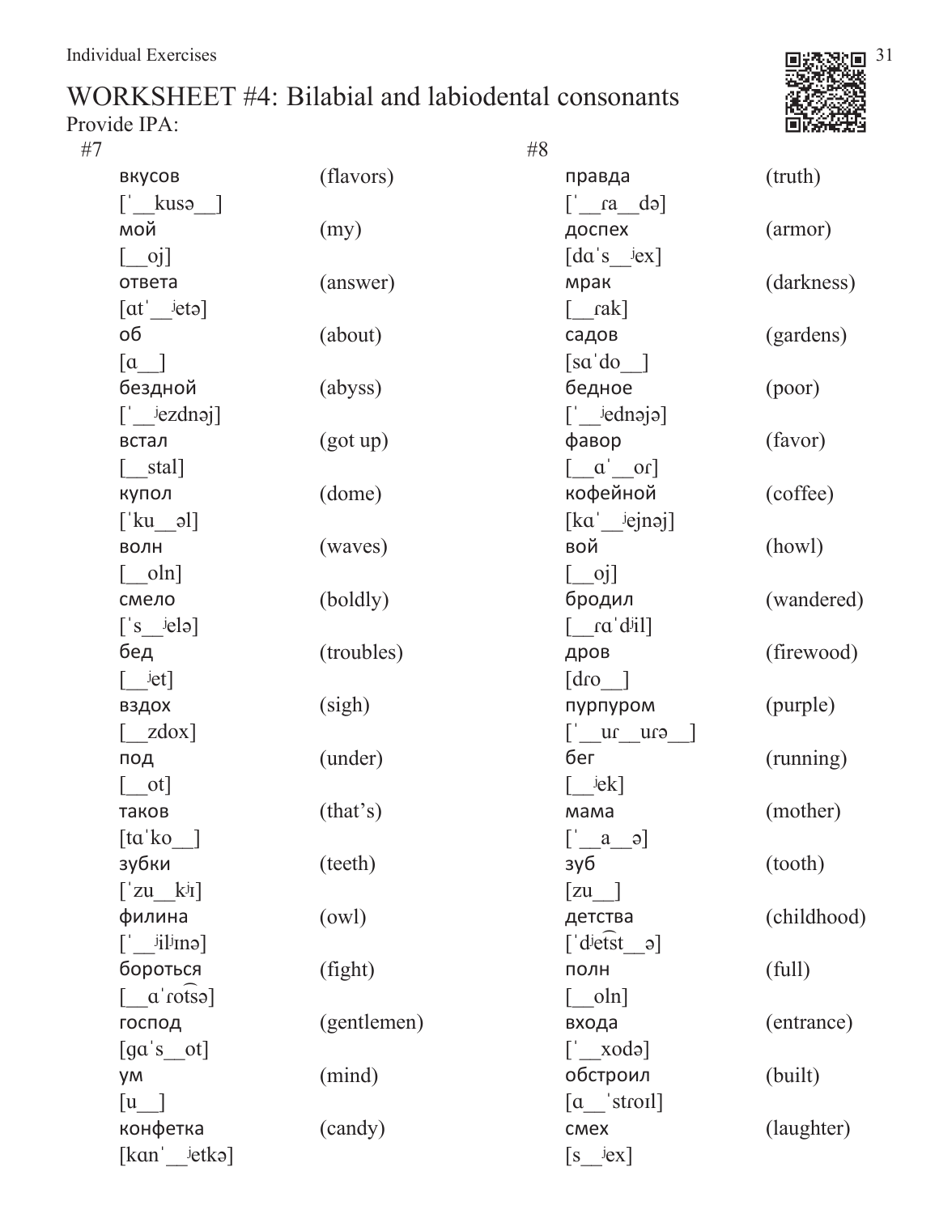# WORKSHEET #4: Bilabial and labiodental consonants

Provide IPA:

#7

вкусов (flavors)
[ˈ__kusə__]

мой (my)
[__oj]

ответа (answer)
[ɑtˈ__ʲetə]

об (about)
[ɑ__]

бездной (abyss)
[ˈ__ʲezdnəj]

встал (got up)
[__stal]

купол (dome)
[ˈku__əl]

волн (waves)
[__oln]

смело (boldly)
[ˈs__ʲelə]

бед (troubles)
[__ʲet]

вздох (sigh)
[__zdox]

под (under)
[__ot]

таков (that's)
[tɑˈko__]

зубки (teeth)
[ˈzu__kʲɪ]

филина (owl)
[ˈ__ʲilʲɪnə]

бороться (fight)
[__ɑˈɾot͡sə]

господ (gentlemen)
[gɑˈs__ot]

ум (mind)
[u__]

конфетка (candy)
[kɑnˈ__ʲetkə]

#8

правда (truth)
[ˈ__ɾa__də]

доспех (armor)
[dɑˈs__ʲex]

мрак (darkness)
[__ɾak]

садов (gardens)
[sɑˈdo__]

бедное (poor)
[ˈ__ʲednəjə]

фавор (favor)
[__ɑˈ__oɾ]

кофейной (coffee)
[kɑˈ__ʲejnəj]

вой (howl)
[__oj]

бродил (wandered)
[__ɾɑˈdʲil]

дров (firewood)
[dɾo__]

пурпуром (purple)
[ˈ__uɾ__uɾə__]

бег (running)
[__ʲek]

мама (mother)
[ˈ__a__ə]

зуб (tooth)
[zu__]

детства (childhood)
[ˈdʲet͡st__ə]

полн (full)
[__oln]

входа (entrance)
[ˈ__xodə]

обстроил (built)
[ɑ__ˈstɾoɪl]

смех (laughter)
[s__ʲex]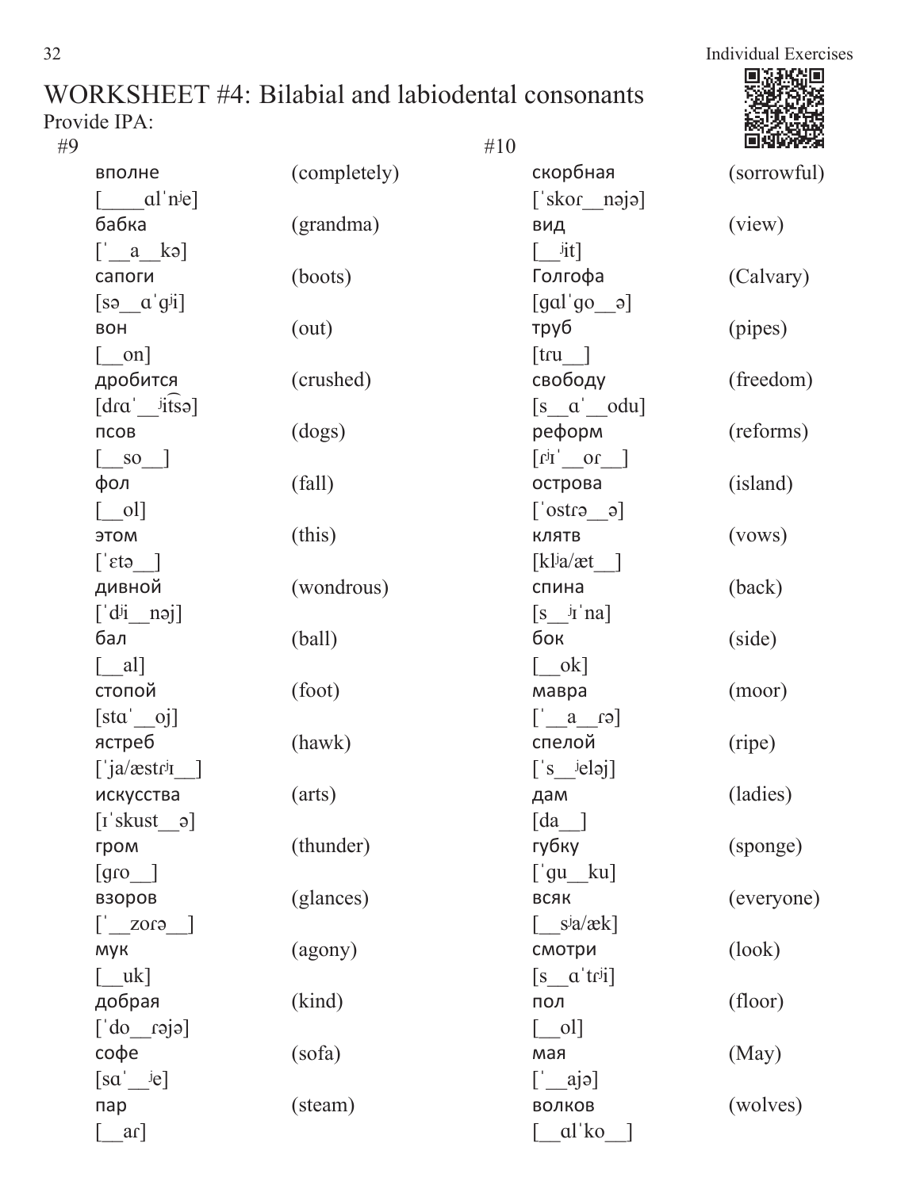# WORKSHEET #4: Bilabial and labiodental consonants

Provide IPA:

#9

| Word | IPA | Meaning |
| --- | --- | --- |
| вполне | [____ɑlˈnʲe] | (completely) |
| бабка | [ˈ__a__kə] | (grandma) |
| сапоги | [sə__ɑˈgʲi] | (boots) |
| вон | [__on] | (out) |
| дробится | [drɑˈ__ʲi͡tsə] | (crushed) |
| псов | [__so__] | (dogs) |
| фол | [__ol] | (fall) |
| этом | [ˈɛtə__] | (this) |
| дивной | [ˈdʲi__nəj] | (wondrous) |
| бал | [__al] | (ball) |
| стопой | [stɑˈ__oj] | (foot) |
| ястреб | [ˈja/æstrʲɪ__] | (hawk) |
| искусства | [ɪˈskust__ə] | (arts) |
| гром | [gro__] | (thunder) |
| взоров | [ˈ__zorə__] | (glances) |
| мук | [__uk] | (agony) |
| добрая | [ˈdo__rəjə] | (kind) |
| софе | [sɑˈ__ʲe] | (sofa) |
| пар | [__ar] | (steam) |

#10

| Word | IPA | Meaning |
| --- | --- | --- |
| скорбная | [ˈskor__nəjə] | (sorrowful) |
| вид | [__ʲit] | (view) |
| Голгофа | [gɑlˈgo__ə] | (Calvary) |
| труб | [tru__] | (pipes) |
| свободу | [s__ɑˈ__odu] | (freedom) |
| реформ | [rʲɪˈ__or__] | (reforms) |
| острова | [ˈostrə__ə] | (island) |
| клятв | [klʲa/æt__] | (vows) |
| спина | [s__ʲɪˈna] | (back) |
| бок | [__ok] | (side) |
| мавра | [ˈ__a__rə] | (moor) |
| спелой | [ˈs__ʲeləj] | (ripe) |
| дам | [da__] | (ladies) |
| губку | [ˈgu__ku] | (sponge) |
| всяк | [__sʲa/æk] | (everyone) |
| смотри | [s__ɑˈtrʲi] | (look) |
| пол | [__ol] | (floor) |
| мая | [ˈ__ajə] | (May) |
| волков | [__ɑlˈko__] | (wolves) |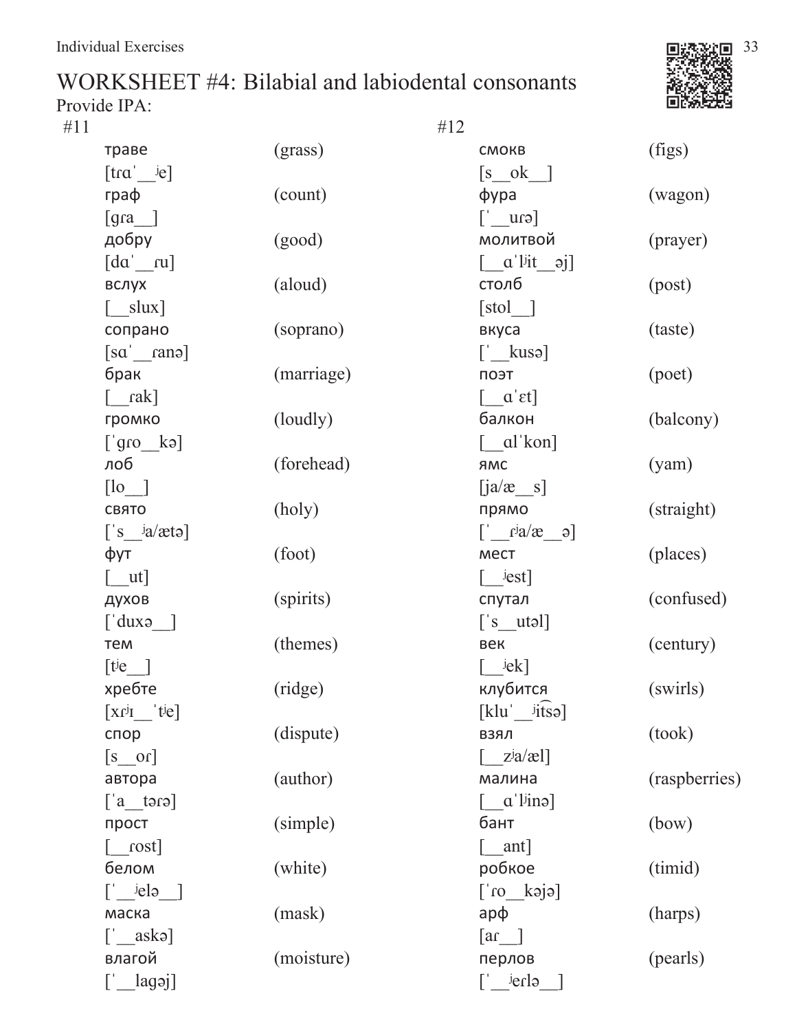# WORKSHEET #4: Bilabial and labiodental consonants

Provide IPA:

#11

| | |
|---|---|
| траве<br>[trɑˈ__ʲe] | (grass) |
| граф<br>[gɾa__] | (count) |
| добру<br>[dɑˈ__ɾu] | (good) |
| вслух<br>[__slux] | (aloud) |
| сопрано<br>[sɑˈ__ɾanə] | (soprano) |
| брак<br>[__ɾak] | (marriage) |
| громко<br>[ˈgɾo__kə] | (loudly) |
| лоб<br>[lo__] | (forehead) |
| свято<br>[ˈs__ʲa/ætə] | (holy) |
| фут<br>[__ut] | (foot) |
| духов<br>[ˈduxə__] | (spirits) |
| тем<br>[tʲe__] | (themes) |
| хребте<br>[xɾʲɪ__ˈtʲe] | (ridge) |
| спор<br>[s__oɾ] | (dispute) |
| автора<br>[ˈa__təɾə] | (author) |
| прост<br>[__ɾost] | (simple) |
| белом<br>[ˈ__ʲelə__] | (white) |
| маска<br>[ˈ__askə] | (mask) |
| влагой<br>[ˈ__lagəj] | (moisture) |

#12

| | |
|---|---|
| смокв<br>[s__ok__] | (figs) |
| фура<br>[ˈ__uɾə] | (wagon) |
| молитвой<br>[__ɑˈlʲit__əj] | (prayer) |
| столб<br>[stol__] | (post) |
| вкуса<br>[ˈ__kusə] | (taste) |
| поэт<br>[__ɑˈɛt] | (poet) |
| балкон<br>[__ɑlˈkon] | (balcony) |
| ямс<br>[ja/æ__s] | (yam) |
| прямо<br>[ˈ__ɾʲa/æ__ə] | (straight) |
| мест<br>[__ʲest] | (places) |
| спутал<br>[ˈs__utəl] | (confused) |
| век<br>[__ʲek] | (century) |
| клубится<br>[kluˈ__ʲi͡tsə] | (swirls) |
| взял<br>[__zʲa/æl] | (took) |
| малина<br>[__ɑˈlʲinə] | (raspberries) |
| бант<br>[__ant] | (bow) |
| робкое<br>[ˈɾo__kəjə] | (timid) |
| арф<br>[aɾ__] | (harps) |
| перлов<br>[ˈ__ʲeɾlə__] | (pearls) |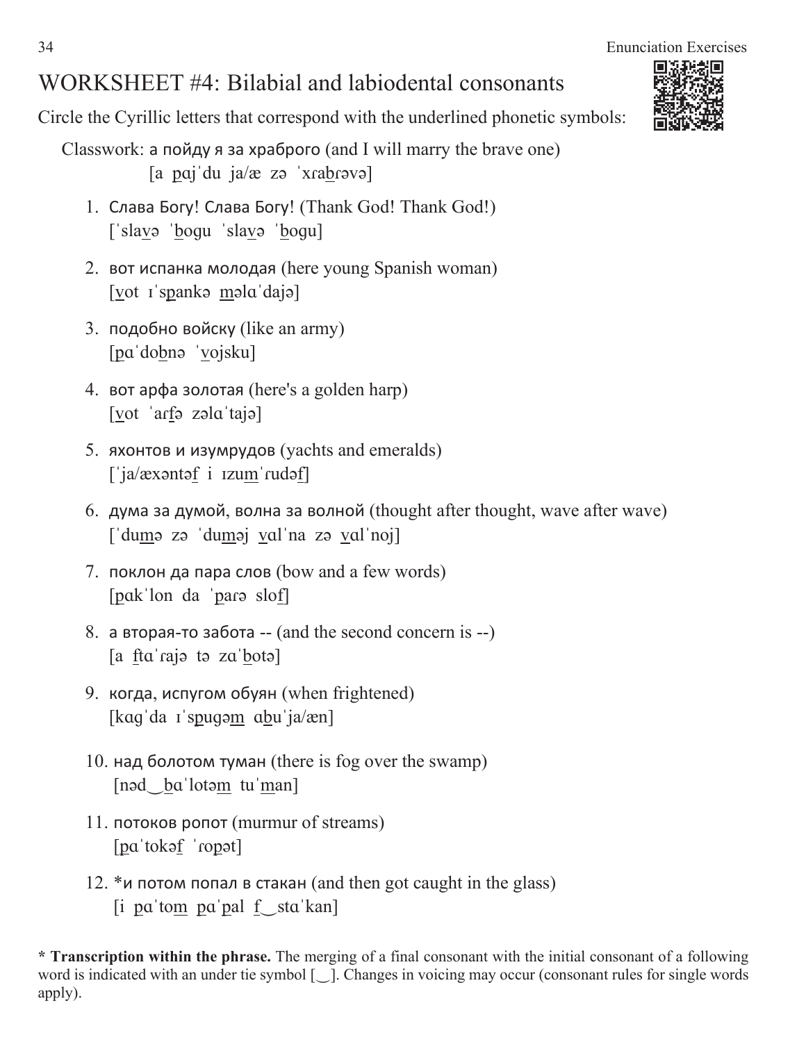// WORKSHEET #4: Bilabial and labiodental consonants

Circle the Cyrillic letters that correspond with the underlined phonetic symbols:

Classwork: а пойду я за храброго (and I will marry the brave one)
[a pɑjˈdu ja/æ zə ˈxɾabɾəvə]

1. Слава Богу! Слава Богу! (Thank God! Thank God!)
   [ˈslavə ˈbogu ˈslavə ˈbogu]

2. вот испанка молодая (here young Spanish woman)
   [vot ɪˈspankə məlɑˈdajə]

3. подобно войску (like an army)
   [pɑˈdobnə ˈvojsku]

4. вот арфа золотая (here's a golden harp)
   [vot ˈarfə zəlɑˈtajə]

5. яхонтов и изумрудов (yachts and emeralds)
   [ˈja/æxəntəf i ɪzumˈɾudəf]

6. дума за думой, волна за волной (thought after thought, wave after wave)
   [ˈdumə zə ˈduməj vɑlˈna zə vɑlˈnoj]

7. поклон да пара слов (bow and a few words)
   [pɑkˈlon da ˈpaɾə slof]

8. а вторая-то забота -- (and the second concern is --)
   [a ftɑˈɾajə tə zɑˈbotə]

9. когда, испугом обуян (when frightened)
   [kɑgˈda ɪˈspugəm ɑbuˈja/æn]

10. над болотом туман (there is fog over the swamp)
    [nəd‿bɑˈlotəm tuˈman]

11. потоков ропот (murmur of streams)
    [pɑˈtokəf ˈɾopət]

12. *и потом попал в стакан (and then got caught in the glass)
    [i pɑˈtom pɑˈpal f‿stɑˈkan]

**\* Transcription within the phrase.** The merging of a final consonant with the initial consonant of a following word is indicated with an under tie symbol [‿]. Changes in voicing may occur (consonant rules for single words apply).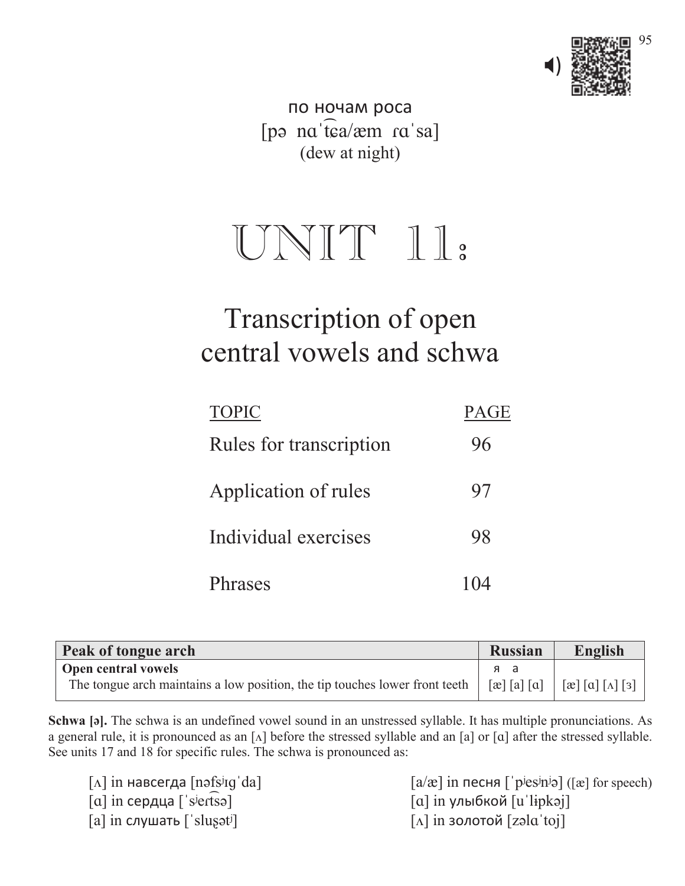по ночам роса
[pə nɑˈt͡ɕa/æm ɾɑˈsa]
(dew at night)

# UNIT 11:

## Transcription of open central vowels and schwa

| TOPIC | PAGE |
|---|---|
| Rules for transcription | 96 |
| Application of rules | 97 |
| Individual exercises | 98 |
| Phrases | 104 |

| Peak of tongue arch | Russian | English |
|---|---|---|
| **Open central vowels** | я а | |
| The tongue arch maintains a low position, the tip touches lower front teeth | [æ] [a] [ɑ] | [æ] [ɑ] [ʌ] [ɜ] |

**Schwa [ə].** The schwa is an undefined vowel sound in an unstressed syllable. It has multiple pronunciations. As a general rule, it is pronounced as an [ʌ] before the stressed syllable and an [a] or [ɑ] after the stressed syllable. See units 17 and 18 for specific rules. The schwa is pronounced as:

- [ʌ] in навсегда [nəfsʲɪɡˈda]
- [ɑ] in сердца [ˈsʲert͡sə]
- [a] in слушать [ˈsluʂətʲ]
- [a/æ] in песня [ˈpʲesʲnʲə] ([æ] for speech)
- [ɑ] in улыбкой [uˈlɨpkəj]
- [ʌ] in золотой [zəlɑˈtoj]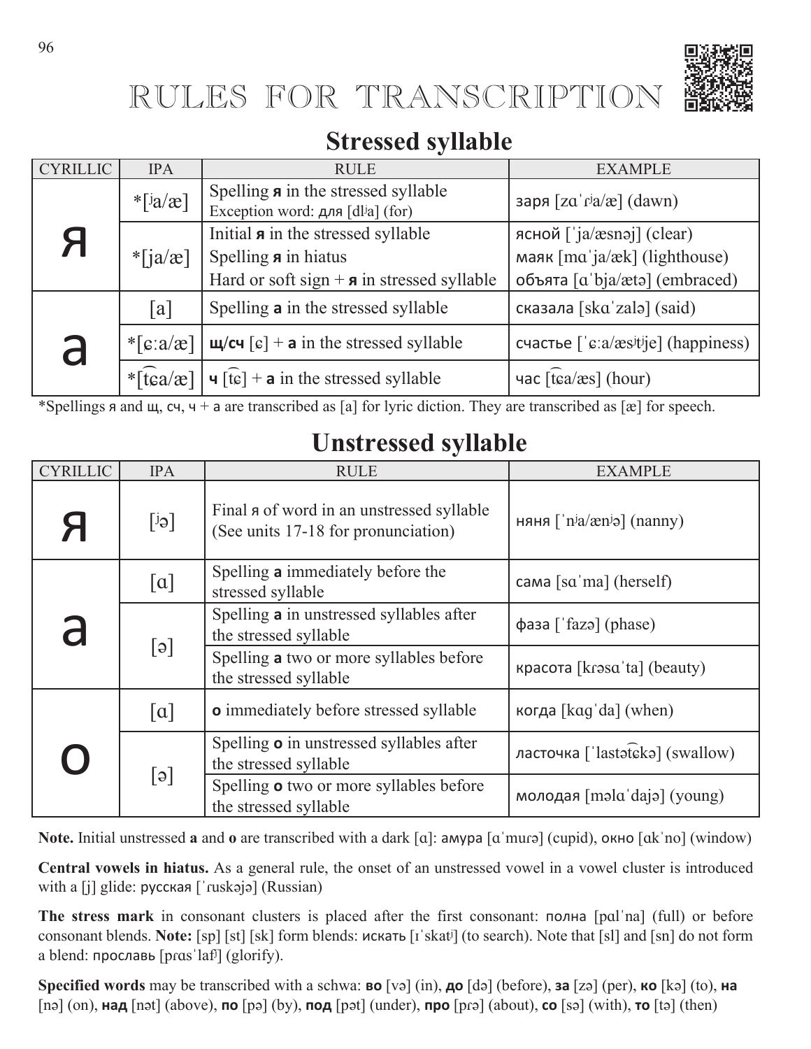# RULES FOR TRANSCRIPTION

## Stressed syllable

| CYRILLIC | IPA | RULE | EXAMPLE |
|---|---|---|---|
| я | *[ʲa/æ] | Spelling **я** in the stressed syllable<br>Exception word: для [dlʲa] (for) | заря [zɑˈɾʲa/æ] (dawn) |
| | *[ja/æ] | Initial **я** in the stressed syllable<br>Spelling **я** in hiatus<br>Hard or soft sign + **я** in stressed syllable | ясной [ˈja/æsnəj] (clear)<br>маяк [mɑˈja/æk] (lighthouse)<br>объята [ɑˈbja/ætə] (embraced) |
| а | [a] | Spelling **а** in the stressed syllable | сказала [skɑˈzalə] (said) |
| | *[ɕːa/æ] | **щ/сч** [ɕ] + **а** in the stressed syllable | счастье [ˈɕːa/æsʲtʲje] (happiness) |
| | *[t͡ɕa/æ] | **ч** [t͡ɕ] + **а** in the stressed syllable | час [t͡ɕa/æs] (hour) |

*Spellings я and щ, сч, ч + а are transcribed as [a] for lyric diction. They are transcribed as [æ] for speech.

## Unstressed syllable

| CYRILLIC | IPA | RULE | EXAMPLE |
|---|---|---|---|
| я | [ʲə] | Final я of word in an unstressed syllable (See units 17-18 for pronunciation) | няня [ˈnʲa/ænʲə] (nanny) |
| а | [ɑ] | Spelling **а** immediately before the stressed syllable | сама [sɑˈma] (herself) |
| | [ə] | Spelling **а** in unstressed syllables after the stressed syllable | фаза [ˈfazə] (phase) |
| | | Spelling **а** two or more syllables before the stressed syllable | красота [kɾəsɑˈta] (beauty) |
| о | [ɑ] | **о** immediately before stressed syllable | когда [kɑgˈda] (when) |
| | [ə] | Spelling **о** in unstressed syllables after the stressed syllable | ласточка [ˈlastət͡ɕkə] (swallow) |
| | | Spelling **о** two or more syllables before the stressed syllable | молодая [məlɑˈdajə] (young) |

**Note.** Initial unstressed **а** and **о** are transcribed with a dark [ɑ]: амура [ɑˈmuɾə] (cupid), окно [ɑkˈno] (window)

**Central vowels in hiatus.** As a general rule, the onset of an unstressed vowel in a vowel cluster is introduced with a [j] glide: русская [ˈɾuskəjə] (Russian)

**The stress mark** in consonant clusters is placed after the first consonant: полна [pɑlˈna] (full) or before consonant blends. **Note:** [sp] [st] [sk] form blends: искать [ɪˈskatʲ] (to search). Note that [sl] and [sn] do not form a blend: прославь [pɾɑsˈlafʲ] (glorify).

**Specified words** may be transcribed with a schwa: **во** [və] (in), **до** [də] (before), **за** [zə] (per), **ко** [kə] (to), **на** [nə] (on), **над** [nət] (above), **по** [pə] (by), **под** [pət] (under), **про** [pɾə] (about), **со** [sə] (with), **то** [tə] (then)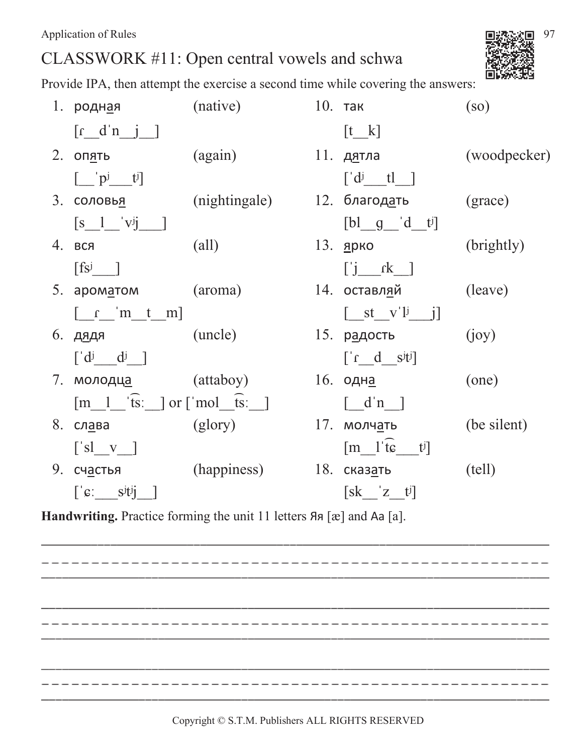## CLASSWORK #11: Open central vowels and schwa

Provide IPA, then attempt the exercise a second time while covering the answers:

1. родн<u>а</u>я (native)
   [ɾ__dˈn__j__]
2. оп<u>я</u>ть (again)
   [__ˈpʲ___tʲ]
3. соловь<u>я</u> (nightingale)
   [s__l__ˈvʲj___]
4. вс<u>я</u> (all)
   [fsʲ___]
5. аром<u>а</u>том (aroma)
   [__ɾ__ˈm__t__m]
6. д<u>я</u>дя (uncle)
   [ˈdʲ___dʲ__]
7. молодц<u>а</u> (attaboy)
   [m__l__ˈt͡sː__] or [ˈmol__t͡sː__]
8. сл<u>а</u>ва (glory)
   [ˈsl__v__]
9. сч<u>а</u>стья (happiness)
   [ˈɕː___sʲtʲj__]
10. т<u>а</u>к (so)
    [t__k]
11. д<u>я</u>тла (woodpecker)
    [ˈdʲ___tl__]
12. благод<u>а</u>ть (grace)
    [bl__g__ˈd__tʲ]
13. <u>я</u>рко (brightly)
    [ˈj___ɾk__]
14. оставл<u>я</u>й (leave)
    [__st__vˈlʲ___j]
15. р<u>а</u>дость (joy)
    [ˈɾ__d__sʲtʲ]
16. одн<u>а</u> (one)
    [__dˈn__]
17. молч<u>а</u>ть (be silent)
    [m__lˈt͡ɕ___tʲ]
18. сказ<u>а</u>ть (tell)
    [sk__ˈz__tʲ]

**Handwriting.** Practice forming the unit 11 letters Яя [æ] and Аа [a].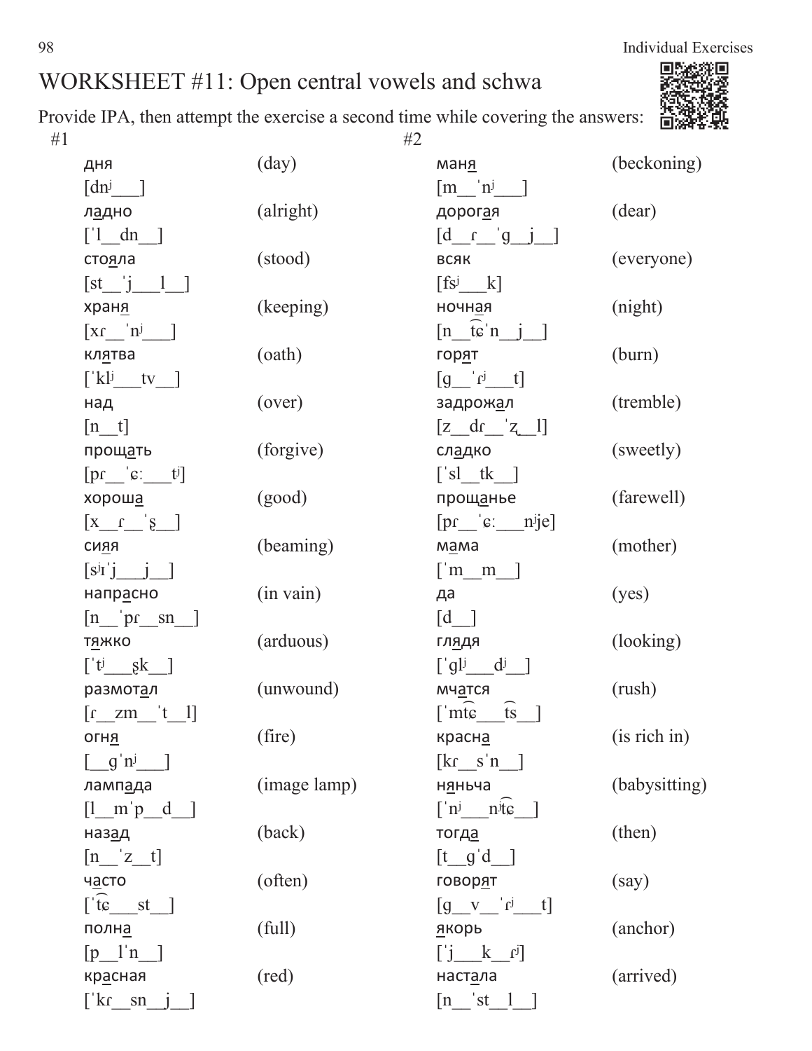# WORKSHEET #11: Open central vowels and schwa

Provide IPA, then attempt the exercise a second time while covering the answers:

## #1

| Word | Translation |
|---|---|
| дня<br>[dnʲ___] | (day) |
| ладно<br>[ˈl__dn__] | (alright) |
| стояла<br>[st__ˈj___l__] | (stood) |
| храня<br>[xɾ__ˈnʲ___] | (keeping) |
| клятва<br>[ˈklʲ___tv__] | (oath) |
| над<br>[n__t] | (over) |
| прощать<br>[pɾ__ˈɕː___tʲ] | (forgive) |
| хороша<br>[x__ɾ__ˈʂ__] | (good) |
| сияя<br>[sʲɪˈj___j__] | (beaming) |
| напрасно<br>[n__ˈpɾ__sn__] | (in vain) |
| тяжко<br>[ˈtʲ___ʂk__] | (arduous) |
| размотал<br>[ɾ__zm__ˈt__l] | (unwound) |
| огня<br>[__gˈnʲ___] | (fire) |
| лампада<br>[l__mˈp__d__] | (image lamp) |
| назад<br>[n__ˈz__t] | (back) |
| часто<br>[ˈt͡ɕ___st__] | (often) |
| полна<br>[p__lˈn__] | (full) |
| красная<br>[ˈkɾ__sn__j__] | (red) |

## #2

| Word | Translation |
|---|---|
| маня<br>[m__ˈnʲ___] | (beckoning) |
| дорогая<br>[d__ɾ__ˈg__j__] | (dear) |
| всяк<br>[fsʲ___k] | (everyone) |
| ночная<br>[n__t͡ɕˈn__j__] | (night) |
| горят<br>[g__ˈɾʲ___t] | (burn) |
| задрожал<br>[z__dɾ__ˈʐ__l] | (tremble) |
| сладко<br>[ˈsl__tk__] | (sweetly) |
| прощанье<br>[pɾ__ˈɕː___nʲje] | (farewell) |
| мама<br>[ˈm__m__] | (mother) |
| да<br>[d__] | (yes) |
| глядя<br>[ˈglʲ___dʲ__] | (looking) |
| мчатся<br>[ˈmt͡ɕ___t͡s__] | (rush) |
| красна<br>[kɾ__sˈn__] | (is rich in) |
| няньча<br>[ˈnʲ___nʲt͡ɕ__] | (babysitting) |
| тогда<br>[t__gˈd__] | (then) |
| говорят<br>[g__v__ˈɾʲ___t] | (say) |
| якорь<br>[ˈj___k__ɾʲ] | (anchor) |
| настала<br>[n__ˈst__l__] | (arrived) |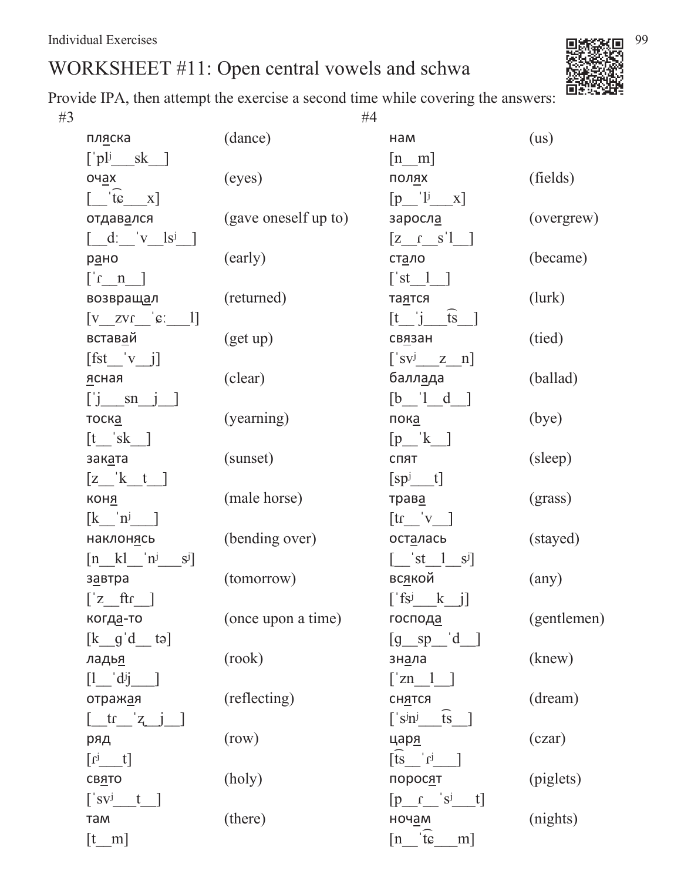# WORKSHEET #11: Open central vowels and schwa

Provide IPA, then attempt the exercise a second time while covering the answers:

#3

| | |
|---|---|
| пляска<br>[ˈplʲ___sk__] | (dance) |
| очах<br>[__ˈt͡ɕ___x] | (eyes) |
| отдавался<br>[__dː__ˈv__lsʲ__] | (gave oneself up to) |
| рано<br>[ˈɾ__n__] | (early) |
| возвращал<br>[v__zvɾ__ˈɕː___l] | (returned) |
| вставай<br>[fst__ˈv__j] | (get up) |
| ясная<br>[ˈj___sn__j__] | (clear) |
| тоска<br>[t__ˈsk__] | (yearning) |
| заката<br>[z__ˈk__t__] | (sunset) |
| коня<br>[k__ˈnʲ___] | (male horse) |
| наклонясь<br>[n__kl__ˈnʲ___sʲ] | (bending over) |
| завтра<br>[ˈz__ftɾ__] | (tomorrow) |
| когда-то<br>[k__gˈd__ tə] | (once upon a time) |
| ладья<br>[l__ˈdʲj___] | (rook) |
| отражая<br>[__tɾ__ˈz̧__j__] | (reflecting) |
| ряд<br>[ɾʲ___t] | (row) |
| свято<br>[ˈsvʲ___t__] | (holy) |
| там<br>[t__m] | (there) |

#4

| | |
|---|---|
| нам<br>[n__m] | (us) |
| полях<br>[p__ˈlʲ___x] | (fields) |
| заросла<br>[z__ɾ__sˈl__] | (overgrew) |
| стало<br>[ˈst__l__] | (became) |
| таятся<br>[t__ˈj___t͡s__] | (lurk) |
| связан<br>[ˈsvʲ___z__n] | (tied) |
| баллада<br>[b__ˈl__d__] | (ballad) |
| пока<br>[p__ˈk__] | (bye) |
| спят<br>[spʲ___t] | (sleep) |
| трава<br>[tɾ__ˈv__] | (grass) |
| осталась<br>[__ˈst__l__sʲ] | (stayed) |
| всякой<br>[ˈfsʲ___k__j] | (any) |
| господа<br>[g__sp__ˈd__] | (gentlemen) |
| знала<br>[ˈzn__l__] | (knew) |
| снятся<br>[ˈsʲnʲ___t͡s__] | (dream) |
| царя<br>[t͡s__ˈɾʲ___] | (czar) |
| поросят<br>[p__ɾ__ˈsʲ___t] | (piglets) |
| ночам<br>[n__ˈt͡ɕ___m] | (nights) |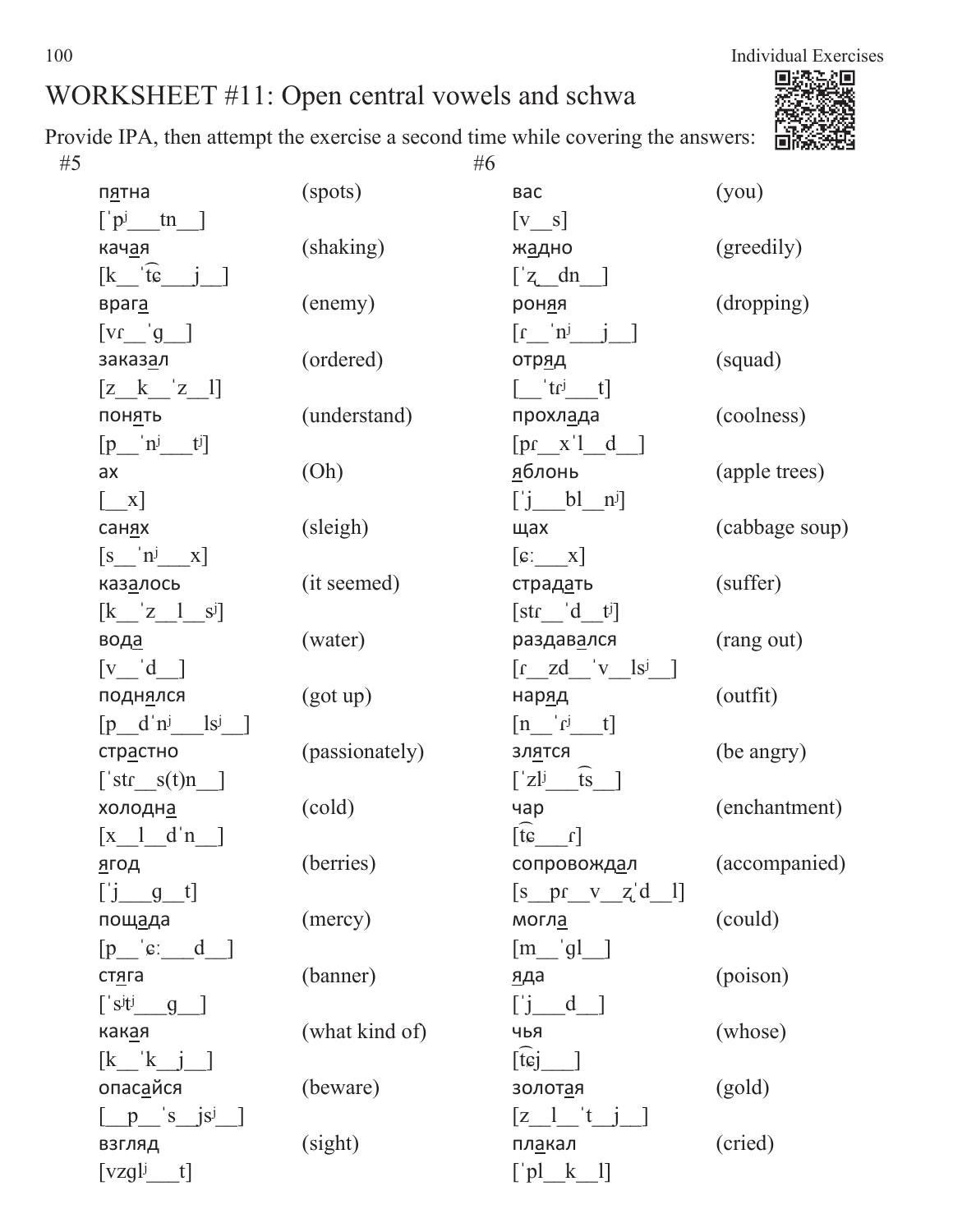# WORKSHEET #11: Open central vowels and schwa

Provide IPA, then attempt the exercise a second time while covering the answers:

#5

| Word | IPA | Translation |
| --- | --- | --- |
| пятна | [ˈpʲ___tn__] | (spots) |
| качая | [k__ˈt͡ɕ___j__] | (shaking) |
| врага | [vɾ__ˈɡ__] | (enemy) |
| заказал | [z__k__ˈz__l] | (ordered) |
| понять | [p__ˈnʲ___tʲ] | (understand) |
| ах | [__x] | (Oh) |
| санях | [s__ˈnʲ___x] | (sleigh) |
| казалось | [k__ˈz__l__sʲ] | (it seemed) |
| вода | [v__ˈd__] | (water) |
| поднялся | [p__dˈnʲ___lsʲ__] | (got up) |
| страстно | [ˈstɾ__s(t)n__] | (passionately) |
| холодна | [x__l__dˈn__] | (cold) |
| ягод | [ˈj___ɡ__t] | (berries) |
| пощада | [p__ˈɕː___d__] | (mercy) |
| стяга | [ˈsʲtʲ___ɡ__] | (banner) |
| какая | [k__ˈk__j__] | (what kind of) |
| опасайся | [__p__ˈs__jsʲ__] | (beware) |
| взгляд | [vzɡlʲ___t] | (sight) |

#6

| Word | IPA | Translation |
| --- | --- | --- |
| вас | [v__s] | (you) |
| жадно | [ˈʐ__dn__] | (greedily) |
| роняя | [ɾ__ˈnʲ___j__] | (dropping) |
| отряд | [__ˈtɾʲ___t] | (squad) |
| прохлада | [pɾ__xˈl__d__] | (coolness) |
| яблонь | [ˈj___bl__nʲ] | (apple trees) |
| щах | [ɕː___x] | (cabbage soup) |
| страдать | [stɾ__ˈd__tʲ] | (suffer) |
| раздавался | [ɾ__zd__ˈv__lsʲ__] | (rang out) |
| наряд | [n__ˈɾʲ___t] | (outfit) |
| злятся | [ˈzlʲ___t͡s__] | (be angry) |
| чар | [t͡ɕ___ɾ] | (enchantment) |
| сопровождал | [s__pɾ__v__ʐˈd__l] | (accompanied) |
| могла | [m__ˈɡl__] | (could) |
| яда | [ˈj___d__] | (poison) |
| чья | [t͡ɕj___] | (whose) |
| золотая | [z__l__ˈt__j__] | (gold) |
| плакал | [ˈpl__k__l] | (cried) |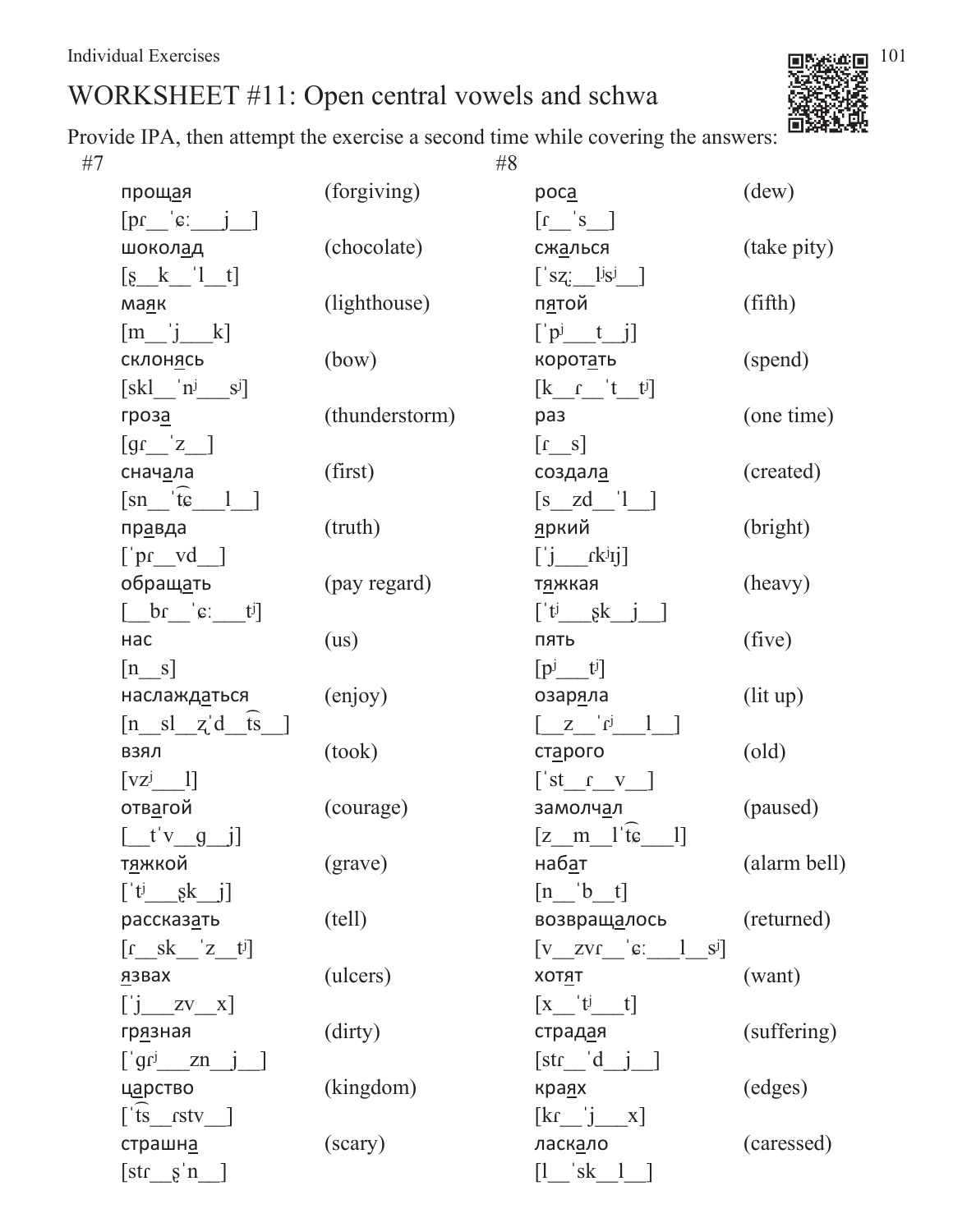# WORKSHEET #11: Open central vowels and schwa

Provide IPA, then attempt the exercise a second time while covering the answers:

#7

| | |
|---|---|
| прощая | (forgiving) |
| [pɾ__ˈɕː___j__] | |
| шоколад | (chocolate) |
| [ʂ__k__ˈl__t] | |
| маяк | (lighthouse) |
| [m__ˈj___k] | |
| склонясь | (bow) |
| [skl__ˈnʲ___sʲ] | |
| гроза | (thunderstorm) |
| [gɾ__ˈz__] | |
| сначала | (first) |
| [sn__ˈt͡ɕ___l__] | |
| правда | (truth) |
| [ˈpɾ__vd__] | |
| обращать | (pay regard) |
| [__bɾ__ˈɕː___tʲ] | |
| нас | (us) |
| [n__s] | |
| наслаждаться | (enjoy) |
| [n__sl__ʐˈd__t͡s__] | |
| взял | (took) |
| [vzʲ___l] | |
| отвагой | (courage) |
| [__tˈv__g__j] | |
| тяжкой | (grave) |
| [ˈtʲ___ʂk__j] | |
| рассказать | (tell) |
| [ɾ__sk__ˈz__tʲ] | |
| язвах | (ulcers) |
| [ˈj___zv__x] | |
| грязная | (dirty) |
| [ˈgɾʲ___zn__j__] | |
| царство | (kingdom) |
| [ˈt͡s__ɾstv__] | |
| страшна | (scary) |
| [stɾ__ʂˈn__] | |

#8

| | |
|---|---|
| роса | (dew) |
| [ɾ__ˈs__] | |
| сжалься | (take pity) |
| [ˈsʐː__lʲsʲ__] | |
| пятой | (fifth) |
| [ˈpʲ___t__j] | |
| коротать | (spend) |
| [k__ɾ__ˈt__tʲ] | |
| раз | (one time) |
| [ɾ__s] | |
| создала | (created) |
| [s__zd__ˈl__] | |
| яркий | (bright) |
| [ˈj___ɾkʲɪj] | |
| тяжкая | (heavy) |
| [ˈtʲ___ʂk__j__] | |
| пять | (five) |
| [pʲ___tʲ] | |
| озаряла | (lit up) |
| [__z__ˈɾʲ___l__] | |
| старого | (old) |
| [ˈst__ɾ__v__] | |
| замолчал | (paused) |
| [z__m__lˈt͡ɕ___l] | |
| набат | (alarm bell) |
| [n__ˈb__t] | |
| возвращалось | (returned) |
| [v__zvɾ__ˈɕː___l__sʲ] | |
| хотят | (want) |
| [x__ˈtʲ___t] | |
| страдая | (suffering) |
| [stɾ__ˈd__j__] | |
| краях | (edges) |
| [kɾ__ˈj___x] | |
| ласкало | (caressed) |
| [l__ˈsk__l__] | |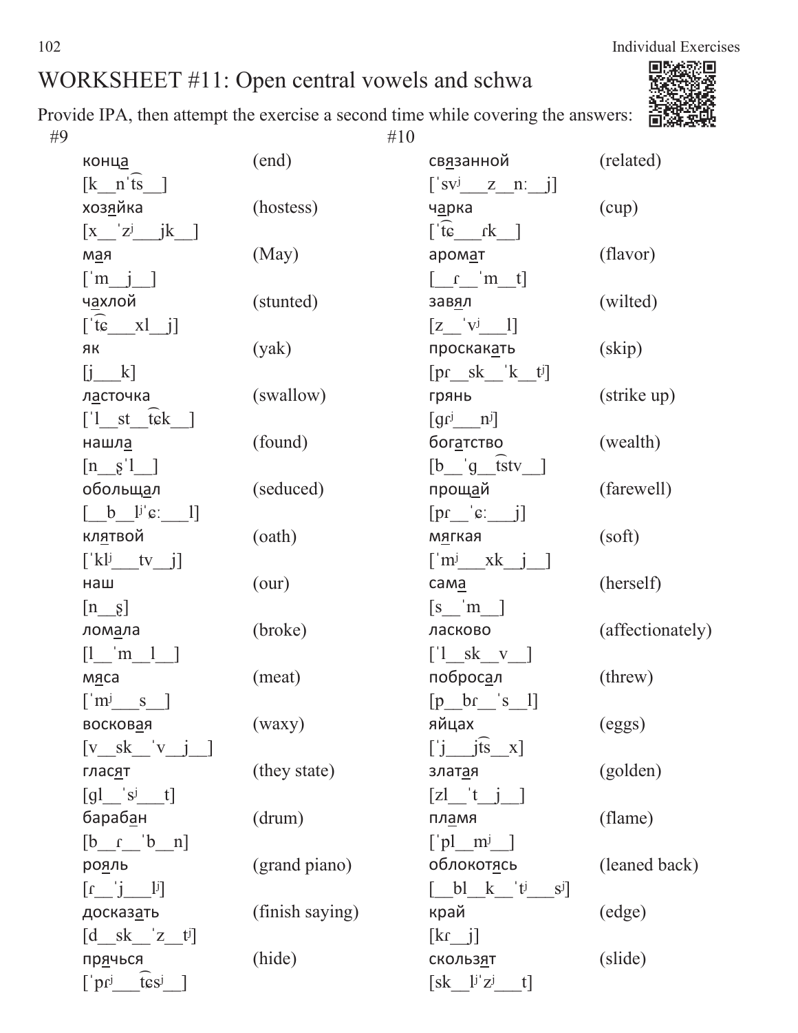# WORKSHEET #11: Open central vowels and schwa

Provide IPA, then attempt the exercise a second time while covering the answers:

#9

| Word | Gloss |
|---|---|
| конц<u>а</u><br>[k__nˈt͡s__] | (end) |
| хоз<u>я</u>йка<br>[x__ˈzʲ___jk__] | (hostess) |
| м<u>а</u>я<br>[ˈm__j__] | (May) |
| ч<u>а</u>хлой<br>[ˈt͡ɕ___xl__j] | (stunted) |
| як<br>[j___k] | (yak) |
| л<u>а</u>сточка<br>[ˈl__st__t͡ɕk__] | (swallow) |
| нашл<u>а</u><br>[n__ʂˈl__] | (found) |
| оболыщ<u>а</u>л<br>[__b__lʲˈɕː___l] | (seduced) |
| кл<u>я</u>твой<br>[ˈklʲ___tv__j] | (oath) |
| наш<br>[n__ʂ] | (our) |
| лом<u>а</u>ла<br>[l__ˈm__l__] | (broke) |
| м<u>я</u>са<br>[ˈmʲ___s__] | (meat) |
| восков<u>а</u>я<br>[v__sk__ˈv__j__] | (waxy) |
| глас<u>я</u>т<br>[gl__ˈsʲ___t] | (they state) |
| бараб<u>а</u>н<br>[b__ɾ__ˈb__n] | (drum) |
| ро<u>я</u>ль<br>[ɾ__ˈj___lʲ] | (grand piano) |
| досказ<u>а</u>ть<br>[d__sk__ˈz__tʲ] | (finish saying) |
| пр<u>я</u>чься<br>[ˈpɾʲ___t͡ɕsʲ__] | (hide) |

#10

| Word | Gloss |
|---|---|
| св<u>я</u>занной<br>[ˈsvʲ___z__nː__j] | (related) |
| ч<u>а</u>рка<br>[ˈt͡ɕ___ɾk__] | (cup) |
| аром<u>а</u>т<br>[__ɾ__ˈm__t] | (flavor) |
| зав<u>я</u>л<br>[z__ˈvʲ___l] | (wilted) |
| проскак<u>а</u>ть<br>[pɾ__sk__ˈk__tʲ] | (skip) |
| грянь<br>[gɾʲ___nʲ] | (strike up) |
| бог<u>а</u>тство<br>[b__ˈg__t͡stv__] | (wealth) |
| прощ<u>а</u>й<br>[pɾ__ˈɕː___j] | (farewell) |
| м<u>я</u>гкая<br>[ˈmʲ___xk__j__] | (soft) |
| сам<u>а</u><br>[s__ˈm__] | (herself) |
| ласково<br>[ˈl__sk__v__] | (affectionately) |
| поброс<u>а</u>л<br>[p__bɾ__ˈs__l] | (threw) |
| яйцах<br>[ˈj___jt͡s__x] | (eggs) |
| злат<u>а</u>я<br>[zl__ˈt__j__] | (golden) |
| пл<u>а</u>мя<br>[ˈpl__mʲ__] | (flame) |
| облокот<u>я</u>сь<br>[__bl__k__ˈtʲ___sʲ] | (leaned back) |
| край<br>[kɾ__j] | (edge) |
| скольз<u>я</u>т<br>[sk__lʲˈzʲ___t] | (slide) |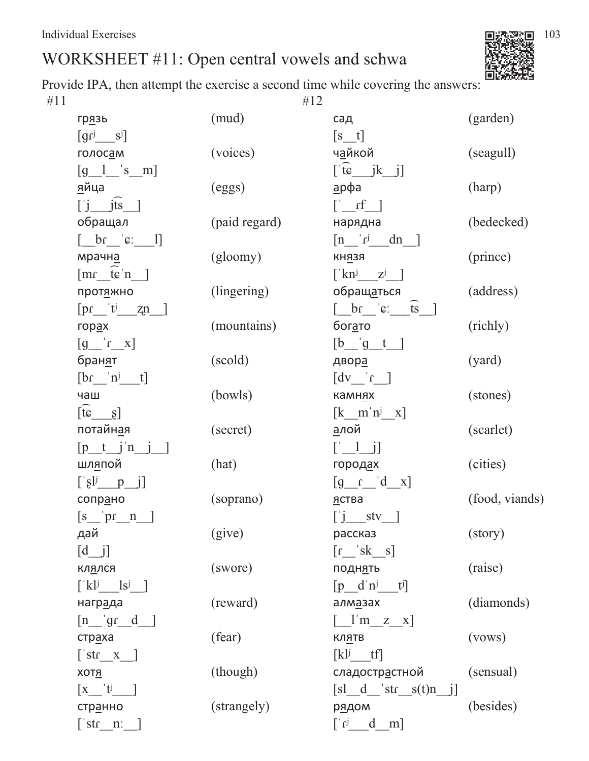# WORKSHEET #11: Open central vowels and schwa

Provide IPA, then attempt the exercise a second time while covering the answers:

#11

| | |
|---|---|
| гр<u>я</u>зь<br>[ɡɾʲ___sʲ] | (mud) |
| голос<u>а</u>м<br>[ɡ__l__ˈs__m] | (voices) |
| <u>я</u>йца<br>[ˈj___j͡ts__] | (eggs) |
| обращ<u>а</u>л<br>[__bɾ__ˈɕː___l] | (paid regard) |
| мрачн<u>а</u><br>[mɾ__t͡ɕˈn__] | (gloomy) |
| прот<u>я</u>жно<br>[pɾ__ˈtʲ___ʐn__] | (lingering) |
| гор<u>а</u>х<br>[ɡ__ˈɾ__x] | (mountains) |
| бран<u>я</u>т<br>[bɾ__ˈnʲ___t] | (scold) |
| чаш<br>[t͡ɕ___ʂ] | (bowls) |
| потайн<u>а</u>я<br>[p__t__jˈn__j__] | (secret) |
| шл<u>я</u>пой<br>[ˈʂlʲ___p__j] | (hat) |
| сопр<u>а</u>но<br>[s__ˈpɾ__n__] | (soprano) |
| дай<br>[d__j] | (give) |
| кл<u>я</u>лся<br>[ˈklʲ___lsʲ__] | (swore) |
| навгр<u>а</u>да<br>[n__ˈɡɾ__d__] | (reward) |
| стр<u>а</u>ха<br>[ˈstɾ__x__] | (fear) |
| хот<u>я</u><br>[x__ˈtʲ___] | (though) |
| стр<u>а</u>нно<br>[ˈstɾ__nː__] | (strangely) |

#12

| | |
|---|---|
| сад<br>[s__t] | (garden) |
| ч<u>а</u>йкой<br>[ˈt͡ɕ___jk__j] | (seagull) |
| <u>а</u>рфа<br>[ˈ__ɾf__] | (harp) |
| нар<u>я</u>дна<br>[n__ˈɾʲ___dn__] | (bedecked) |
| кн<u>я</u>зя<br>[ˈknʲ___zʲ__] | (prince) |
| обращ<u>а</u>ться<br>[__bɾ__ˈɕː___t͡s__] | (address) |
| бог<u>а</u>то<br>[b__ˈɡ__t__] | (richly) |
| двор<u>а</u><br>[dv__ˈɾ__] | (yard) |
| камн<u>я</u>х<br>[k__mˈnʲ__x] | (stones) |
| <u>а</u>лой<br>[ˈ__l__j] | (scarlet) |
| город<u>а</u>х<br>[ɡ__ɾ__ˈd__x] | (cities) |
| <u>я</u>ства<br>[ˈj___stv__] | (food, viands) |
| рассказ<br>[ɾ__ˈsk__s] | (story) |
| подн<u>я</u>ть<br>[p__dˈnʲ___tʲ] | (raise) |
| алм<u>а</u>зах<br>[__lˈm__z__x] | (diamonds) |
| кл<u>я</u>тв<br>[klʲ___tf] | (vows) |
| сладостр<u>а</u>стной<br>[sl__d__ˈstɾ__s(t)n__j] | (sensual) |
| р<u>я</u>дом<br>[ˈɾʲ___d__m] | (besides) |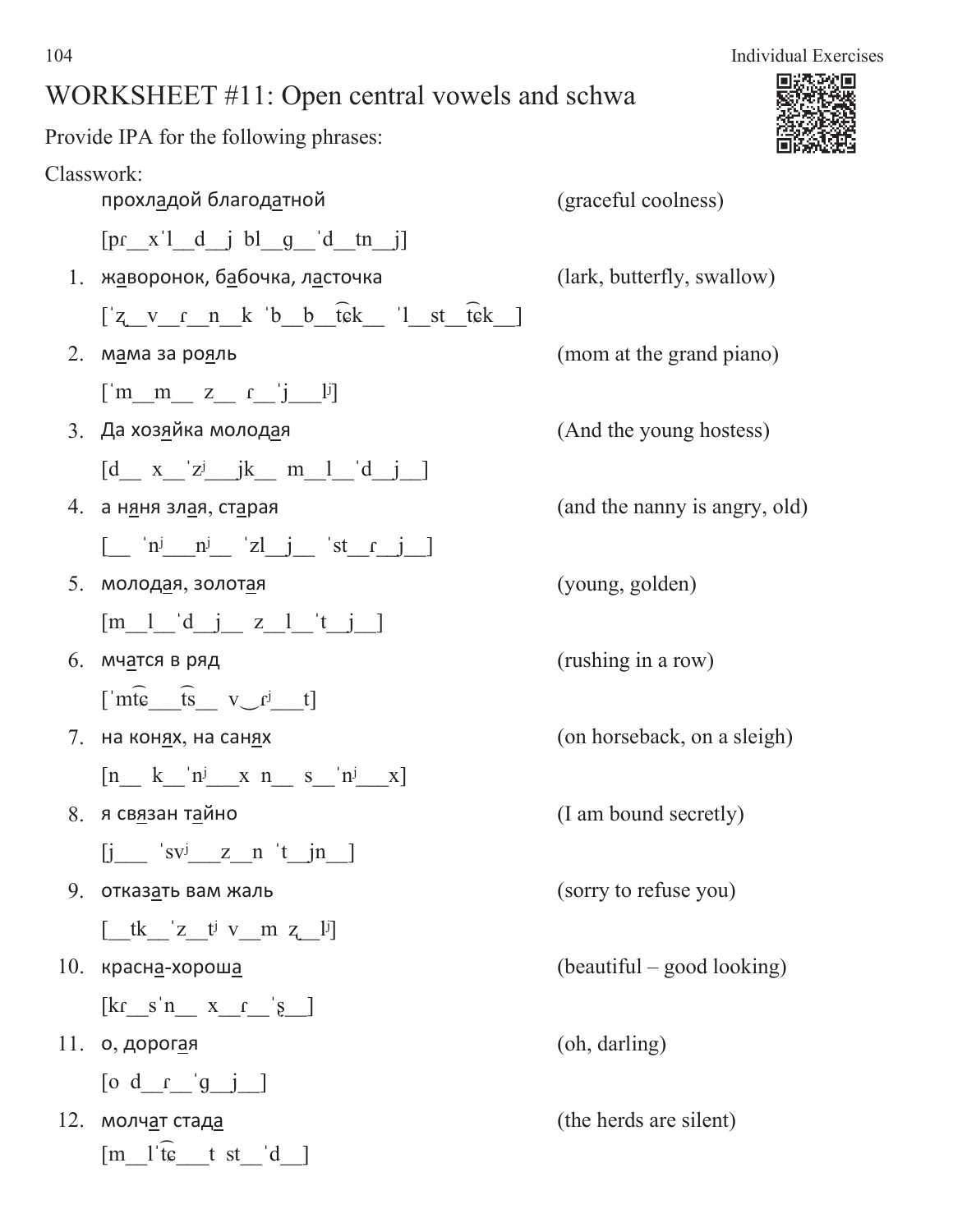# WORKSHEET #11: Open central vowels and schwa

Provide IPA for the following phrases:

Classwork:

прохл<u>а</u>дой благод<u>а</u>тной (graceful coolness)

[pɾ__xˈl__d__j bl__g__ˈd__tn__j]

1. ж<u>а</u>воронок, б<u>а</u>бочка, л<u>а</u>сточка (lark, butterfly, swallow)

   [ˈʐ__v__ɾ__n__k ˈb__b__t͡ɕk__ ˈl__st__t͡ɕk__]

2. м<u>а</u>ма за роя<u>я</u>ль (mom at the grand piano)

   [ˈm__m__ z__ ɾ__ˈj___lʲ]

3. Да хозя<u>я</u>йка молод<u>а</u>я (And the young hostess)

   [d__ x__ˈzʲ___jk__ m__l__ˈd__j__]

4. а н<u>я</u>ня зл<u>а</u>я, ст<u>а</u>рая (and the nanny is angry, old)

   [__ ˈnʲ___nʲ__ ˈzl__j__ ˈst__ɾ__j__]

5. молод<u>а</u>я, золот<u>а</u>я (young, golden)

   [m__l__ˈd__j__ z__l__ˈt__j__]

6. мч<u>а</u>тся в ряд (rushing in a row)

   [ˈmt͡ɕ___t͡s__ v‿ɾʲ___t]

7. на кон<u>я</u>х, на сан<u>я</u>х (on horseback, on a sleigh)

   [n__ k__ˈnʲ___x n__ s__ˈnʲ___x]

8. я св<u>я</u>зан т<u>а</u>йно (I am bound secretly)

   [j___ ˈsvʲ___z__n ˈt__jn__]

9. отказ<u>а</u>ть вам жаль (sorry to refuse you)

   [__tk__ˈz__tʲ v__m ʐ__lʲ]

10. красн<u>а</u>-хорош<u>а</u> (beautiful – good looking)

    [kɾ__sˈn__ x__ɾ__ˈʂ__]

11. о, дорог<u>а</u>я (oh, darling)

    [o d__ɾ__ˈg__j__]

12. молч<u>а</u>т стад<u>а</u> (the herds are silent)

    [m__lˈt͡ɕ___t st__ˈd__]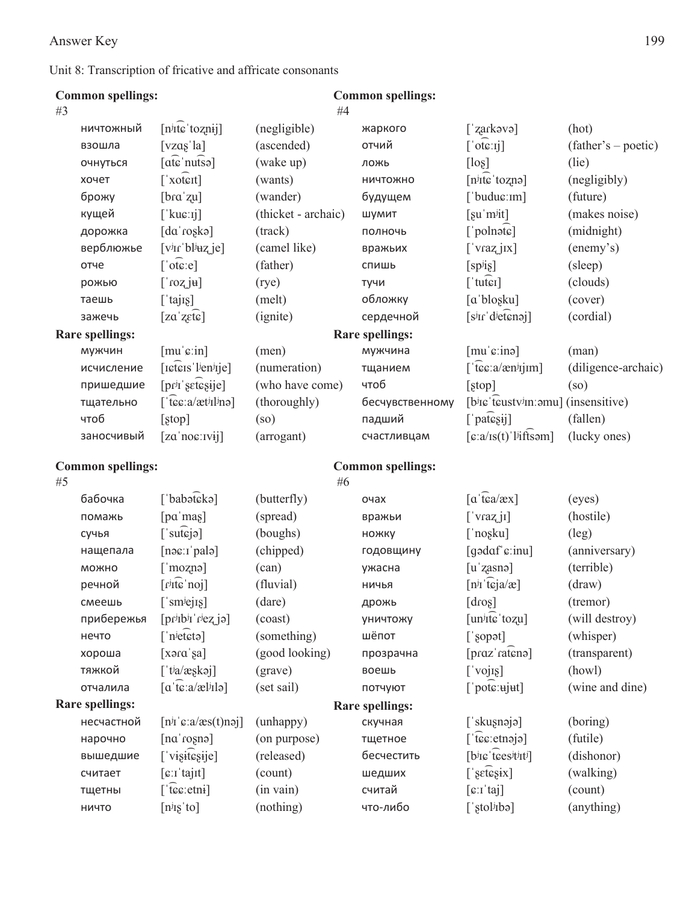Unit 8: Transcription of fricative and affricate consonants

**Common spellings:**

#3

| | | |
|---|---|---|
| ничтожный | [nʲɪt͡ɕˈtoʐnɨj] | (negligible) |
| взошла | [vzɑʂˈla] | (ascended) |
| очнуться | [ɑt͡ɕˈnut͡sə] | (wake up) |
| хочет | [ˈxot͡ɕɪt] | (wants) |
| брожу | [brɑˈʐu] | (wander) |
| кущей | [ˈkuɕːɪj] | (thicket - archaic) |
| дорожка | [dɑˈroʂkə] | (track) |
| верблюжье | [vʲɪrˈblʲʉʐ je] | (camel like) |
| отче | [ˈot͡ɕːe] | (father) |
| рожью | [ˈroʐ jʉ] | (rye) |
| таешь | [ˈtajɪʂ] | (melt) |
| зажечь | [zɑˈʐɛt͡ɕ] | (ignite) |

**Rare spellings:**

| | | |
|---|---|---|
| мужчин | [muˈɕːin] | (men) |
| исчисление | [ɪɕt͡ɕɪsˈlʲenʲɪje] | (numeration) |
| пришедшие | [prʲɪˈʂɛt͡ʂɨje] | (who have come) |
| тщательно | [ˈt͡ɕɕːa/ætʲɪlʲnə] | (thoroughly) |
| чтоб | [ʂtop] | (so) |
| заносчивый | [zɑˈnoɕːɪvɨj] | (arrogant) |

**Common spellings:**

#4

| | | |
|---|---|---|
| жаркого | [ˈʐarkəvə] | (hot) |
| отчий | [ˈot͡ɕːɪj] | (father's – poetic) |
| ложь | [loʂ] | (lie) |
| ничтожно | [nʲɪt͡ɕˈtoʐnə] | (negligibly) |
| будущем | [ˈbuduɕːɪm] | (future) |
| шумит | [ʂuˈmʲit] | (makes noise) |
| полночь | [ˈpolnət͡ɕ] | (midnight) |
| вражьих | [ˈvraʐ jɪx] | (enemy's) |
| спишь | [spʲiʂ] | (sleep) |
| тучи | [ˈtut͡ɕɪ] | (clouds) |
| обложку | [ɑˈbloʂku] | (cover) |
| сердечной | [sʲɪrˈdʲet͡ɕnəj] | (cordial) |

**Rare spellings:**

| | | |
|---|---|---|
| мужчина | [muˈɕːinə] | (man) |
| тщанием | [ˈt͡ɕɕːa/ænʲɪjɪm] | (diligence-archaic) |
| чтоб | [ʂtop] | (so) |
| бесчувственному | [bʲɪɕˈt͡ɕustvʲɪnːəmu] | (insensitive) |
| падший | [ˈpat͡ʂɨj] | (fallen) |
| счастливцам | [ɕːa/ɪs(t)ˈlʲiftsəm] | (lucky ones) |

**Common spellings:**

#5

| | | |
|---|---|---|
| бабочка | [ˈbabət͡ɕkə] | (butterfly) |
| помажь | [pɑˈmaʂ] | (spread) |
| сучья | [ˈsut͡ɕjə] | (boughs) |
| нащепала | [nəɕːɪˈpalə] | (chipped) |
| можно | [ˈmoʐnə] | (can) |
| речной | [rʲɪt͡ɕˈnoj] | (fluvial) |
| смеешь | [ˈsmʲejɪʂ] | (dare) |
| прибережья | [prʲɪbʲɪˈrʲeʐ jə] | (coast) |
| нечто | [ˈnʲet͡ɕtə] | (something) |
| хороша | [xərɑˈʂa] | (good looking) |
| тяжкой | [ˈtʲa/æʂkəj] | (grave) |
| отчалила | [ɑˈt͡ɕːa/ælʲɪlə] | (set sail) |

**Rare spellings:**

| | | |
|---|---|---|
| несчастной | [nʲɪˈɕːa/æs(t)nəj] | (unhappy) |
| нарочно | [nɑˈroʂnə] | (on purpose) |
| вышедшие | [ˈvɨʂɨt͡ʂɨje] | (released) |
| считает | [ɕːɪˈtajɪt] | (count) |
| тщетны | [ˈt͡ɕɕːetnɨ] | (in vain) |
| ничто | [nʲɪʂˈto] | (nothing) |

**Common spellings:**

#6

| | | |
|---|---|---|
| очах | [ɑˈt͡ɕa/æx] | (eyes) |
| вражьи | [ˈvraʐ jɪ] | (hostile) |
| ножку | [ˈnoʂku] | (leg) |
| годовщину | [gədɑfˈɕːinu] | (anniversary) |
| ужасна | [uˈʐasnə] | (terrible) |
| ничья | [nʲɪˈt͡ɕja/æ] | (draw) |
| дрожь | [droʂ] | (tremor) |
| уничтожу | [unʲɪt͡ɕˈtoʐu] | (will destroy) |
| шёпот | [ˈʂopət] | (whisper) |
| прозрачна | [prɑzˈrat͡ɕnə] | (transparent) |
| воешь | [ˈvojɪʂ] | (howl) |
| потчуют | [ˈpot͡ɕːʉjʉt] | (wine and dine) |

**Rare spellings:**

| | | |
|---|---|---|
| скучная | [ˈskuʂnəjə] | (boring) |
| тщетное | [ˈt͡ɕɕːetnəjə] | (futile) |
| бесчестить | [bʲɪɕˈt͡ɕesʲtʲɪtʲ] | (dishonor) |
| шедших | [ˈʂɛt͡ʂɨx] | (walking) |
| считай | [ɕːɪˈtaj] | (count) |
| что-либо | [ˈʂtolʲɪbə] | (anything) |